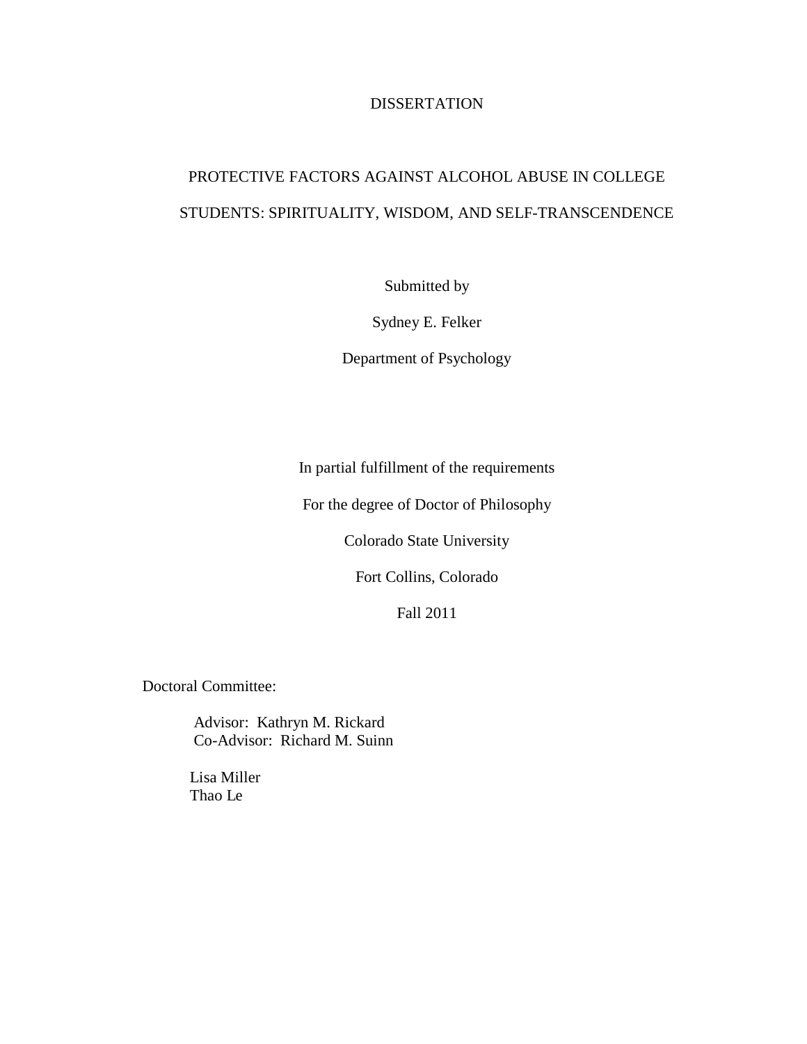DISSERTATION

# PROTECTIVE FACTORS AGAINST ALCOHOL ABUSE IN COLLEGE STUDENTS: SPIRITUALITY, WISDOM, AND SELF-TRANSCENDENCE

Submitted by

Sydney E. Felker

Department of Psychology

In partial fulfillment of the requirements

For the degree of Doctor of Philosophy

Colorado State University

Fort Collins, Colorado

Fall 2011

Doctoral Committee:

Advisor: Kathryn M. Rickard
Co-Advisor: Richard M. Suinn

Lisa Miller
Thao Le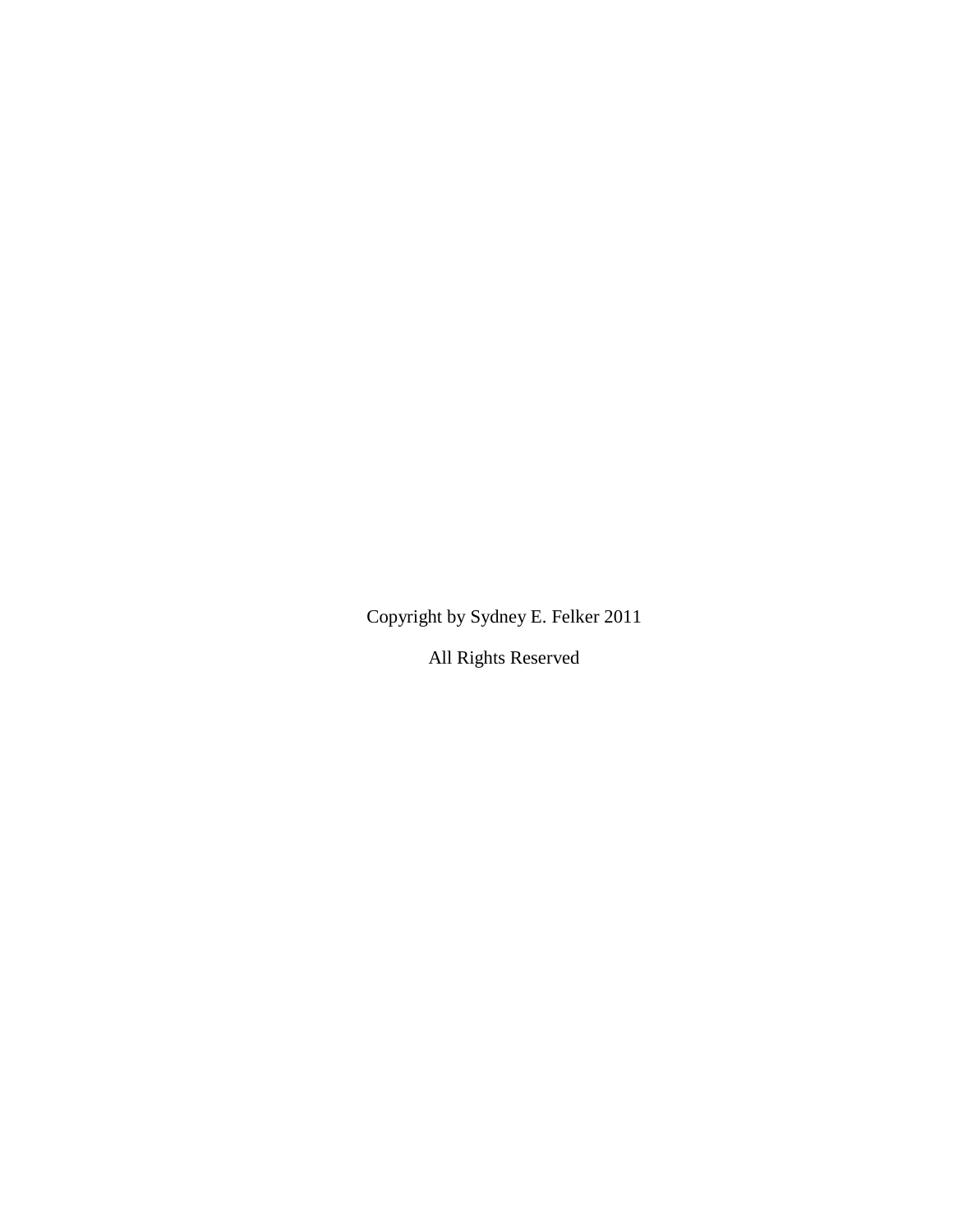Copyright by Sydney E. Felker 2011

All Rights Reserved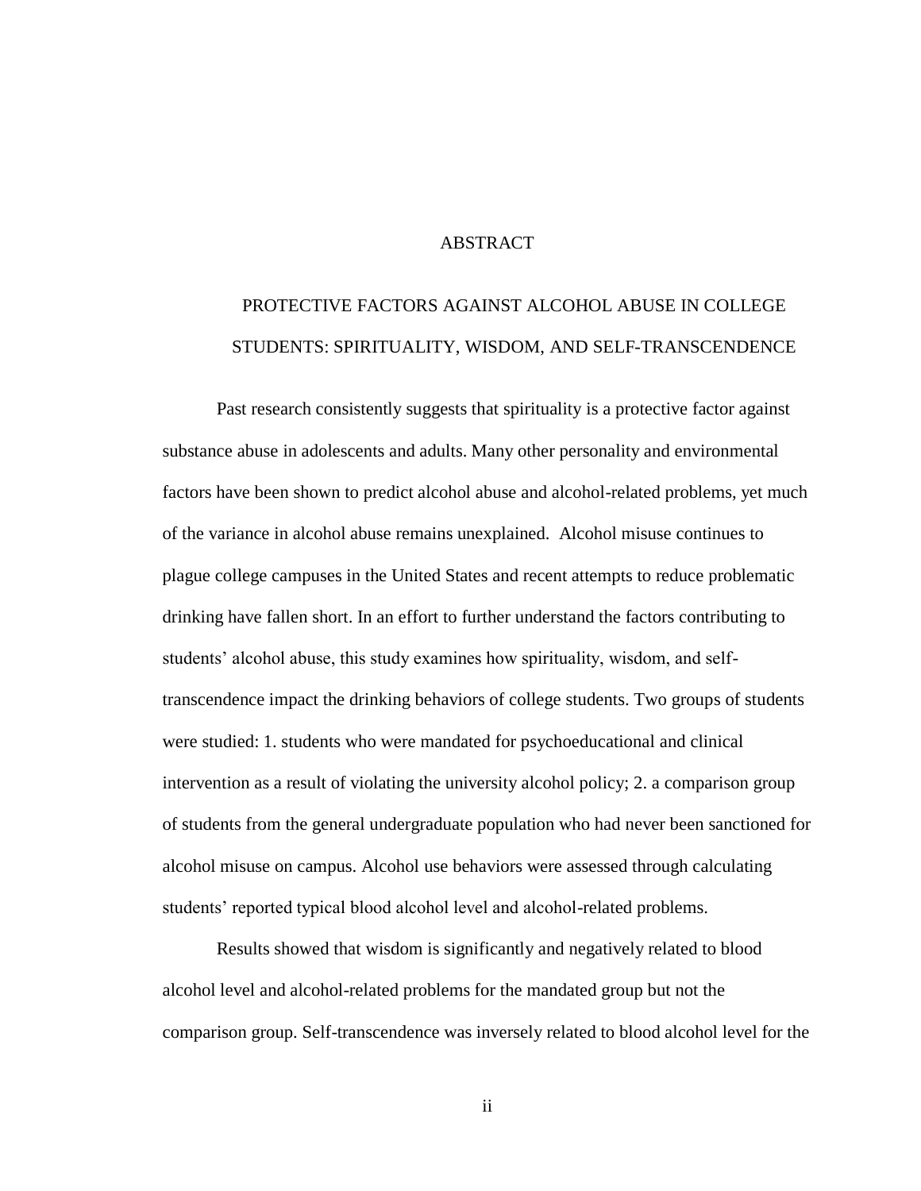# ABSTRACT

## PROTECTIVE FACTORS AGAINST ALCOHOL ABUSE IN COLLEGE STUDENTS: SPIRITUALITY, WISDOM, AND SELF-TRANSCENDENCE

Past research consistently suggests that spirituality is a protective factor against substance abuse in adolescents and adults. Many other personality and environmental factors have been shown to predict alcohol abuse and alcohol-related problems, yet much of the variance in alcohol abuse remains unexplained. Alcohol misuse continues to plague college campuses in the United States and recent attempts to reduce problematic drinking have fallen short. In an effort to further understand the factors contributing to students' alcohol abuse, this study examines how spirituality, wisdom, and self-transcendence impact the drinking behaviors of college students. Two groups of students were studied: 1. students who were mandated for psychoeducational and clinical intervention as a result of violating the university alcohol policy; 2. a comparison group of students from the general undergraduate population who had never been sanctioned for alcohol misuse on campus. Alcohol use behaviors were assessed through calculating students' reported typical blood alcohol level and alcohol-related problems.

Results showed that wisdom is significantly and negatively related to blood alcohol level and alcohol-related problems for the mandated group but not the comparison group. Self-transcendence was inversely related to blood alcohol level for the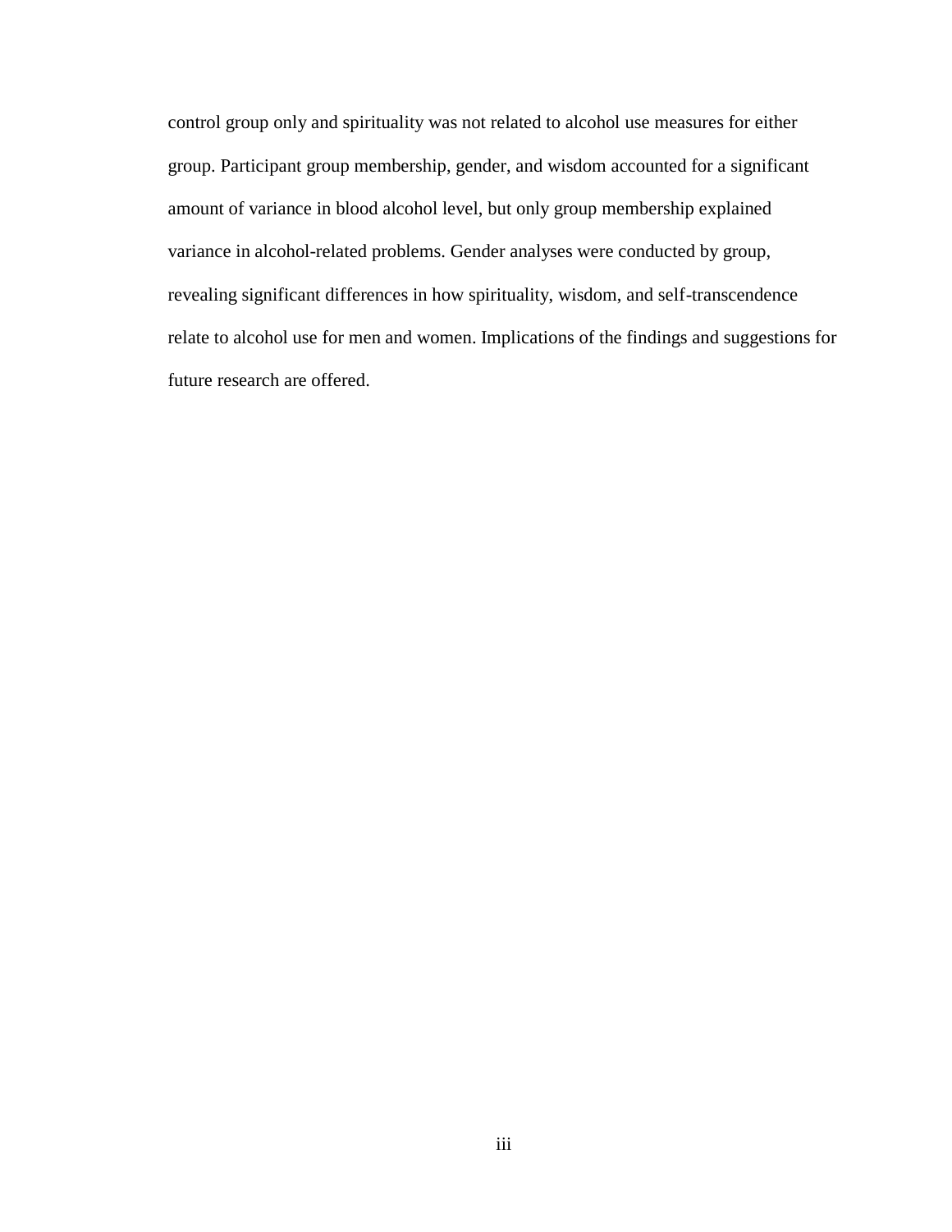control group only and spirituality was not related to alcohol use measures for either group. Participant group membership, gender, and wisdom accounted for a significant amount of variance in blood alcohol level, but only group membership explained variance in alcohol-related problems. Gender analyses were conducted by group, revealing significant differences in how spirituality, wisdom, and self-transcendence relate to alcohol use for men and women. Implications of the findings and suggestions for future research are offered.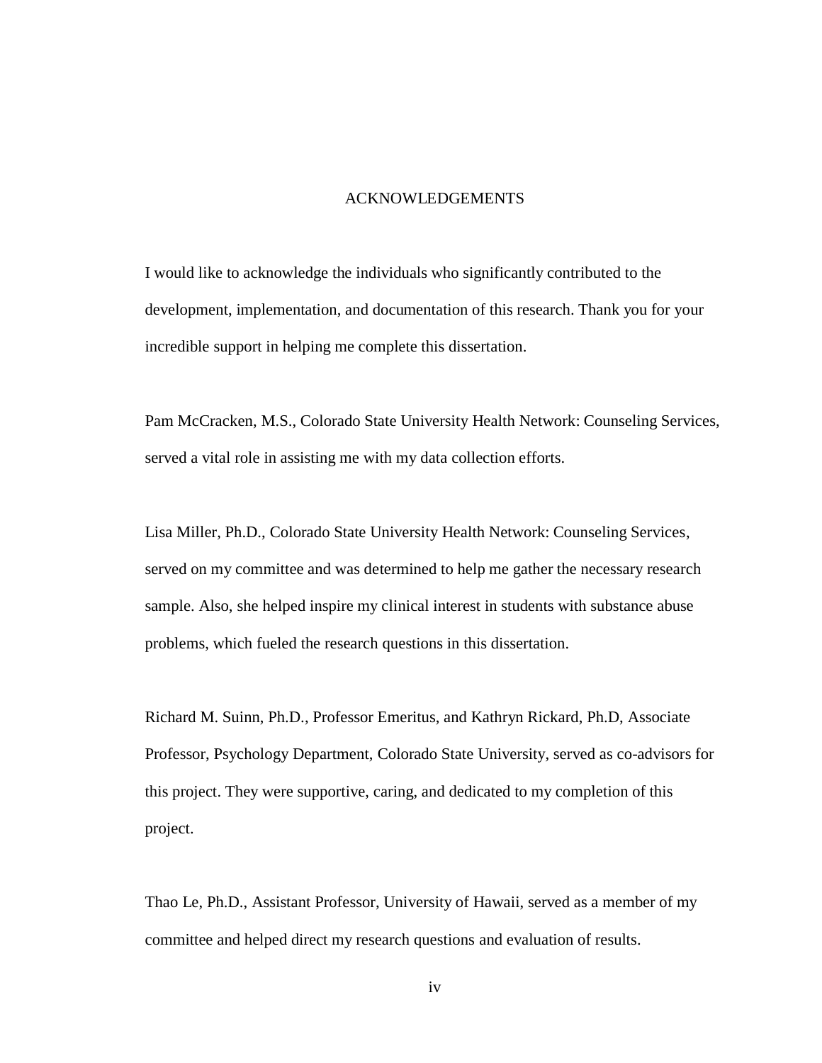# ACKNOWLEDGEMENTS

I would like to acknowledge the individuals who significantly contributed to the development, implementation, and documentation of this research. Thank you for your incredible support in helping me complete this dissertation.

Pam McCracken, M.S., Colorado State University Health Network: Counseling Services, served a vital role in assisting me with my data collection efforts.

Lisa Miller, Ph.D., Colorado State University Health Network: Counseling Services, served on my committee and was determined to help me gather the necessary research sample. Also, she helped inspire my clinical interest in students with substance abuse problems, which fueled the research questions in this dissertation.

Richard M. Suinn, Ph.D., Professor Emeritus, and Kathryn Rickard, Ph.D, Associate Professor, Psychology Department, Colorado State University, served as co-advisors for this project. They were supportive, caring, and dedicated to my completion of this project.

Thao Le, Ph.D., Assistant Professor, University of Hawaii, served as a member of my committee and helped direct my research questions and evaluation of results.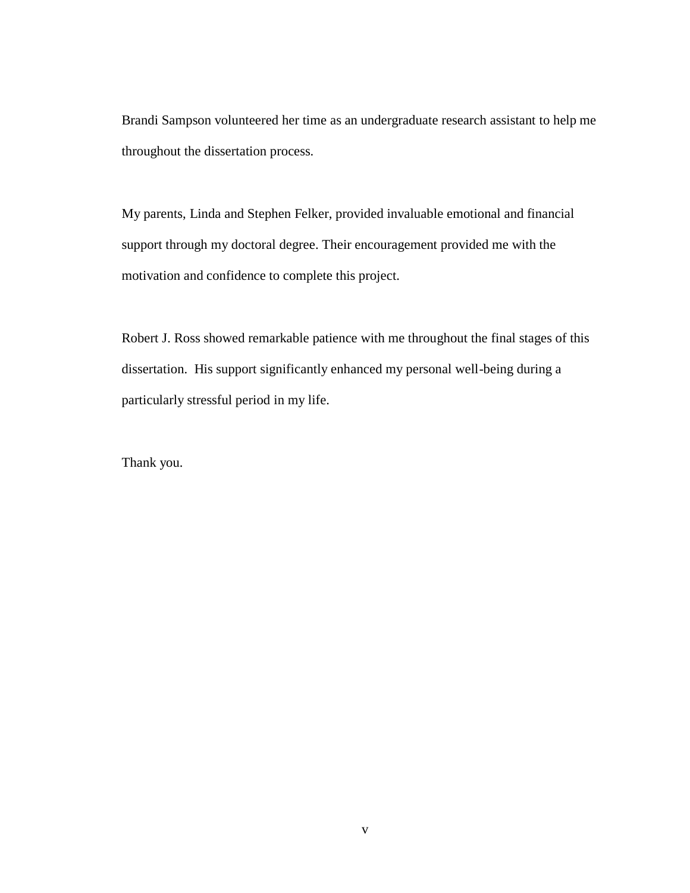Brandi Sampson volunteered her time as an undergraduate research assistant to help me throughout the dissertation process.

My parents, Linda and Stephen Felker, provided invaluable emotional and financial support through my doctoral degree. Their encouragement provided me with the motivation and confidence to complete this project.

Robert J. Ross showed remarkable patience with me throughout the final stages of this dissertation. His support significantly enhanced my personal well-being during a particularly stressful period in my life.

Thank you.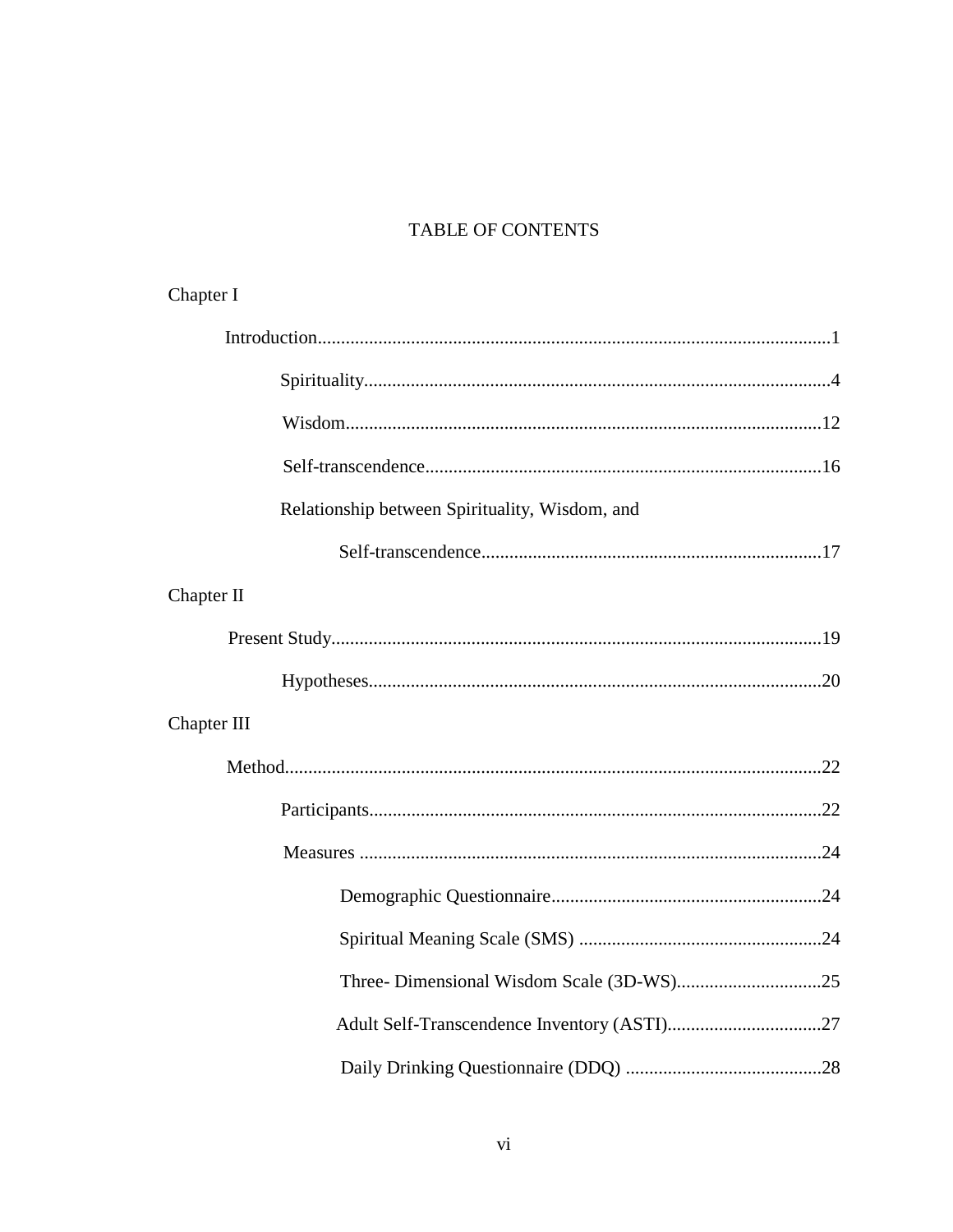# TABLE OF CONTENTS

Chapter I

- Introduction.............................................................................................................1
  - Spirituality...................................................................................................4
  - Wisdom.....................................................................................................12
  - Self-transcendence....................................................................................16
  - Relationship between Spirituality, Wisdom, and
    - Self-transcendence........................................................................17

Chapter II

- Present Study........................................................................................................19
  - Hypotheses................................................................................................20

Chapter III

- Method.................................................................................................................22
  - Participants................................................................................................22
  - Measures ..................................................................................................24
    - Demographic Questionnaire.........................................................24
    - Spiritual Meaning Scale (SMS) ....................................................24
    - Three- Dimensional Wisdom Scale (3D-WS)...............................25
    - Adult Self-Transcendence Inventory (ASTI).................................27
    - Daily Drinking Questionnaire (DDQ) ..........................................28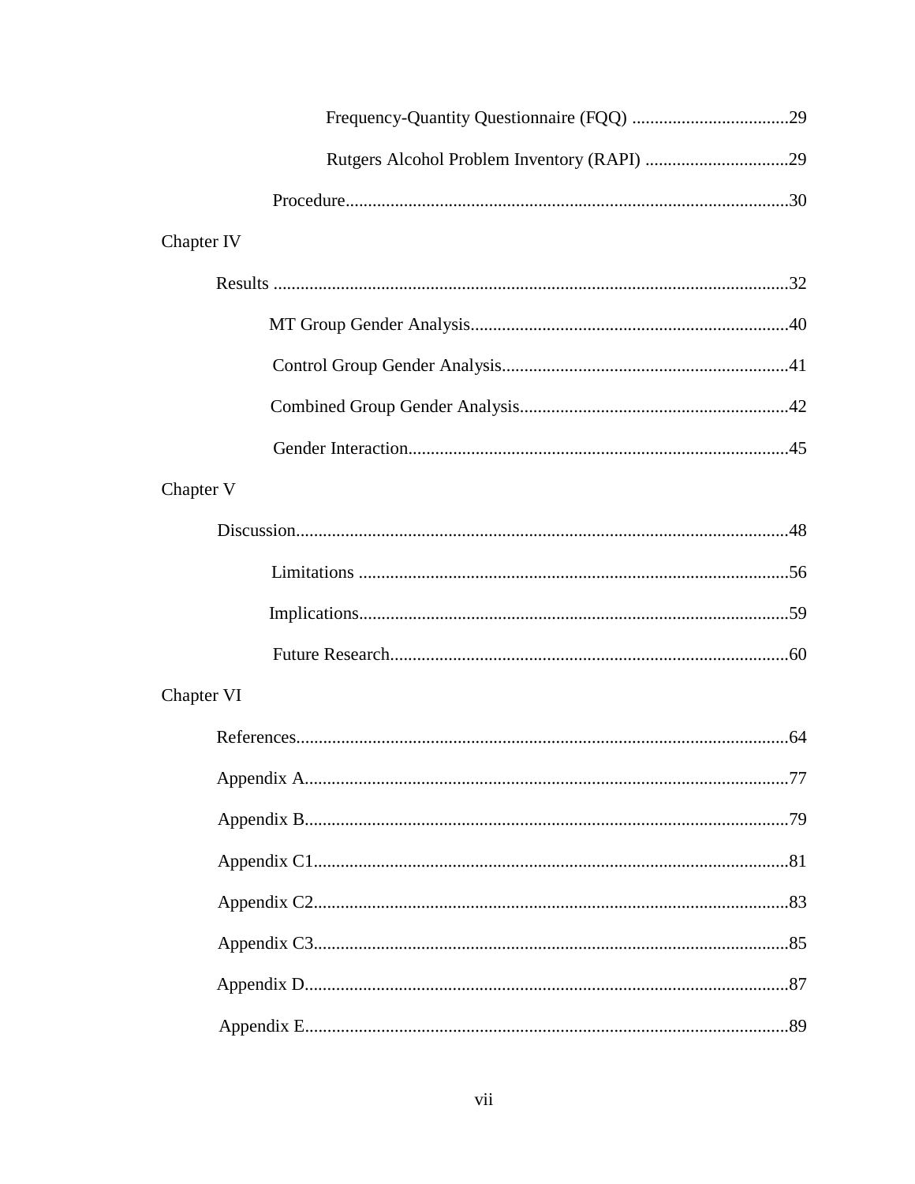Frequency-Quantity Questionnaire (FQQ) ....................................29

Rutgers Alcohol Problem Inventory (RAPI) ................................29

Procedure..................................................................................................30

Chapter IV

Results ....................................................................................................................32

MT Group Gender Analysis.......................................................................40

Control Group Gender Analysis................................................................41

Combined Group Gender Analysis............................................................42

Gender Interaction.....................................................................................45

Chapter V

Discussion..............................................................................................................48

Limitations ................................................................................................56

Implications................................................................................................59

Future Research.........................................................................................60

Chapter VI

References..............................................................................................................64

Appendix A............................................................................................................77

Appendix B............................................................................................................79

Appendix C1..........................................................................................................81

Appendix C2..........................................................................................................83

Appendix C3..........................................................................................................85

Appendix D............................................................................................................87

Appendix E............................................................................................................89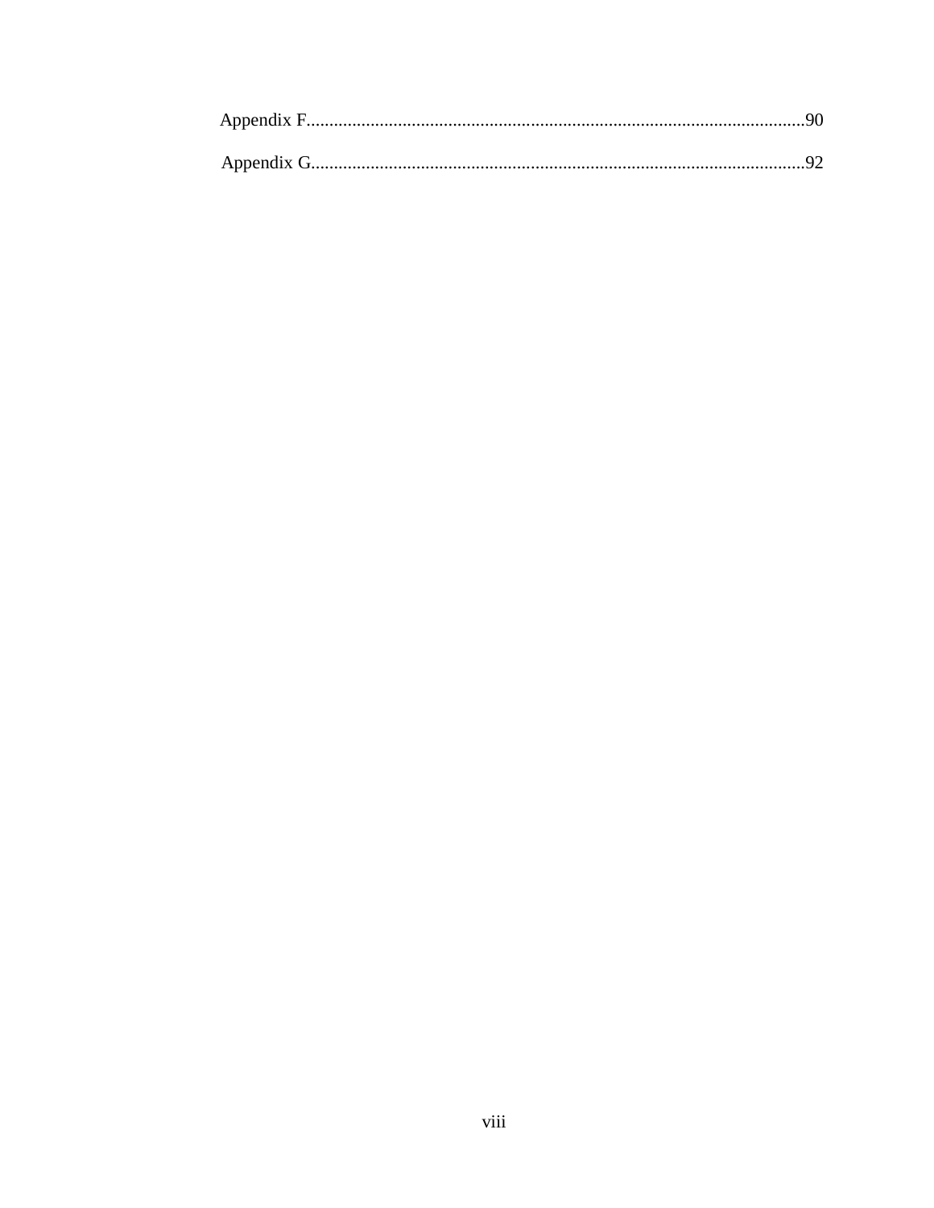Appendix F............................................................................................................90

Appendix G............................................................................................................92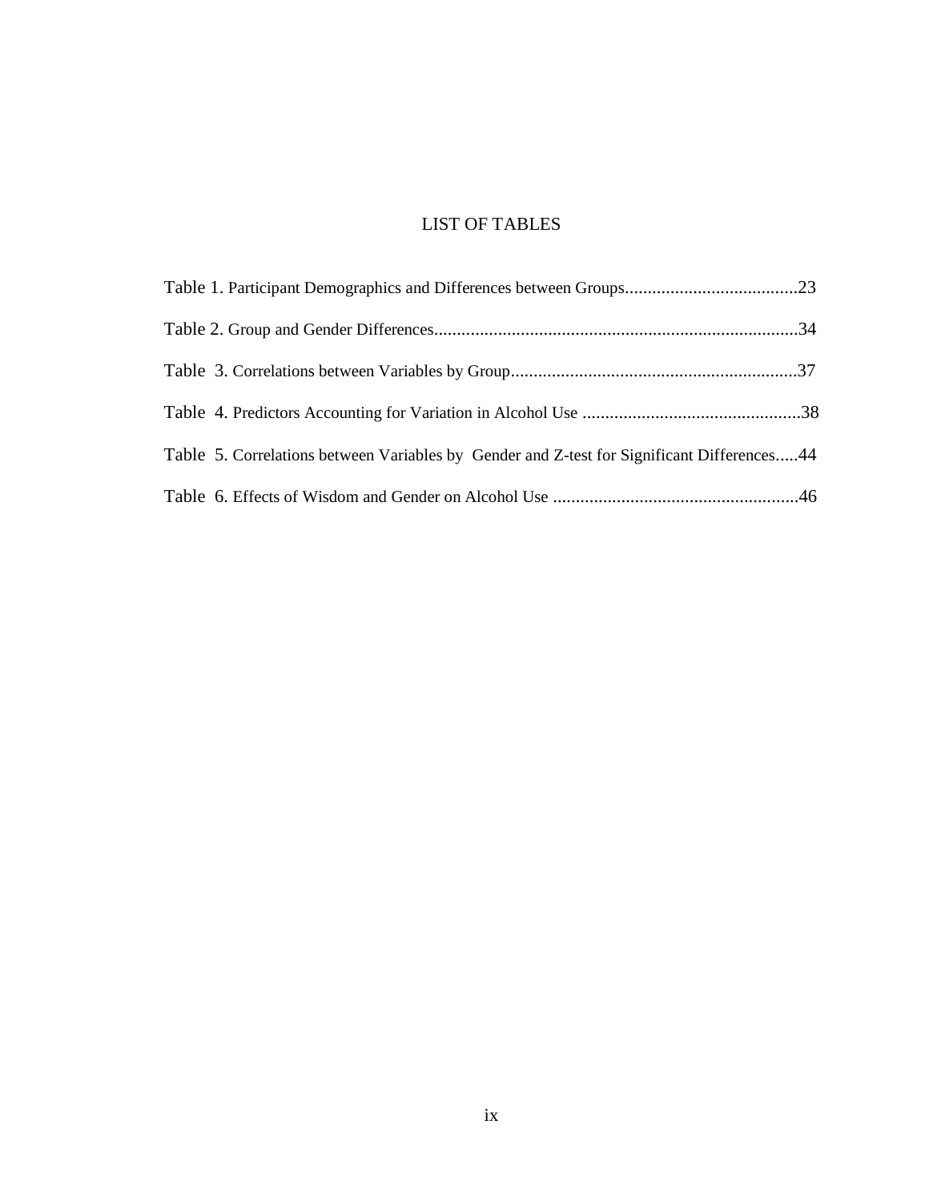# LIST OF TABLES

Table 1. Participant Demographics and Differences between Groups......................................23

Table 2. Group and Gender Differences................................................................................34

Table 3. Correlations between Variables by Group...............................................................37

Table 4. Predictors Accounting for Variation in Alcohol Use ................................................38

Table 5. Correlations between Variables by Gender and Z-test for Significant Differences.....44

Table 6. Effects of Wisdom and Gender on Alcohol Use ......................................................46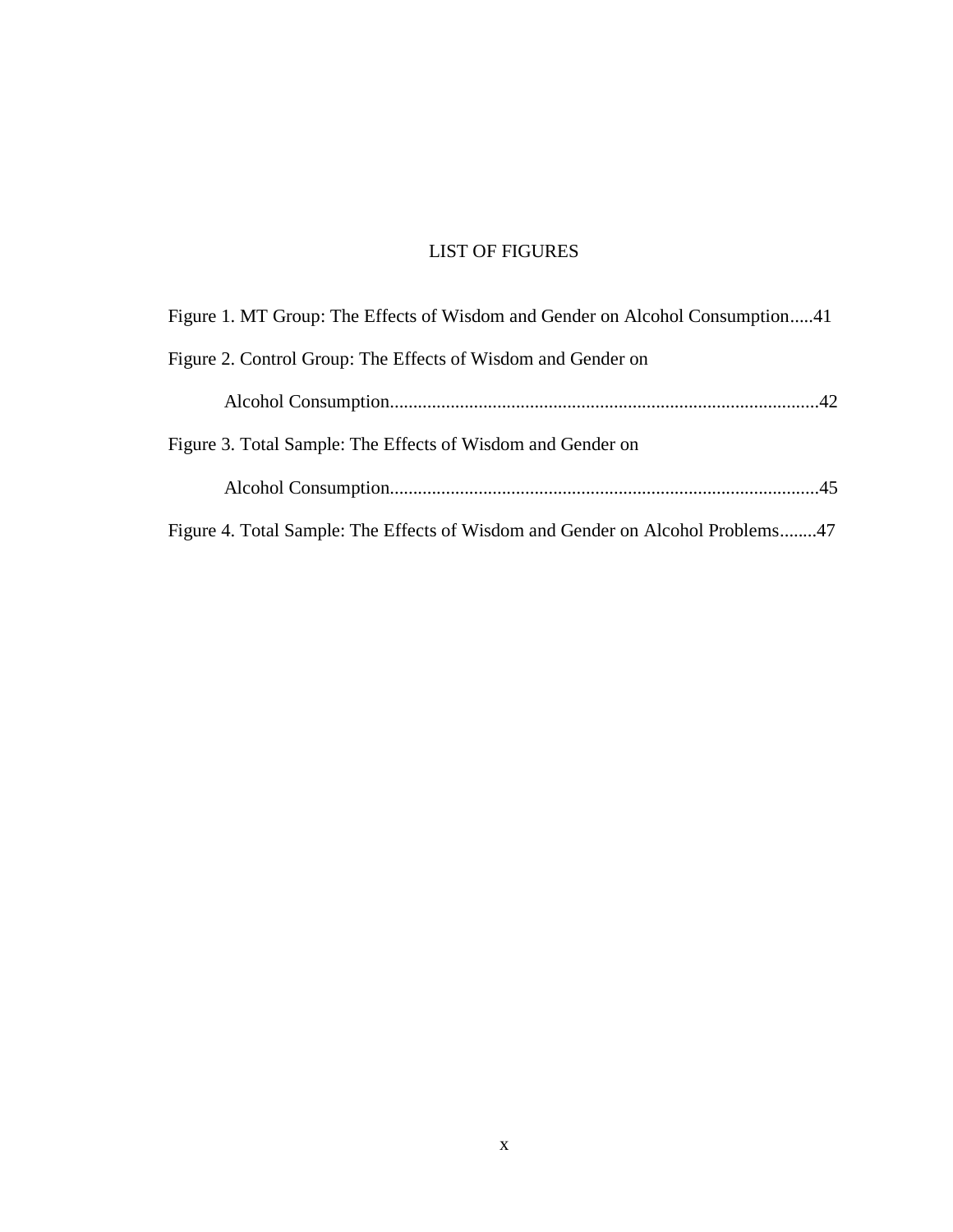# LIST OF FIGURES

Figure 1. MT Group: The Effects of Wisdom and Gender on Alcohol Consumption.....41

Figure 2. Control Group: The Effects of Wisdom and Gender on Alcohol Consumption..........................................................................................42

Figure 3. Total Sample: The Effects of Wisdom and Gender on Alcohol Consumption..........................................................................................45

Figure 4. Total Sample: The Effects of Wisdom and Gender on Alcohol Problems........47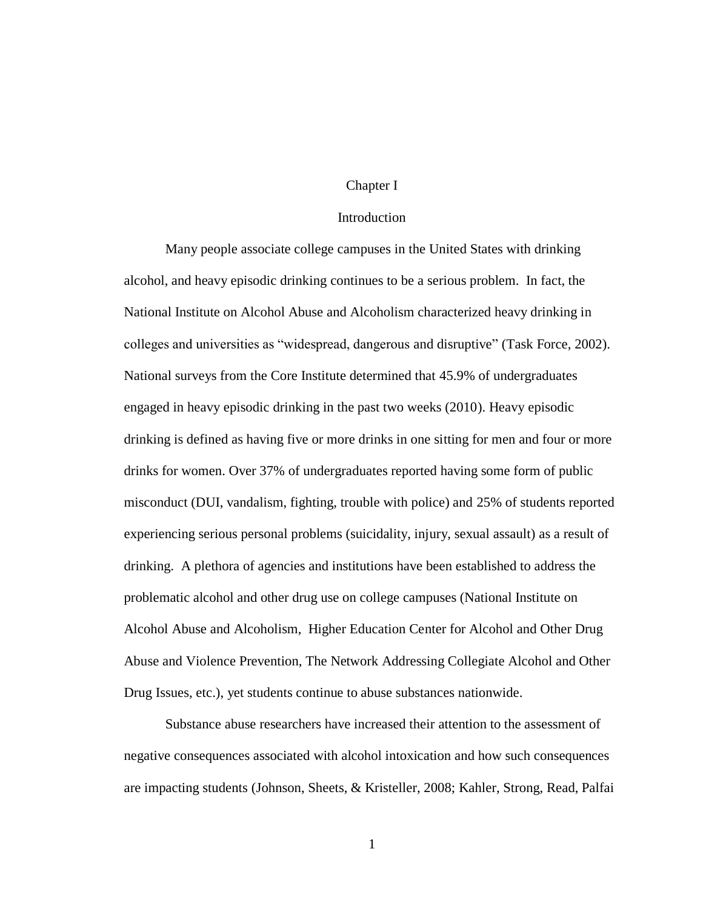# Chapter I

## Introduction

Many people associate college campuses in the United States with drinking alcohol, and heavy episodic drinking continues to be a serious problem. In fact, the National Institute on Alcohol Abuse and Alcoholism characterized heavy drinking in colleges and universities as "widespread, dangerous and disruptive" (Task Force, 2002). National surveys from the Core Institute determined that 45.9% of undergraduates engaged in heavy episodic drinking in the past two weeks (2010). Heavy episodic drinking is defined as having five or more drinks in one sitting for men and four or more drinks for women. Over 37% of undergraduates reported having some form of public misconduct (DUI, vandalism, fighting, trouble with police) and 25% of students reported experiencing serious personal problems (suicidality, injury, sexual assault) as a result of drinking. A plethora of agencies and institutions have been established to address the problematic alcohol and other drug use on college campuses (National Institute on Alcohol Abuse and Alcoholism, Higher Education Center for Alcohol and Other Drug Abuse and Violence Prevention, The Network Addressing Collegiate Alcohol and Other Drug Issues, etc.), yet students continue to abuse substances nationwide.

Substance abuse researchers have increased their attention to the assessment of negative consequences associated with alcohol intoxication and how such consequences are impacting students (Johnson, Sheets, & Kristeller, 2008; Kahler, Strong, Read, Palfai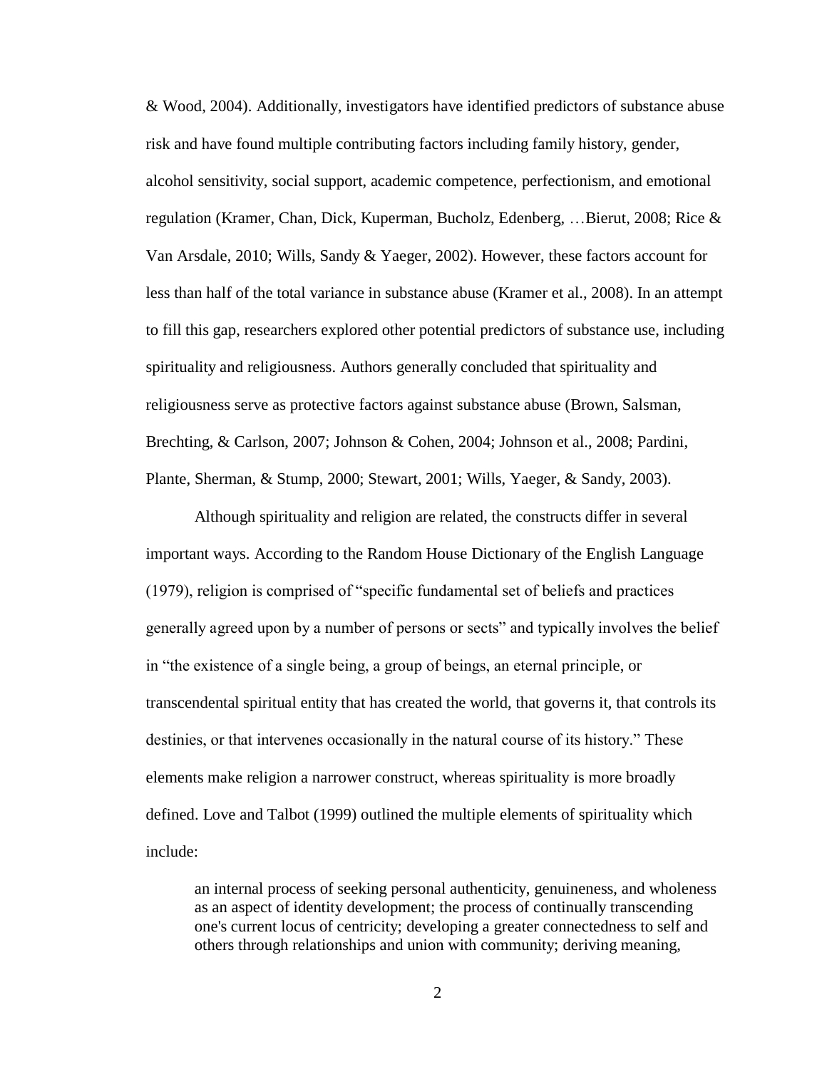& Wood, 2004). Additionally, investigators have identified predictors of substance abuse risk and have found multiple contributing factors including family history, gender, alcohol sensitivity, social support, academic competence, perfectionism, and emotional regulation (Kramer, Chan, Dick, Kuperman, Bucholz, Edenberg, …Bierut, 2008; Rice & Van Arsdale, 2010; Wills, Sandy & Yaeger, 2002). However, these factors account for less than half of the total variance in substance abuse (Kramer et al., 2008). In an attempt to fill this gap, researchers explored other potential predictors of substance use, including spirituality and religiousness. Authors generally concluded that spirituality and religiousness serve as protective factors against substance abuse (Brown, Salsman, Brechting, & Carlson, 2007; Johnson & Cohen, 2004; Johnson et al., 2008; Pardini, Plante, Sherman, & Stump, 2000; Stewart, 2001; Wills, Yaeger, & Sandy, 2003).

Although spirituality and religion are related, the constructs differ in several important ways. According to the Random House Dictionary of the English Language (1979), religion is comprised of "specific fundamental set of beliefs and practices generally agreed upon by a number of persons or sects" and typically involves the belief in "the existence of a single being, a group of beings, an eternal principle, or transcendental spiritual entity that has created the world, that governs it, that controls its destinies, or that intervenes occasionally in the natural course of its history." These elements make religion a narrower construct, whereas spirituality is more broadly defined. Love and Talbot (1999) outlined the multiple elements of spirituality which include:

> an internal process of seeking personal authenticity, genuineness, and wholeness as an aspect of identity development; the process of continually transcending one's current locus of centricity; developing a greater connectedness to self and others through relationships and union with community; deriving meaning,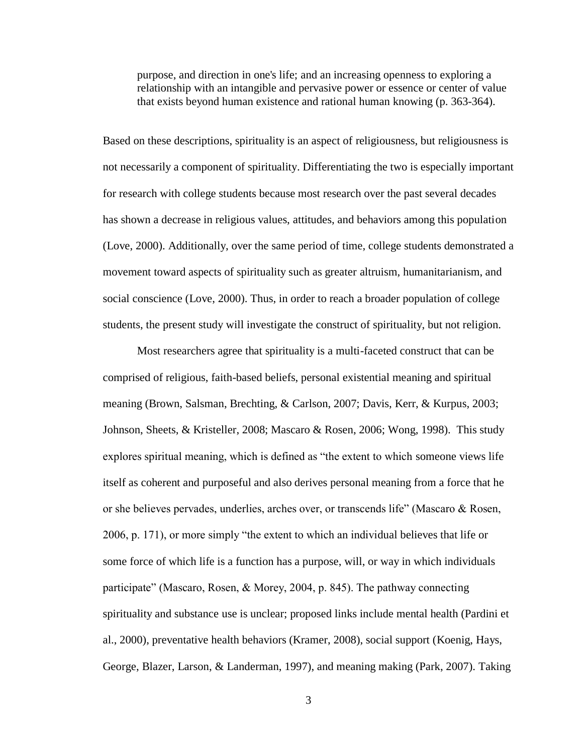> purpose, and direction in one's life; and an increasing openness to exploring a relationship with an intangible and pervasive power or essence or center of value that exists beyond human existence and rational human knowing (p. 363-364).

Based on these descriptions, spirituality is an aspect of religiousness, but religiousness is not necessarily a component of spirituality. Differentiating the two is especially important for research with college students because most research over the past several decades has shown a decrease in religious values, attitudes, and behaviors among this population (Love, 2000). Additionally, over the same period of time, college students demonstrated a movement toward aspects of spirituality such as greater altruism, humanitarianism, and social conscience (Love, 2000). Thus, in order to reach a broader population of college students, the present study will investigate the construct of spirituality, but not religion.

Most researchers agree that spirituality is a multi-faceted construct that can be comprised of religious, faith-based beliefs, personal existential meaning and spiritual meaning (Brown, Salsman, Brechting, & Carlson, 2007; Davis, Kerr, & Kurpus, 2003; Johnson, Sheets, & Kristeller, 2008; Mascaro & Rosen, 2006; Wong, 1998). This study explores spiritual meaning, which is defined as "the extent to which someone views life itself as coherent and purposeful and also derives personal meaning from a force that he or she believes pervades, underlies, arches over, or transcends life" (Mascaro & Rosen, 2006, p. 171), or more simply "the extent to which an individual believes that life or some force of which life is a function has a purpose, will, or way in which individuals participate" (Mascaro, Rosen, & Morey, 2004, p. 845). The pathway connecting spirituality and substance use is unclear; proposed links include mental health (Pardini et al., 2000), preventative health behaviors (Kramer, 2008), social support (Koenig, Hays, George, Blazer, Larson, & Landerman, 1997), and meaning making (Park, 2007). Taking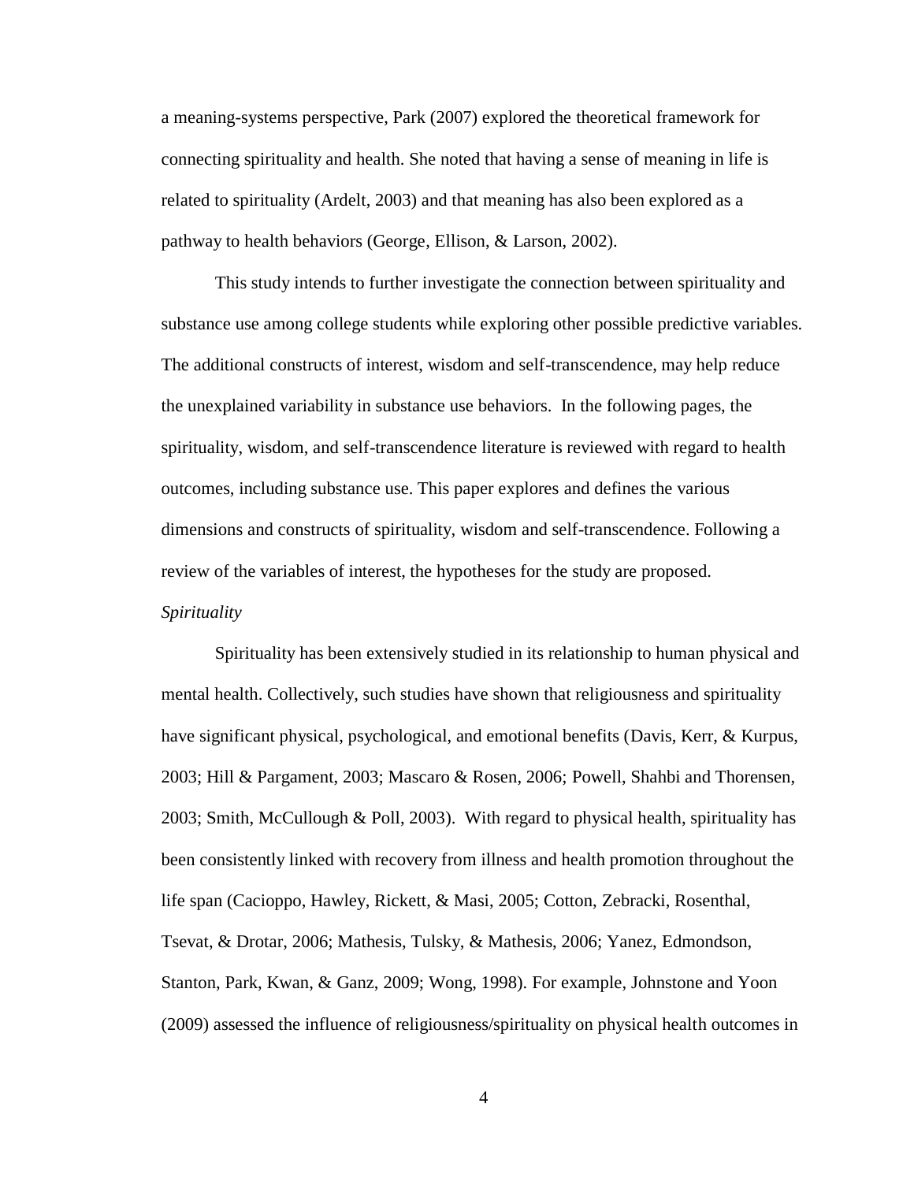a meaning-systems perspective, Park (2007) explored the theoretical framework for connecting spirituality and health. She noted that having a sense of meaning in life is related to spirituality (Ardelt, 2003) and that meaning has also been explored as a pathway to health behaviors (George, Ellison, & Larson, 2002).

This study intends to further investigate the connection between spirituality and substance use among college students while exploring other possible predictive variables. The additional constructs of interest, wisdom and self-transcendence, may help reduce the unexplained variability in substance use behaviors. In the following pages, the spirituality, wisdom, and self-transcendence literature is reviewed with regard to health outcomes, including substance use. This paper explores and defines the various dimensions and constructs of spirituality, wisdom and self-transcendence. Following a review of the variables of interest, the hypotheses for the study are proposed.

*Spirituality*

Spirituality has been extensively studied in its relationship to human physical and mental health. Collectively, such studies have shown that religiousness and spirituality have significant physical, psychological, and emotional benefits (Davis, Kerr, & Kurpus, 2003; Hill & Pargament, 2003; Mascaro & Rosen, 2006; Powell, Shahbi and Thorensen, 2003; Smith, McCullough & Poll, 2003). With regard to physical health, spirituality has been consistently linked with recovery from illness and health promotion throughout the life span (Cacioppo, Hawley, Rickett, & Masi, 2005; Cotton, Zebracki, Rosenthal, Tsevat, & Drotar, 2006; Mathesis, Tulsky, & Mathesis, 2006; Yanez, Edmondson, Stanton, Park, Kwan, & Ganz, 2009; Wong, 1998). For example, Johnstone and Yoon (2009) assessed the influence of religiousness/spirituality on physical health outcomes in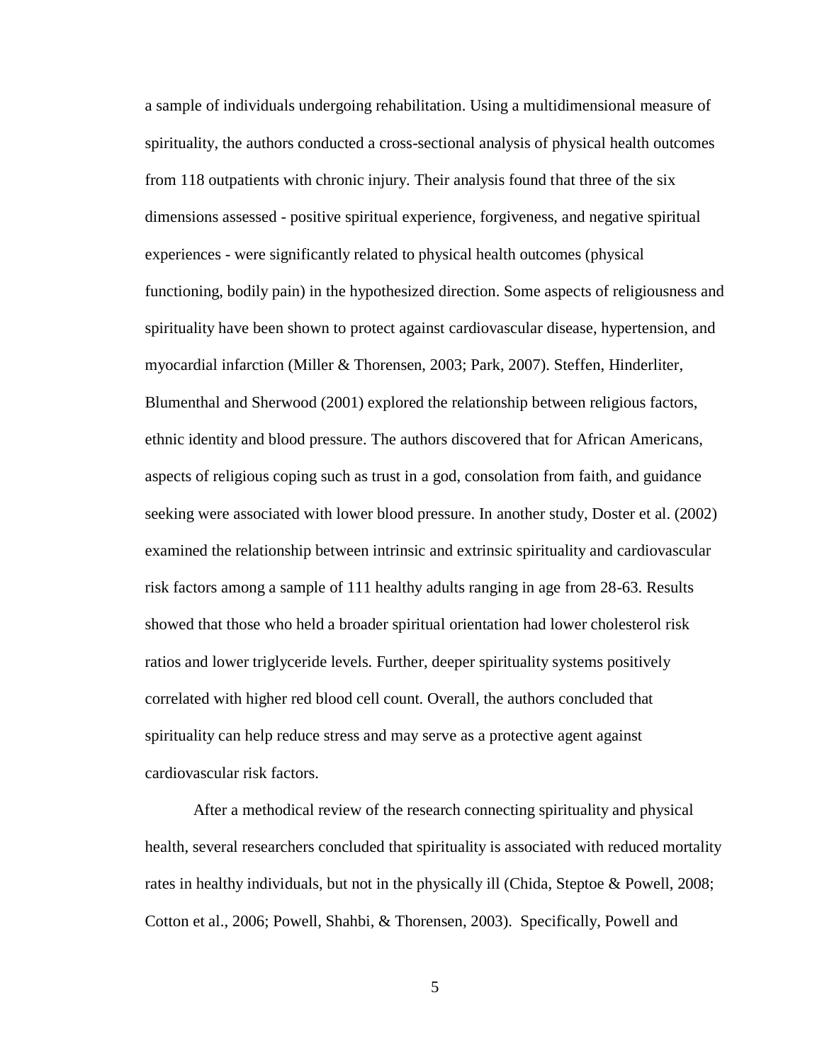a sample of individuals undergoing rehabilitation. Using a multidimensional measure of spirituality, the authors conducted a cross-sectional analysis of physical health outcomes from 118 outpatients with chronic injury. Their analysis found that three of the six dimensions assessed - positive spiritual experience, forgiveness, and negative spiritual experiences - were significantly related to physical health outcomes (physical functioning, bodily pain) in the hypothesized direction. Some aspects of religiousness and spirituality have been shown to protect against cardiovascular disease, hypertension, and myocardial infarction (Miller & Thorensen, 2003; Park, 2007). Steffen, Hinderliter, Blumenthal and Sherwood (2001) explored the relationship between religious factors, ethnic identity and blood pressure. The authors discovered that for African Americans, aspects of religious coping such as trust in a god, consolation from faith, and guidance seeking were associated with lower blood pressure. In another study, Doster et al. (2002) examined the relationship between intrinsic and extrinsic spirituality and cardiovascular risk factors among a sample of 111 healthy adults ranging in age from 28-63. Results showed that those who held a broader spiritual orientation had lower cholesterol risk ratios and lower triglyceride levels. Further, deeper spirituality systems positively correlated with higher red blood cell count. Overall, the authors concluded that spirituality can help reduce stress and may serve as a protective agent against cardiovascular risk factors.

After a methodical review of the research connecting spirituality and physical health, several researchers concluded that spirituality is associated with reduced mortality rates in healthy individuals, but not in the physically ill (Chida, Steptoe & Powell, 2008; Cotton et al., 2006; Powell, Shahbi, & Thorensen, 2003). Specifically, Powell and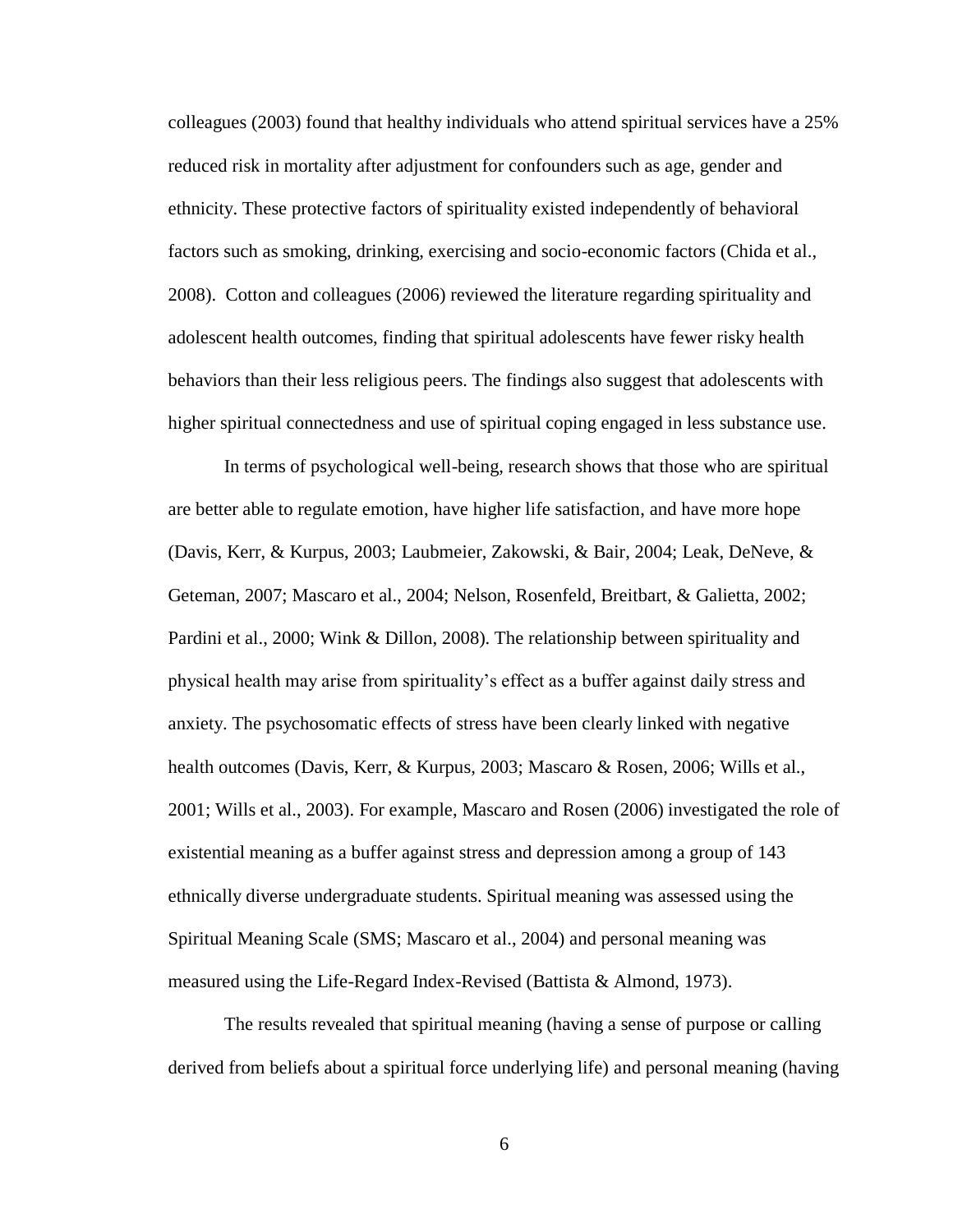colleagues (2003) found that healthy individuals who attend spiritual services have a 25% reduced risk in mortality after adjustment for confounders such as age, gender and ethnicity. These protective factors of spirituality existed independently of behavioral factors such as smoking, drinking, exercising and socio-economic factors (Chida et al., 2008). Cotton and colleagues (2006) reviewed the literature regarding spirituality and adolescent health outcomes, finding that spiritual adolescents have fewer risky health behaviors than their less religious peers. The findings also suggest that adolescents with higher spiritual connectedness and use of spiritual coping engaged in less substance use.

In terms of psychological well-being, research shows that those who are spiritual are better able to regulate emotion, have higher life satisfaction, and have more hope (Davis, Kerr, & Kurpus, 2003; Laubmeier, Zakowski, & Bair, 2004; Leak, DeNeve, & Geteman, 2007; Mascaro et al., 2004; Nelson, Rosenfeld, Breitbart, & Galietta, 2002; Pardini et al., 2000; Wink & Dillon, 2008). The relationship between spirituality and physical health may arise from spirituality's effect as a buffer against daily stress and anxiety. The psychosomatic effects of stress have been clearly linked with negative health outcomes (Davis, Kerr, & Kurpus, 2003; Mascaro & Rosen, 2006; Wills et al., 2001; Wills et al., 2003). For example, Mascaro and Rosen (2006) investigated the role of existential meaning as a buffer against stress and depression among a group of 143 ethnically diverse undergraduate students. Spiritual meaning was assessed using the Spiritual Meaning Scale (SMS; Mascaro et al., 2004) and personal meaning was measured using the Life-Regard Index-Revised (Battista & Almond, 1973).

The results revealed that spiritual meaning (having a sense of purpose or calling derived from beliefs about a spiritual force underlying life) and personal meaning (having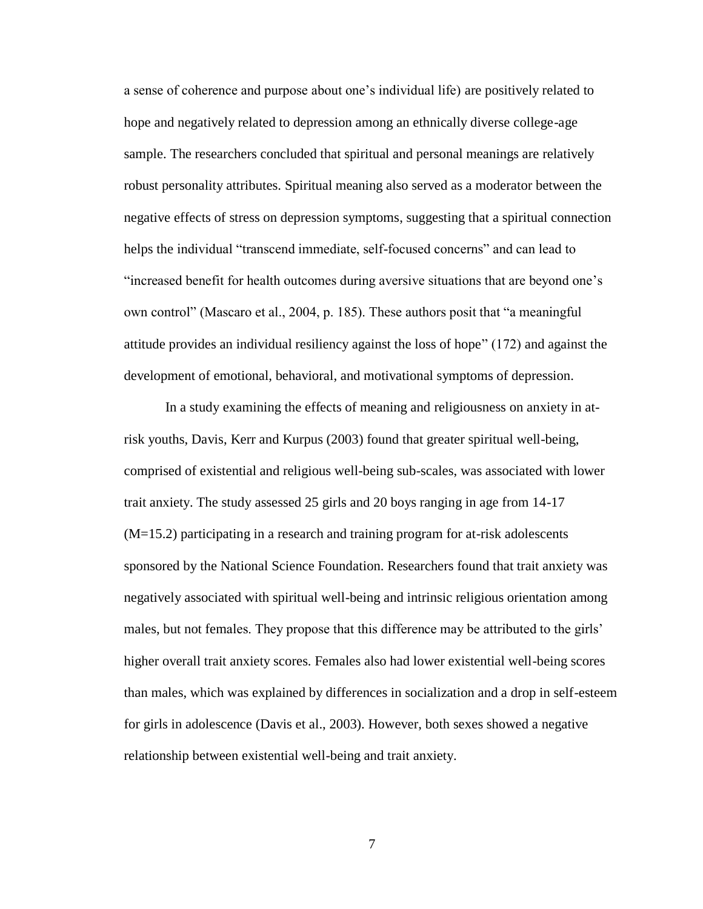a sense of coherence and purpose about one's individual life) are positively related to hope and negatively related to depression among an ethnically diverse college-age sample. The researchers concluded that spiritual and personal meanings are relatively robust personality attributes. Spiritual meaning also served as a moderator between the negative effects of stress on depression symptoms, suggesting that a spiritual connection helps the individual "transcend immediate, self-focused concerns" and can lead to "increased benefit for health outcomes during aversive situations that are beyond one's own control" (Mascaro et al., 2004, p. 185). These authors posit that "a meaningful attitude provides an individual resiliency against the loss of hope" (172) and against the development of emotional, behavioral, and motivational symptoms of depression.

In a study examining the effects of meaning and religiousness on anxiety in at-risk youths, Davis, Kerr and Kurpus (2003) found that greater spiritual well-being, comprised of existential and religious well-being sub-scales, was associated with lower trait anxiety. The study assessed 25 girls and 20 boys ranging in age from 14-17 (M=15.2) participating in a research and training program for at-risk adolescents sponsored by the National Science Foundation. Researchers found that trait anxiety was negatively associated with spiritual well-being and intrinsic religious orientation among males, but not females. They propose that this difference may be attributed to the girls' higher overall trait anxiety scores. Females also had lower existential well-being scores than males, which was explained by differences in socialization and a drop in self-esteem for girls in adolescence (Davis et al., 2003). However, both sexes showed a negative relationship between existential well-being and trait anxiety.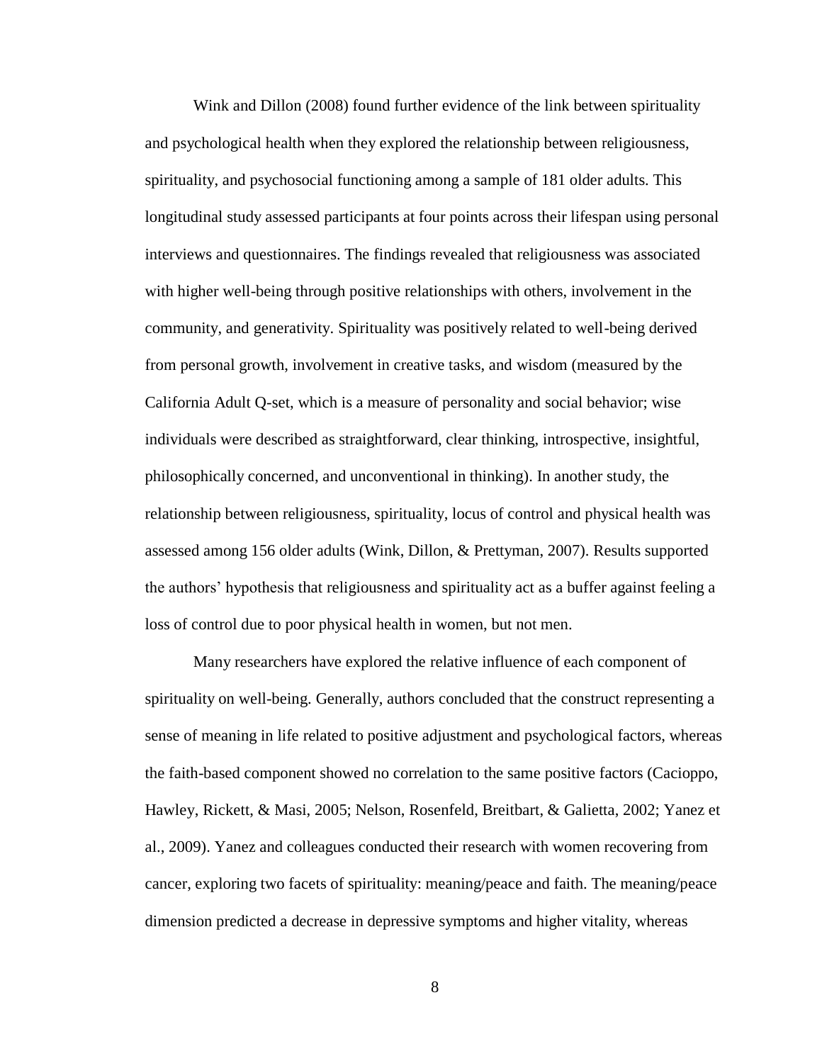Wink and Dillon (2008) found further evidence of the link between spirituality and psychological health when they explored the relationship between religiousness, spirituality, and psychosocial functioning among a sample of 181 older adults. This longitudinal study assessed participants at four points across their lifespan using personal interviews and questionnaires. The findings revealed that religiousness was associated with higher well-being through positive relationships with others, involvement in the community, and generativity. Spirituality was positively related to well-being derived from personal growth, involvement in creative tasks, and wisdom (measured by the California Adult Q-set, which is a measure of personality and social behavior; wise individuals were described as straightforward, clear thinking, introspective, insightful, philosophically concerned, and unconventional in thinking). In another study, the relationship between religiousness, spirituality, locus of control and physical health was assessed among 156 older adults (Wink, Dillon, & Prettyman, 2007). Results supported the authors' hypothesis that religiousness and spirituality act as a buffer against feeling a loss of control due to poor physical health in women, but not men.

Many researchers have explored the relative influence of each component of spirituality on well-being. Generally, authors concluded that the construct representing a sense of meaning in life related to positive adjustment and psychological factors, whereas the faith-based component showed no correlation to the same positive factors (Cacioppo, Hawley, Rickett, & Masi, 2005; Nelson, Rosenfeld, Breitbart, & Galietta, 2002; Yanez et al., 2009). Yanez and colleagues conducted their research with women recovering from cancer, exploring two facets of spirituality: meaning/peace and faith. The meaning/peace dimension predicted a decrease in depressive symptoms and higher vitality, whereas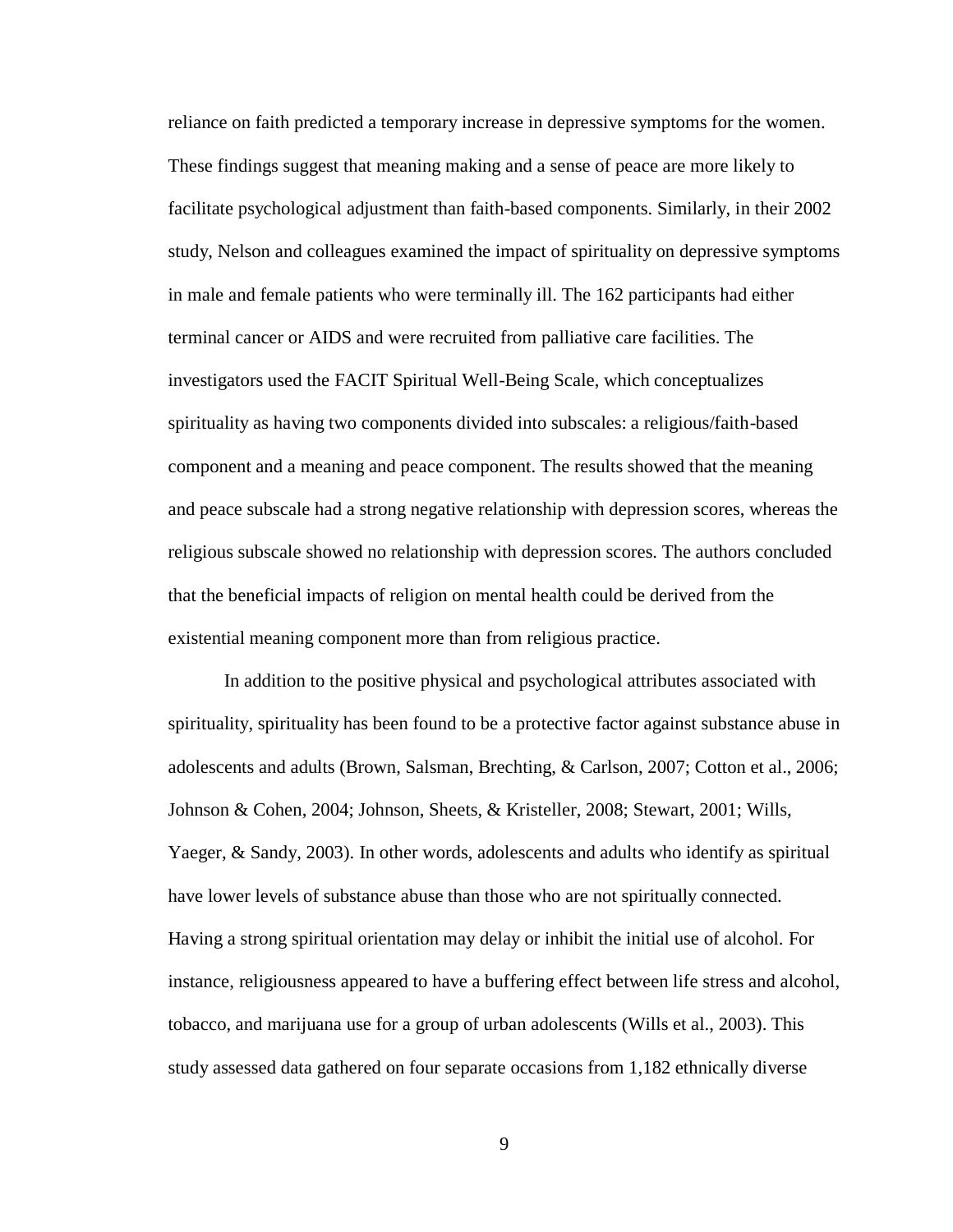reliance on faith predicted a temporary increase in depressive symptoms for the women. These findings suggest that meaning making and a sense of peace are more likely to facilitate psychological adjustment than faith-based components. Similarly, in their 2002 study, Nelson and colleagues examined the impact of spirituality on depressive symptoms in male and female patients who were terminally ill. The 162 participants had either terminal cancer or AIDS and were recruited from palliative care facilities. The investigators used the FACIT Spiritual Well-Being Scale, which conceptualizes spirituality as having two components divided into subscales: a religious/faith-based component and a meaning and peace component. The results showed that the meaning and peace subscale had a strong negative relationship with depression scores, whereas the religious subscale showed no relationship with depression scores. The authors concluded that the beneficial impacts of religion on mental health could be derived from the existential meaning component more than from religious practice.

In addition to the positive physical and psychological attributes associated with spirituality, spirituality has been found to be a protective factor against substance abuse in adolescents and adults (Brown, Salsman, Brechting, & Carlson, 2007; Cotton et al., 2006; Johnson & Cohen, 2004; Johnson, Sheets, & Kristeller, 2008; Stewart, 2001; Wills, Yaeger, & Sandy, 2003). In other words, adolescents and adults who identify as spiritual have lower levels of substance abuse than those who are not spiritually connected. Having a strong spiritual orientation may delay or inhibit the initial use of alcohol. For instance, religiousness appeared to have a buffering effect between life stress and alcohol, tobacco, and marijuana use for a group of urban adolescents (Wills et al., 2003). This study assessed data gathered on four separate occasions from 1,182 ethnically diverse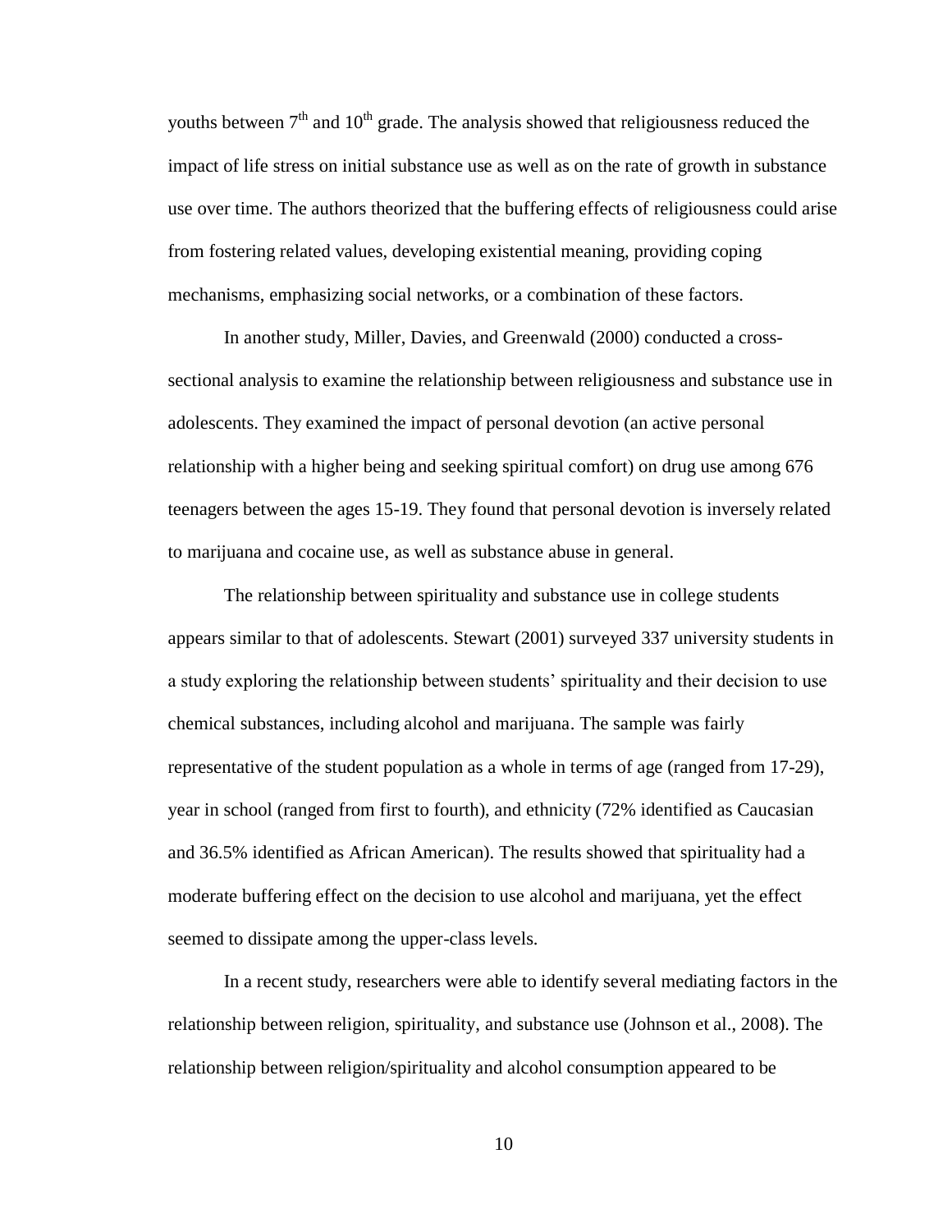youths between $7^{th}$ and $10^{th}$ grade. The analysis showed that religiousness reduced the impact of life stress on initial substance use as well as on the rate of growth in substance use over time. The authors theorized that the buffering effects of religiousness could arise from fostering related values, developing existential meaning, providing coping mechanisms, emphasizing social networks, or a combination of these factors.

In another study, Miller, Davies, and Greenwald (2000) conducted a cross-sectional analysis to examine the relationship between religiousness and substance use in adolescents. They examined the impact of personal devotion (an active personal relationship with a higher being and seeking spiritual comfort) on drug use among 676 teenagers between the ages 15-19. They found that personal devotion is inversely related to marijuana and cocaine use, as well as substance abuse in general.

The relationship between spirituality and substance use in college students appears similar to that of adolescents. Stewart (2001) surveyed 337 university students in a study exploring the relationship between students' spirituality and their decision to use chemical substances, including alcohol and marijuana. The sample was fairly representative of the student population as a whole in terms of age (ranged from 17-29), year in school (ranged from first to fourth), and ethnicity (72% identified as Caucasian and 36.5% identified as African American). The results showed that spirituality had a moderate buffering effect on the decision to use alcohol and marijuana, yet the effect seemed to dissipate among the upper-class levels.

In a recent study, researchers were able to identify several mediating factors in the relationship between religion, spirituality, and substance use (Johnson et al., 2008). The relationship between religion/spirituality and alcohol consumption appeared to be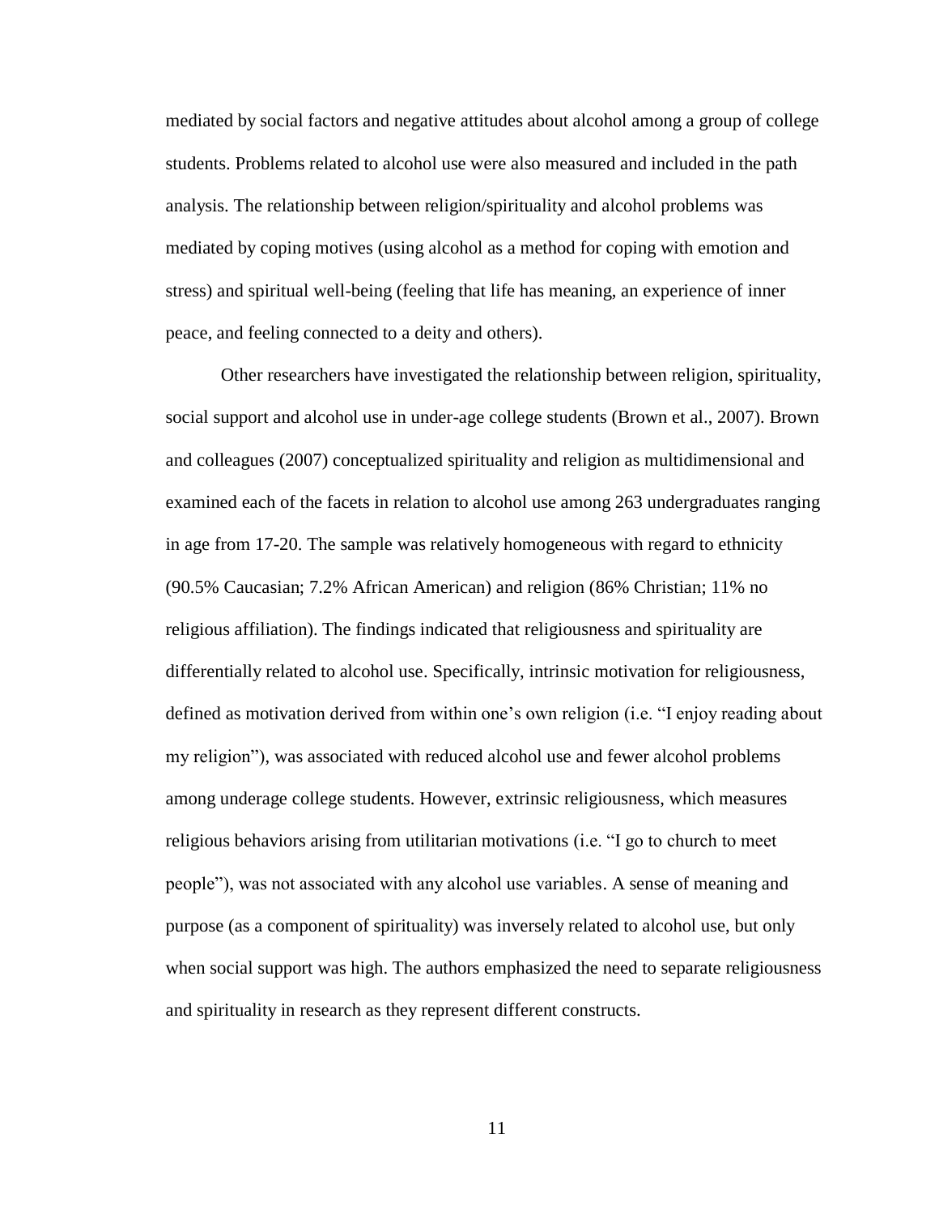mediated by social factors and negative attitudes about alcohol among a group of college students. Problems related to alcohol use were also measured and included in the path analysis. The relationship between religion/spirituality and alcohol problems was mediated by coping motives (using alcohol as a method for coping with emotion and stress) and spiritual well-being (feeling that life has meaning, an experience of inner peace, and feeling connected to a deity and others).

Other researchers have investigated the relationship between religion, spirituality, social support and alcohol use in under-age college students (Brown et al., 2007). Brown and colleagues (2007) conceptualized spirituality and religion as multidimensional and examined each of the facets in relation to alcohol use among 263 undergraduates ranging in age from 17-20. The sample was relatively homogeneous with regard to ethnicity (90.5% Caucasian; 7.2% African American) and religion (86% Christian; 11% no religious affiliation). The findings indicated that religiousness and spirituality are differentially related to alcohol use. Specifically, intrinsic motivation for religiousness, defined as motivation derived from within one's own religion (i.e. "I enjoy reading about my religion"), was associated with reduced alcohol use and fewer alcohol problems among underage college students. However, extrinsic religiousness, which measures religious behaviors arising from utilitarian motivations (i.e. "I go to church to meet people"), was not associated with any alcohol use variables. A sense of meaning and purpose (as a component of spirituality) was inversely related to alcohol use, but only when social support was high. The authors emphasized the need to separate religiousness and spirituality in research as they represent different constructs.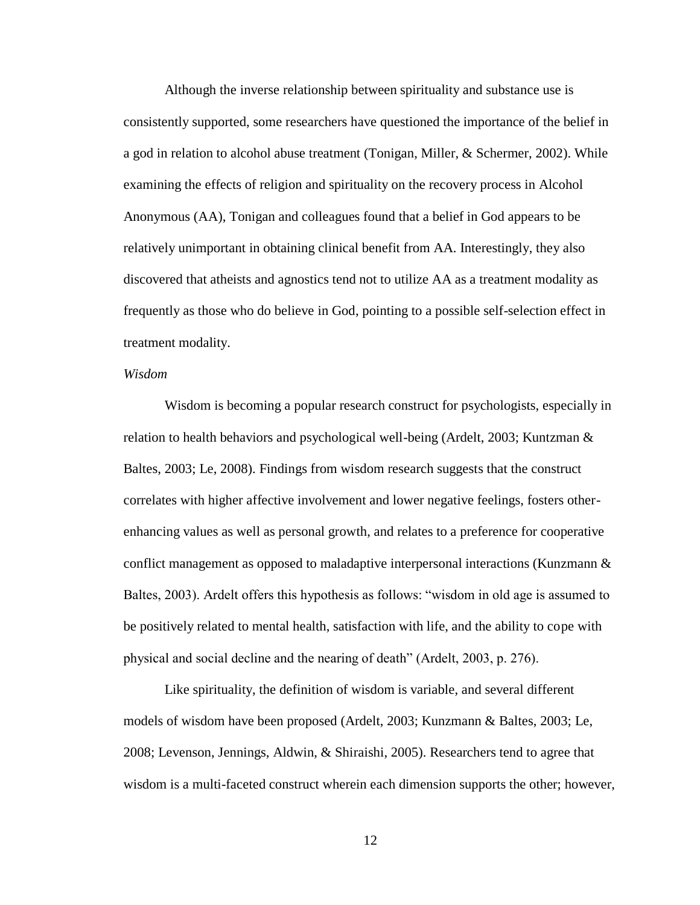Although the inverse relationship between spirituality and substance use is consistently supported, some researchers have questioned the importance of the belief in a god in relation to alcohol abuse treatment (Tonigan, Miller, & Schermer, 2002). While examining the effects of religion and spirituality on the recovery process in Alcohol Anonymous (AA), Tonigan and colleagues found that a belief in God appears to be relatively unimportant in obtaining clinical benefit from AA. Interestingly, they also discovered that atheists and agnostics tend not to utilize AA as a treatment modality as frequently as those who do believe in God, pointing to a possible self-selection effect in treatment modality.

*Wisdom*

Wisdom is becoming a popular research construct for psychologists, especially in relation to health behaviors and psychological well-being (Ardelt, 2003; Kuntzman & Baltes, 2003; Le, 2008). Findings from wisdom research suggests that the construct correlates with higher affective involvement and lower negative feelings, fosters other-enhancing values as well as personal growth, and relates to a preference for cooperative conflict management as opposed to maladaptive interpersonal interactions (Kunzmann & Baltes, 2003). Ardelt offers this hypothesis as follows: "wisdom in old age is assumed to be positively related to mental health, satisfaction with life, and the ability to cope with physical and social decline and the nearing of death" (Ardelt, 2003, p. 276).

Like spirituality, the definition of wisdom is variable, and several different models of wisdom have been proposed (Ardelt, 2003; Kunzmann & Baltes, 2003; Le, 2008; Levenson, Jennings, Aldwin, & Shiraishi, 2005). Researchers tend to agree that wisdom is a multi-faceted construct wherein each dimension supports the other; however,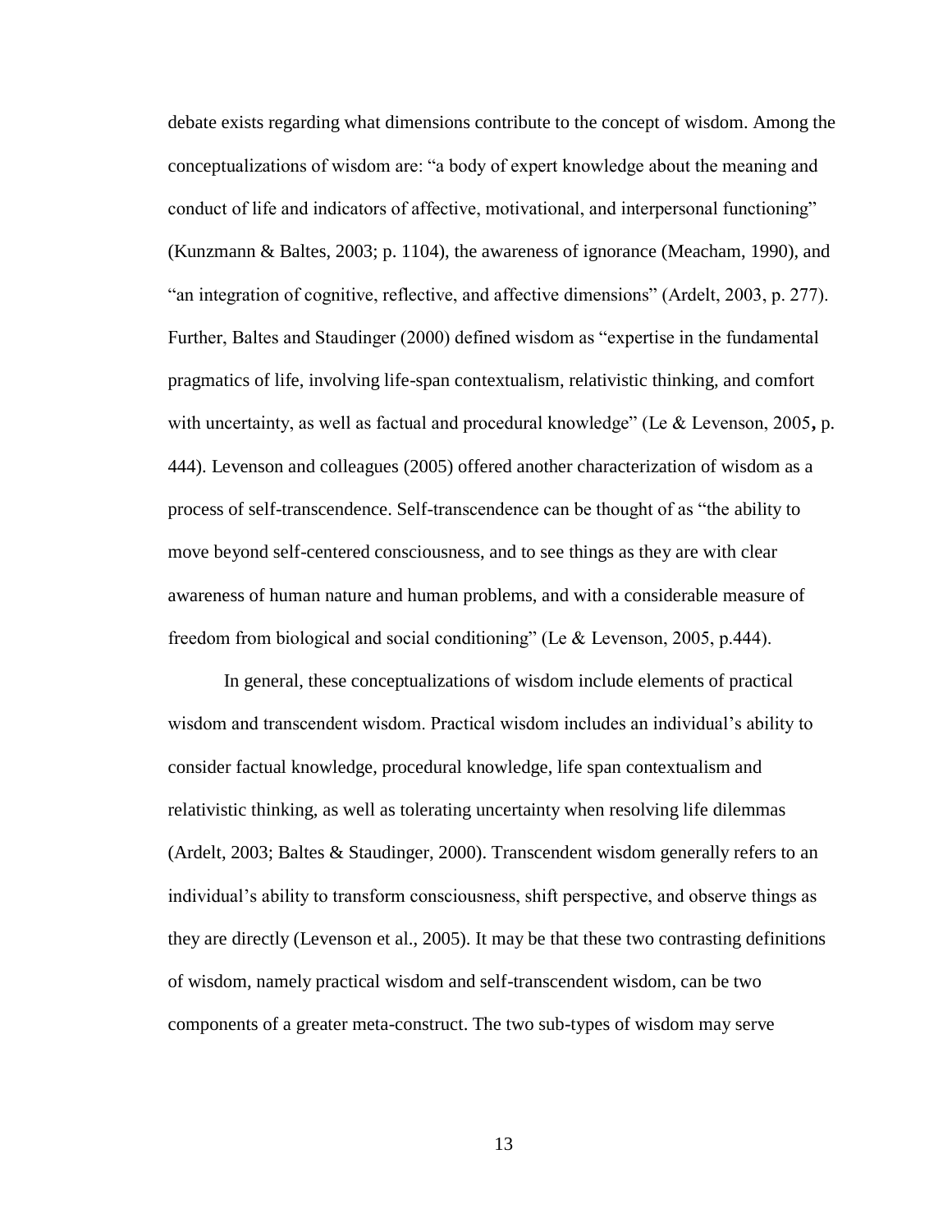debate exists regarding what dimensions contribute to the concept of wisdom. Among the conceptualizations of wisdom are: "a body of expert knowledge about the meaning and conduct of life and indicators of affective, motivational, and interpersonal functioning" (Kunzmann & Baltes, 2003; p. 1104), the awareness of ignorance (Meacham, 1990), and "an integration of cognitive, reflective, and affective dimensions" (Ardelt, 2003, p. 277). Further, Baltes and Staudinger (2000) defined wisdom as "expertise in the fundamental pragmatics of life, involving life-span contextualism, relativistic thinking, and comfort with uncertainty, as well as factual and procedural knowledge" (Le & Levenson, 2005, p. 444). Levenson and colleagues (2005) offered another characterization of wisdom as a process of self-transcendence. Self-transcendence can be thought of as "the ability to move beyond self-centered consciousness, and to see things as they are with clear awareness of human nature and human problems, and with a considerable measure of freedom from biological and social conditioning" (Le & Levenson, 2005, p.444).

In general, these conceptualizations of wisdom include elements of practical wisdom and transcendent wisdom. Practical wisdom includes an individual's ability to consider factual knowledge, procedural knowledge, life span contextualism and relativistic thinking, as well as tolerating uncertainty when resolving life dilemmas (Ardelt, 2003; Baltes & Staudinger, 2000). Transcendent wisdom generally refers to an individual's ability to transform consciousness, shift perspective, and observe things as they are directly (Levenson et al., 2005). It may be that these two contrasting definitions of wisdom, namely practical wisdom and self-transcendent wisdom, can be two components of a greater meta-construct. The two sub-types of wisdom may serve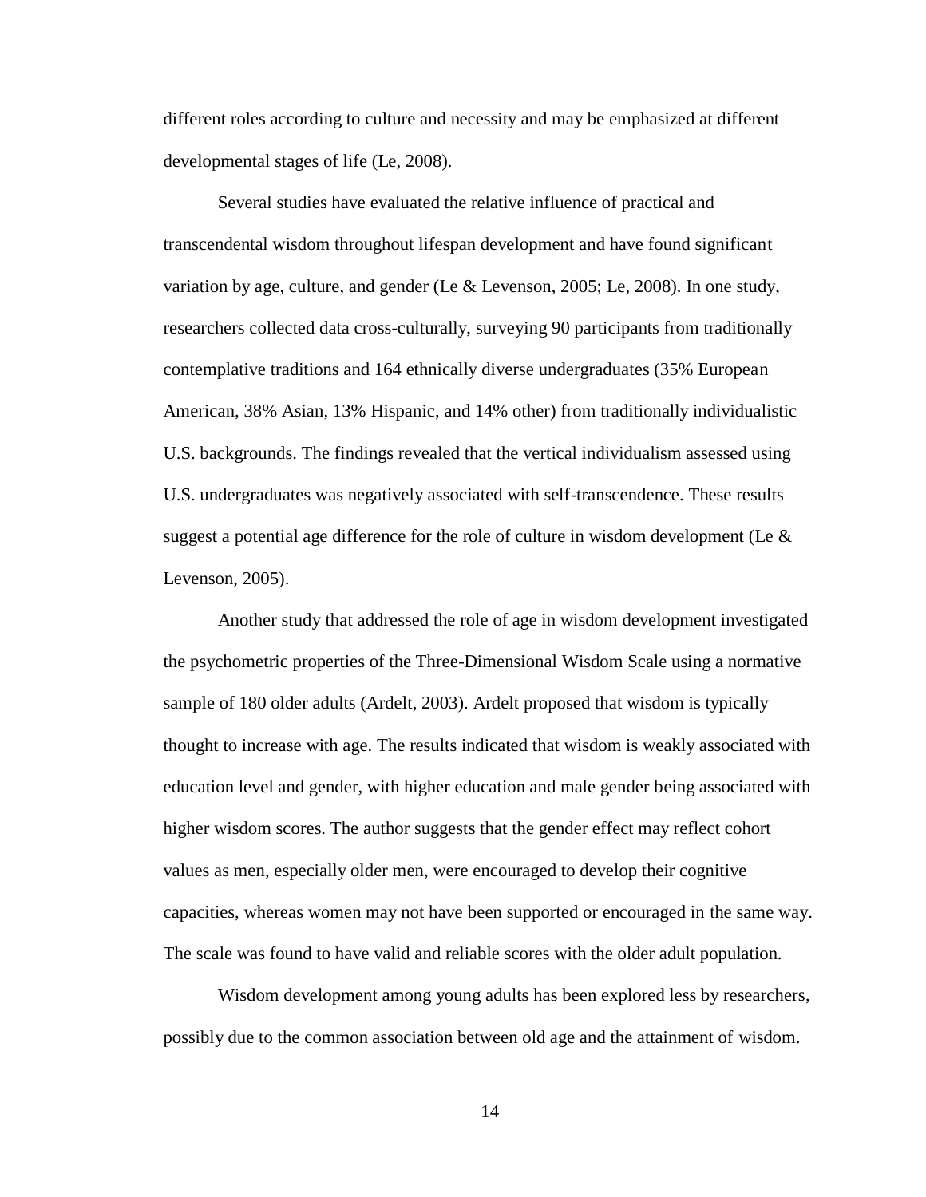different roles according to culture and necessity and may be emphasized at different developmental stages of life (Le, 2008).

Several studies have evaluated the relative influence of practical and transcendental wisdom throughout lifespan development and have found significant variation by age, culture, and gender (Le & Levenson, 2005; Le, 2008). In one study, researchers collected data cross-culturally, surveying 90 participants from traditionally contemplative traditions and 164 ethnically diverse undergraduates (35% European American, 38% Asian, 13% Hispanic, and 14% other) from traditionally individualistic U.S. backgrounds. The findings revealed that the vertical individualism assessed using U.S. undergraduates was negatively associated with self-transcendence. These results suggest a potential age difference for the role of culture in wisdom development (Le & Levenson, 2005).

Another study that addressed the role of age in wisdom development investigated the psychometric properties of the Three-Dimensional Wisdom Scale using a normative sample of 180 older adults (Ardelt, 2003). Ardelt proposed that wisdom is typically thought to increase with age. The results indicated that wisdom is weakly associated with education level and gender, with higher education and male gender being associated with higher wisdom scores. The author suggests that the gender effect may reflect cohort values as men, especially older men, were encouraged to develop their cognitive capacities, whereas women may not have been supported or encouraged in the same way. The scale was found to have valid and reliable scores with the older adult population.

Wisdom development among young adults has been explored less by researchers, possibly due to the common association between old age and the attainment of wisdom.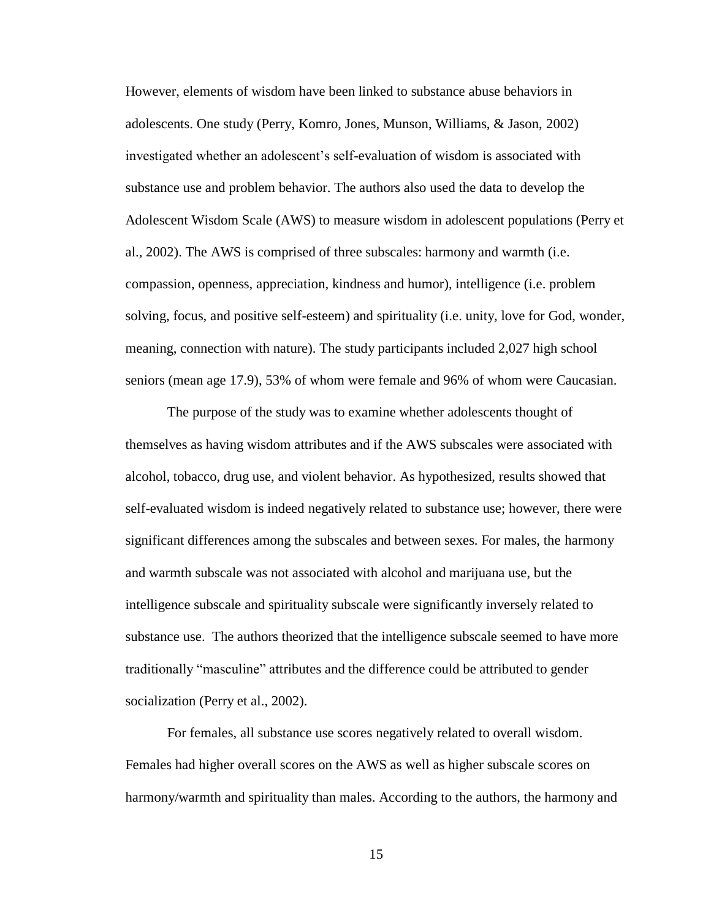However, elements of wisdom have been linked to substance abuse behaviors in adolescents. One study (Perry, Komro, Jones, Munson, Williams, & Jason, 2002) investigated whether an adolescent's self-evaluation of wisdom is associated with substance use and problem behavior. The authors also used the data to develop the Adolescent Wisdom Scale (AWS) to measure wisdom in adolescent populations (Perry et al., 2002). The AWS is comprised of three subscales: harmony and warmth (i.e. compassion, openness, appreciation, kindness and humor), intelligence (i.e. problem solving, focus, and positive self-esteem) and spirituality (i.e. unity, love for God, wonder, meaning, connection with nature). The study participants included 2,027 high school seniors (mean age 17.9), 53% of whom were female and 96% of whom were Caucasian.

The purpose of the study was to examine whether adolescents thought of themselves as having wisdom attributes and if the AWS subscales were associated with alcohol, tobacco, drug use, and violent behavior. As hypothesized, results showed that self-evaluated wisdom is indeed negatively related to substance use; however, there were significant differences among the subscales and between sexes. For males, the harmony and warmth subscale was not associated with alcohol and marijuana use, but the intelligence subscale and spirituality subscale were significantly inversely related to substance use. The authors theorized that the intelligence subscale seemed to have more traditionally "masculine" attributes and the difference could be attributed to gender socialization (Perry et al., 2002).

For females, all substance use scores negatively related to overall wisdom. Females had higher overall scores on the AWS as well as higher subscale scores on harmony/warmth and spirituality than males. According to the authors, the harmony and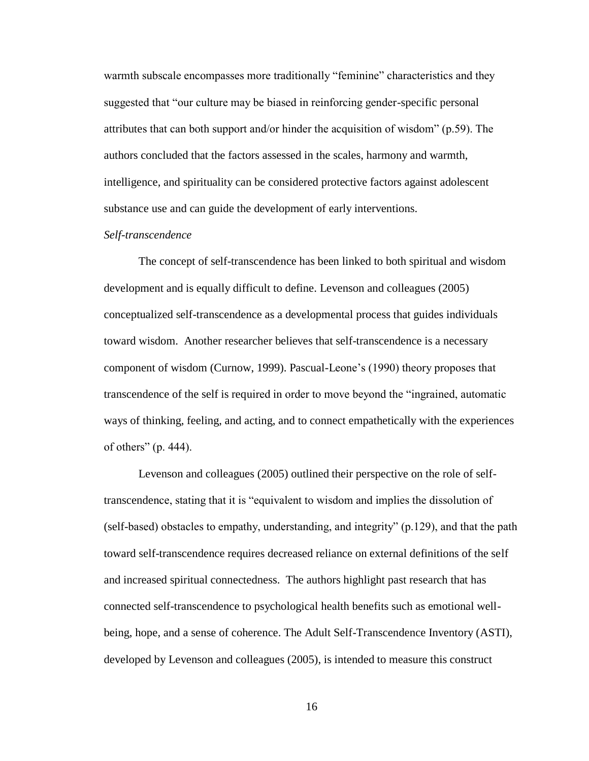warmth subscale encompasses more traditionally "feminine" characteristics and they suggested that "our culture may be biased in reinforcing gender-specific personal attributes that can both support and/or hinder the acquisition of wisdom" (p.59). The authors concluded that the factors assessed in the scales, harmony and warmth, intelligence, and spirituality can be considered protective factors against adolescent substance use and can guide the development of early interventions.

*Self-transcendence*

The concept of self-transcendence has been linked to both spiritual and wisdom development and is equally difficult to define. Levenson and colleagues (2005) conceptualized self-transcendence as a developmental process that guides individuals toward wisdom. Another researcher believes that self-transcendence is a necessary component of wisdom (Curnow, 1999). Pascual-Leone's (1990) theory proposes that transcendence of the self is required in order to move beyond the "ingrained, automatic ways of thinking, feeling, and acting, and to connect empathetically with the experiences of others" (p. 444).

Levenson and colleagues (2005) outlined their perspective on the role of self-transcendence, stating that it is "equivalent to wisdom and implies the dissolution of (self-based) obstacles to empathy, understanding, and integrity" (p.129), and that the path toward self-transcendence requires decreased reliance on external definitions of the self and increased spiritual connectedness. The authors highlight past research that has connected self-transcendence to psychological health benefits such as emotional well-being, hope, and a sense of coherence. The Adult Self-Transcendence Inventory (ASTI), developed by Levenson and colleagues (2005), is intended to measure this construct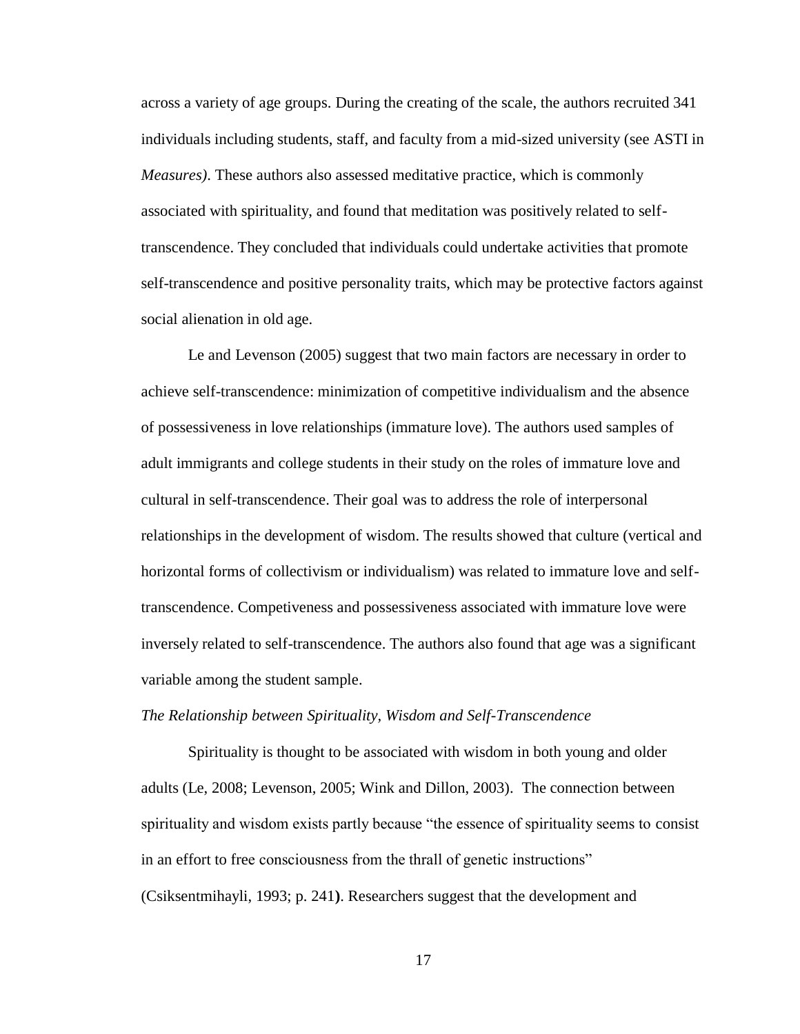across a variety of age groups. During the creating of the scale, the authors recruited 341 individuals including students, staff, and faculty from a mid-sized university (see ASTI in *Measures)*. These authors also assessed meditative practice, which is commonly associated with spirituality, and found that meditation was positively related to self-transcendence. They concluded that individuals could undertake activities that promote self-transcendence and positive personality traits, which may be protective factors against social alienation in old age.

Le and Levenson (2005) suggest that two main factors are necessary in order to achieve self-transcendence: minimization of competitive individualism and the absence of possessiveness in love relationships (immature love). The authors used samples of adult immigrants and college students in their study on the roles of immature love and cultural in self-transcendence. Their goal was to address the role of interpersonal relationships in the development of wisdom. The results showed that culture (vertical and horizontal forms of collectivism or individualism) was related to immature love and self-transcendence. Competiveness and possessiveness associated with immature love were inversely related to self-transcendence. The authors also found that age was a significant variable among the student sample.

*The Relationship between Spirituality, Wisdom and Self-Transcendence*

Spirituality is thought to be associated with wisdom in both young and older adults (Le, 2008; Levenson, 2005; Wink and Dillon, 2003). The connection between spirituality and wisdom exists partly because "the essence of spirituality seems to consist in an effort to free consciousness from the thrall of genetic instructions" (Csiksentmihayli, 1993; p. 241**)**. Researchers suggest that the development and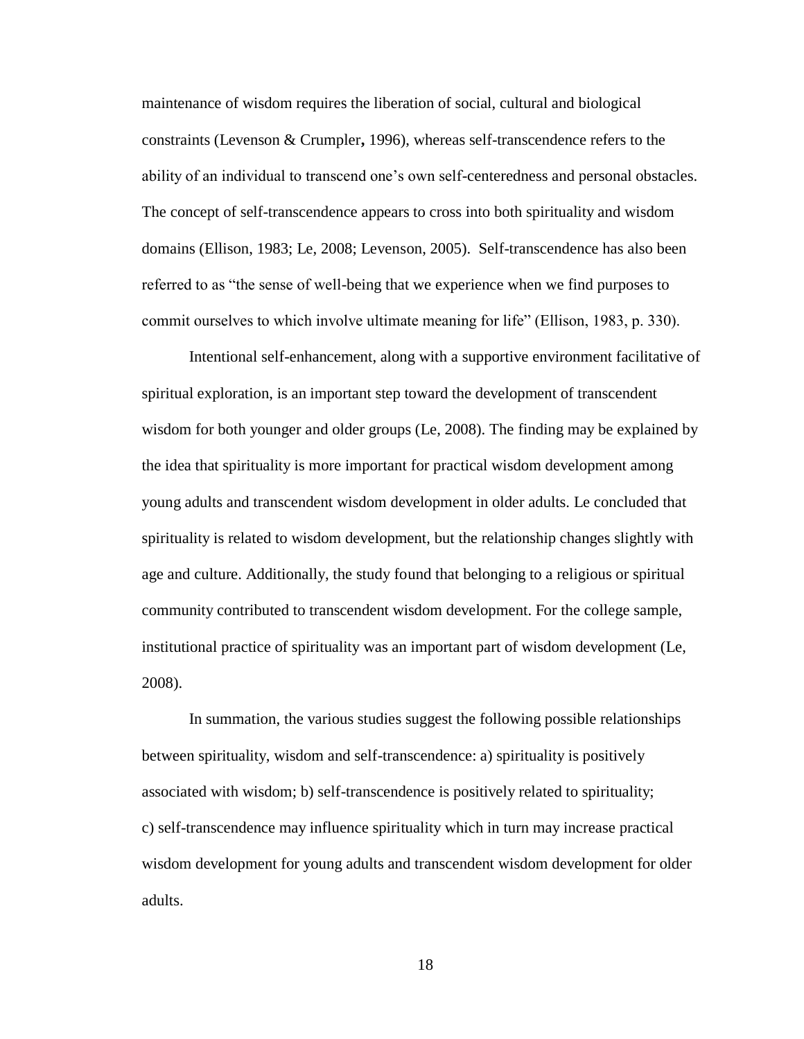maintenance of wisdom requires the liberation of social, cultural and biological constraints (Levenson & Crumpler**,** 1996), whereas self-transcendence refers to the ability of an individual to transcend one's own self-centeredness and personal obstacles. The concept of self-transcendence appears to cross into both spirituality and wisdom domains (Ellison, 1983; Le, 2008; Levenson, 2005). Self-transcendence has also been referred to as "the sense of well-being that we experience when we find purposes to commit ourselves to which involve ultimate meaning for life" (Ellison, 1983, p. 330).

Intentional self-enhancement, along with a supportive environment facilitative of spiritual exploration, is an important step toward the development of transcendent wisdom for both younger and older groups (Le, 2008). The finding may be explained by the idea that spirituality is more important for practical wisdom development among young adults and transcendent wisdom development in older adults. Le concluded that spirituality is related to wisdom development, but the relationship changes slightly with age and culture. Additionally, the study found that belonging to a religious or spiritual community contributed to transcendent wisdom development. For the college sample, institutional practice of spirituality was an important part of wisdom development (Le, 2008).

In summation, the various studies suggest the following possible relationships between spirituality, wisdom and self-transcendence: a) spirituality is positively associated with wisdom; b) self-transcendence is positively related to spirituality; c) self-transcendence may influence spirituality which in turn may increase practical wisdom development for young adults and transcendent wisdom development for older adults.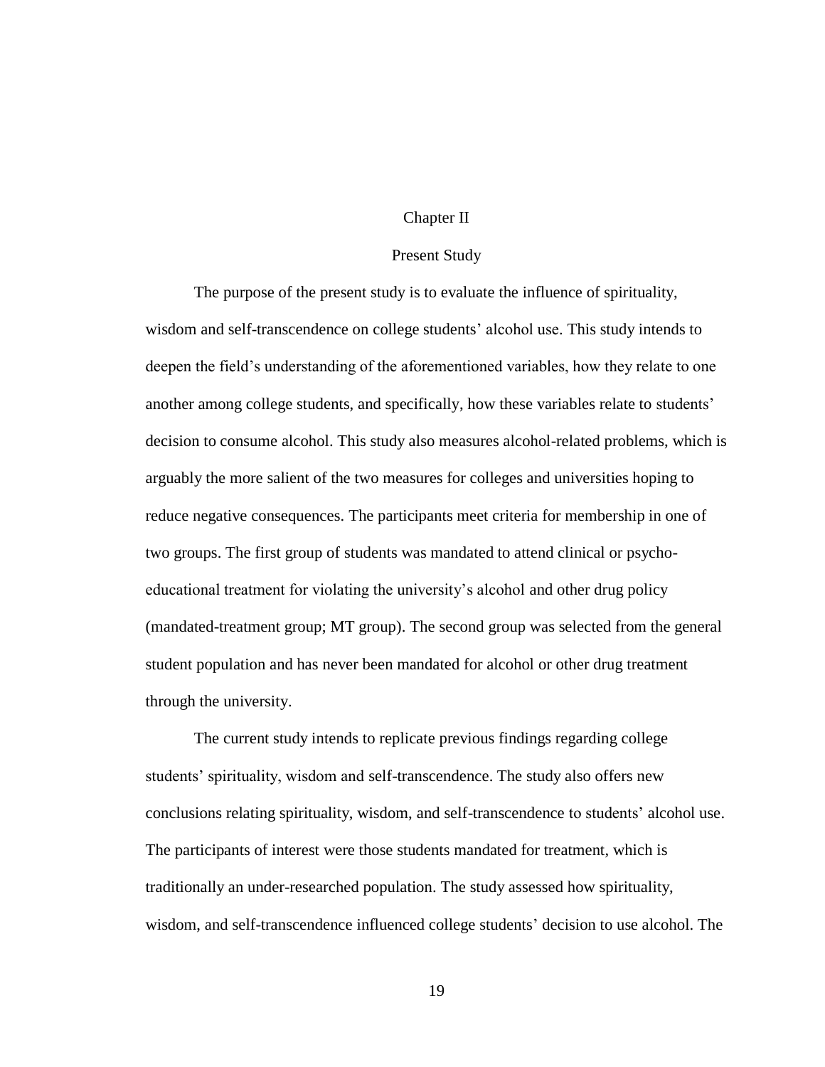# Chapter II

## Present Study

The purpose of the present study is to evaluate the influence of spirituality, wisdom and self-transcendence on college students' alcohol use. This study intends to deepen the field's understanding of the aforementioned variables, how they relate to one another among college students, and specifically, how these variables relate to students' decision to consume alcohol. This study also measures alcohol-related problems, which is arguably the more salient of the two measures for colleges and universities hoping to reduce negative consequences. The participants meet criteria for membership in one of two groups. The first group of students was mandated to attend clinical or psycho-educational treatment for violating the university's alcohol and other drug policy (mandated-treatment group; MT group). The second group was selected from the general student population and has never been mandated for alcohol or other drug treatment through the university.

The current study intends to replicate previous findings regarding college students' spirituality, wisdom and self-transcendence. The study also offers new conclusions relating spirituality, wisdom, and self-transcendence to students' alcohol use. The participants of interest were those students mandated for treatment, which is traditionally an under-researched population. The study assessed how spirituality, wisdom, and self-transcendence influenced college students' decision to use alcohol. The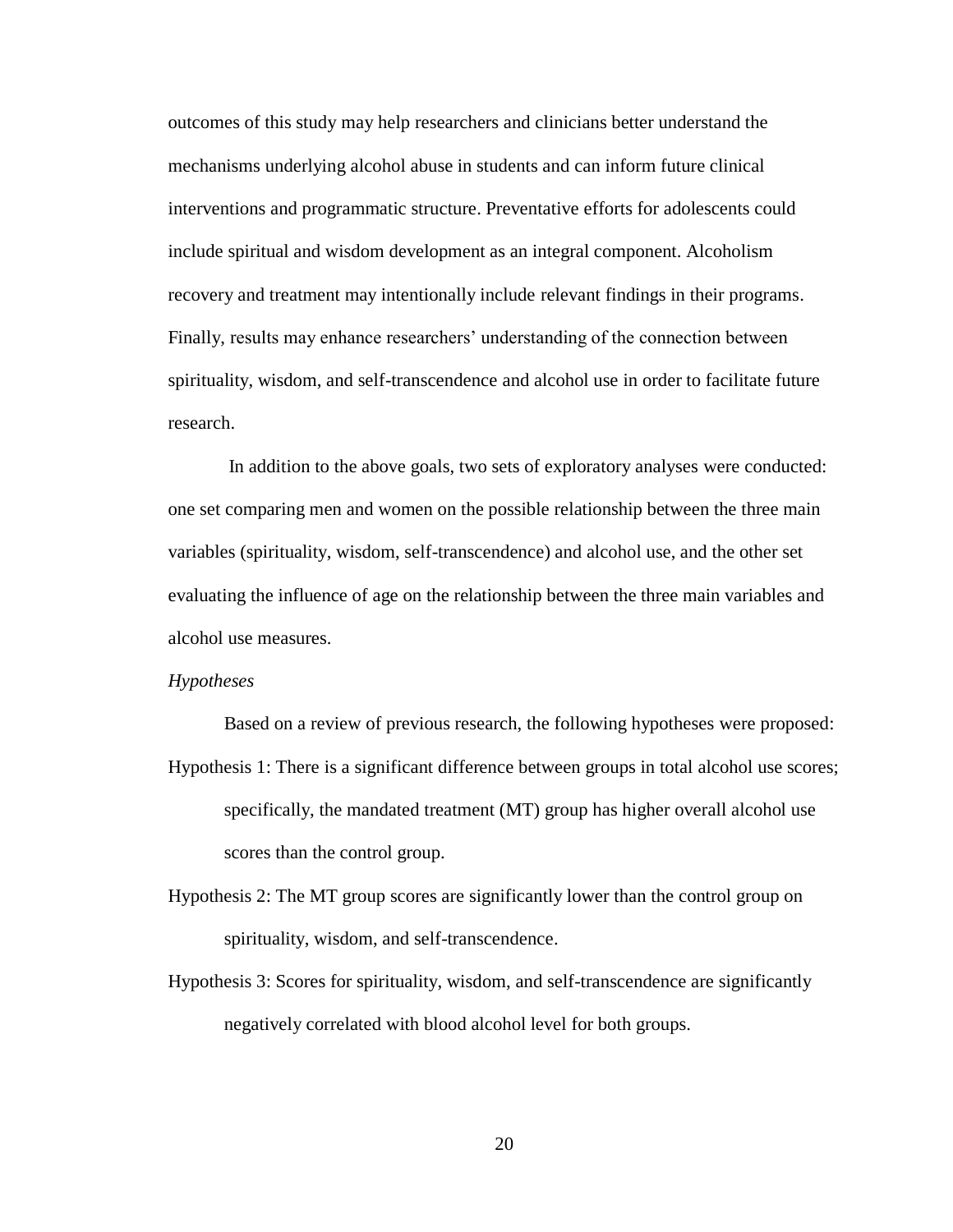outcomes of this study may help researchers and clinicians better understand the mechanisms underlying alcohol abuse in students and can inform future clinical interventions and programmatic structure. Preventative efforts for adolescents could include spiritual and wisdom development as an integral component. Alcoholism recovery and treatment may intentionally include relevant findings in their programs. Finally, results may enhance researchers' understanding of the connection between spirituality, wisdom, and self-transcendence and alcohol use in order to facilitate future research.

In addition to the above goals, two sets of exploratory analyses were conducted: one set comparing men and women on the possible relationship between the three main variables (spirituality, wisdom, self-transcendence) and alcohol use, and the other set evaluating the influence of age on the relationship between the three main variables and alcohol use measures.

*Hypotheses*

Based on a review of previous research, the following hypotheses were proposed:

Hypothesis 1: There is a significant difference between groups in total alcohol use scores; specifically, the mandated treatment (MT) group has higher overall alcohol use scores than the control group.

Hypothesis 2: The MT group scores are significantly lower than the control group on spirituality, wisdom, and self-transcendence.

Hypothesis 3: Scores for spirituality, wisdom, and self-transcendence are significantly negatively correlated with blood alcohol level for both groups.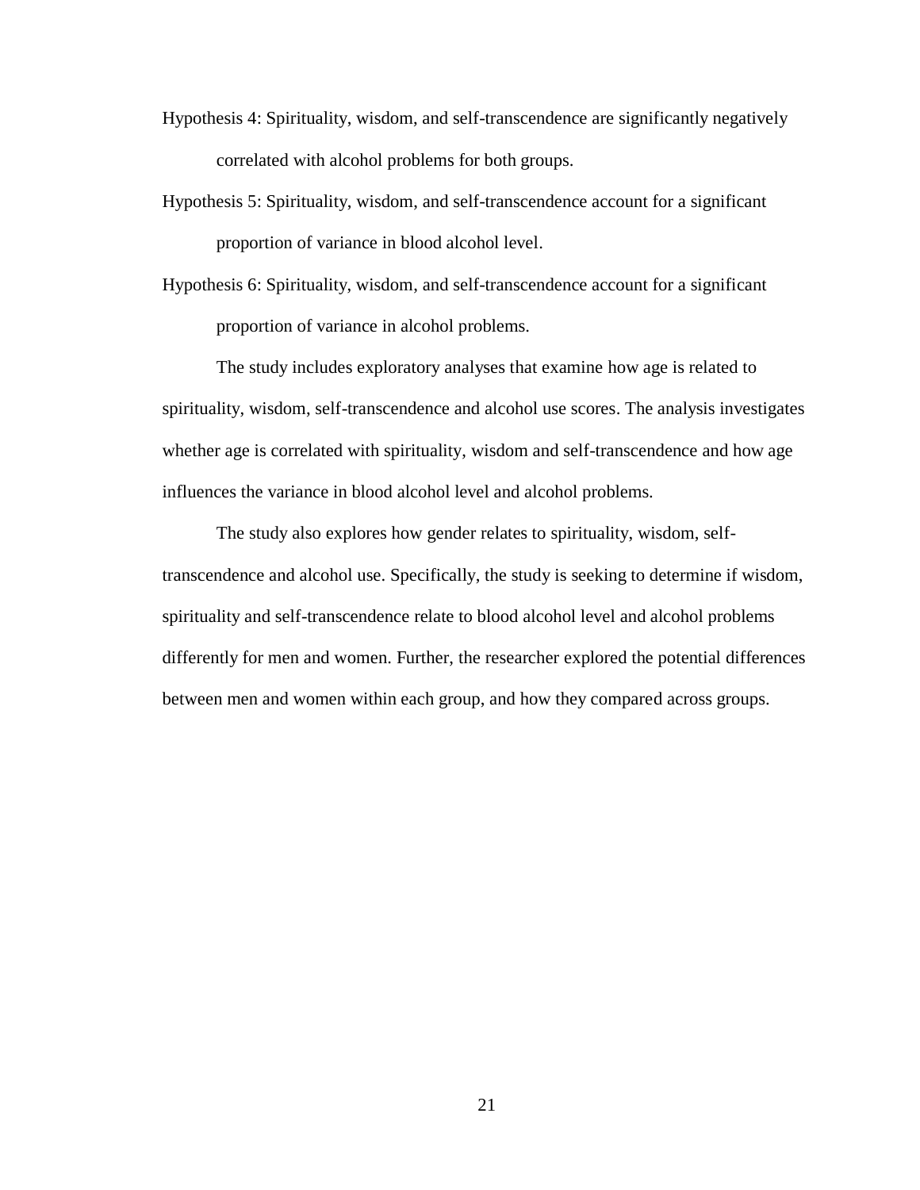Hypothesis 4: Spirituality, wisdom, and self-transcendence are significantly negatively correlated with alcohol problems for both groups.

Hypothesis 5: Spirituality, wisdom, and self-transcendence account for a significant proportion of variance in blood alcohol level.

Hypothesis 6: Spirituality, wisdom, and self-transcendence account for a significant proportion of variance in alcohol problems.

The study includes exploratory analyses that examine how age is related to spirituality, wisdom, self-transcendence and alcohol use scores. The analysis investigates whether age is correlated with spirituality, wisdom and self-transcendence and how age influences the variance in blood alcohol level and alcohol problems.

The study also explores how gender relates to spirituality, wisdom, self-transcendence and alcohol use. Specifically, the study is seeking to determine if wisdom, spirituality and self-transcendence relate to blood alcohol level and alcohol problems differently for men and women. Further, the researcher explored the potential differences between men and women within each group, and how they compared across groups.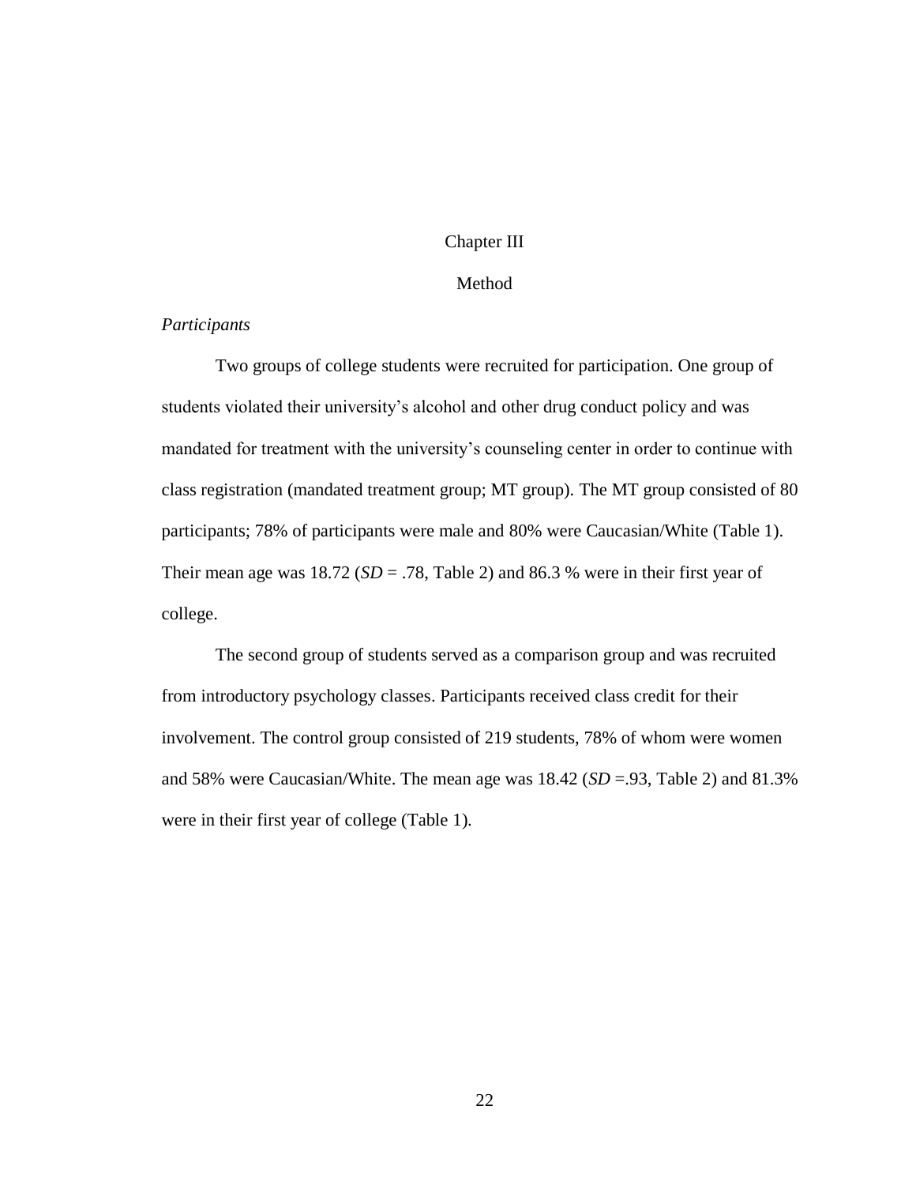# Chapter III

# Method

*Participants*

Two groups of college students were recruited for participation. One group of students violated their university's alcohol and other drug conduct policy and was mandated for treatment with the university's counseling center in order to continue with class registration (mandated treatment group; MT group). The MT group consisted of 80 participants; 78% of participants were male and 80% were Caucasian/White (Table 1). Their mean age was 18.72 (*SD* = .78, Table 2) and 86.3 % were in their first year of college.

The second group of students served as a comparison group and was recruited from introductory psychology classes. Participants received class credit for their involvement. The control group consisted of 219 students, 78% of whom were women and 58% were Caucasian/White. The mean age was 18.42 (*SD* =.93, Table 2) and 81.3% were in their first year of college (Table 1).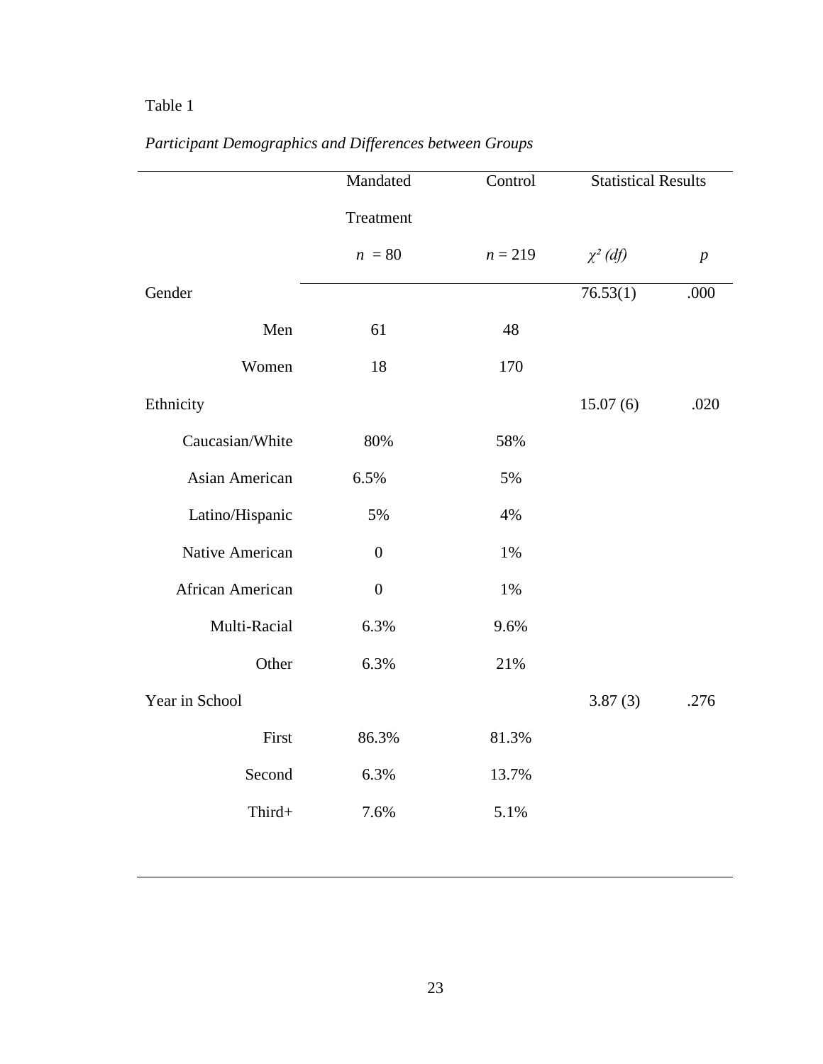Table 1

*Participant Demographics and Differences between Groups*

| | Mandated Treatment | Control | Statistical Results | |
|---|---|---|---|---|
| | $n$ = 80 | $n$ = 219 | $\chi^2$ *(df)* | $p$ |
| Gender | | | 76.53(1) | .000 |
| Men | 61 | 48 | | |
| Women | 18 | 170 | | |
| Ethnicity | | | 15.07 (6) | .020 |
| Caucasian/White | 80% | 58% | | |
| Asian American | 6.5% | 5% | | |
| Latino/Hispanic | 5% | 4% | | |
| Native American | 0 | 1% | | |
| African American | 0 | 1% | | |
| Multi-Racial | 6.3% | 9.6% | | |
| Other | 6.3% | 21% | | |
| Year in School | | | 3.87 (3) | .276 |
| First | 86.3% | 81.3% | | |
| Second | 6.3% | 13.7% | | |
| Third+ | 7.6% | 5.1% | | |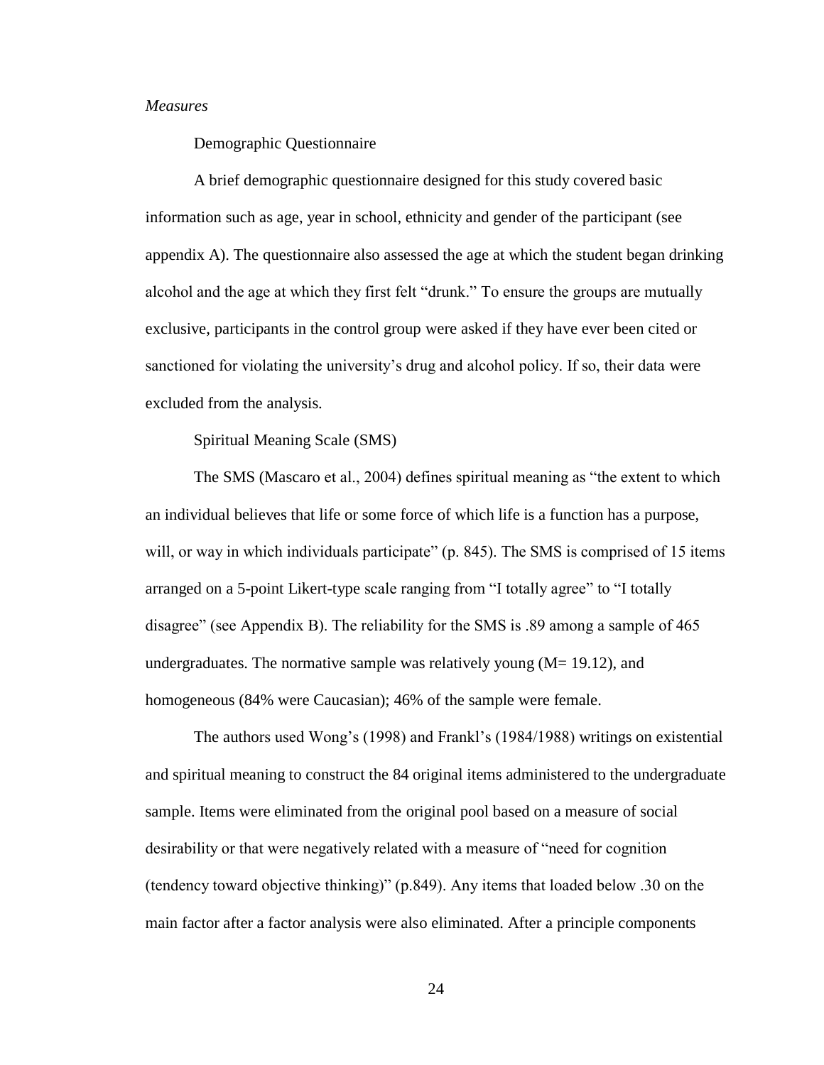*Measures*

Demographic Questionnaire

A brief demographic questionnaire designed for this study covered basic information such as age, year in school, ethnicity and gender of the participant (see appendix A). The questionnaire also assessed the age at which the student began drinking alcohol and the age at which they first felt "drunk." To ensure the groups are mutually exclusive, participants in the control group were asked if they have ever been cited or sanctioned for violating the university's drug and alcohol policy. If so, their data were excluded from the analysis.

Spiritual Meaning Scale (SMS)

The SMS (Mascaro et al., 2004) defines spiritual meaning as "the extent to which an individual believes that life or some force of which life is a function has a purpose, will, or way in which individuals participate" (p. 845). The SMS is comprised of 15 items arranged on a 5-point Likert-type scale ranging from "I totally agree" to "I totally disagree" (see Appendix B). The reliability for the SMS is .89 among a sample of 465 undergraduates. The normative sample was relatively young (M= 19.12), and homogeneous (84% were Caucasian); 46% of the sample were female.

The authors used Wong's (1998) and Frankl's (1984/1988) writings on existential and spiritual meaning to construct the 84 original items administered to the undergraduate sample. Items were eliminated from the original pool based on a measure of social desirability or that were negatively related with a measure of "need for cognition (tendency toward objective thinking)" (p.849). Any items that loaded below .30 on the main factor after a factor analysis were also eliminated. After a principle components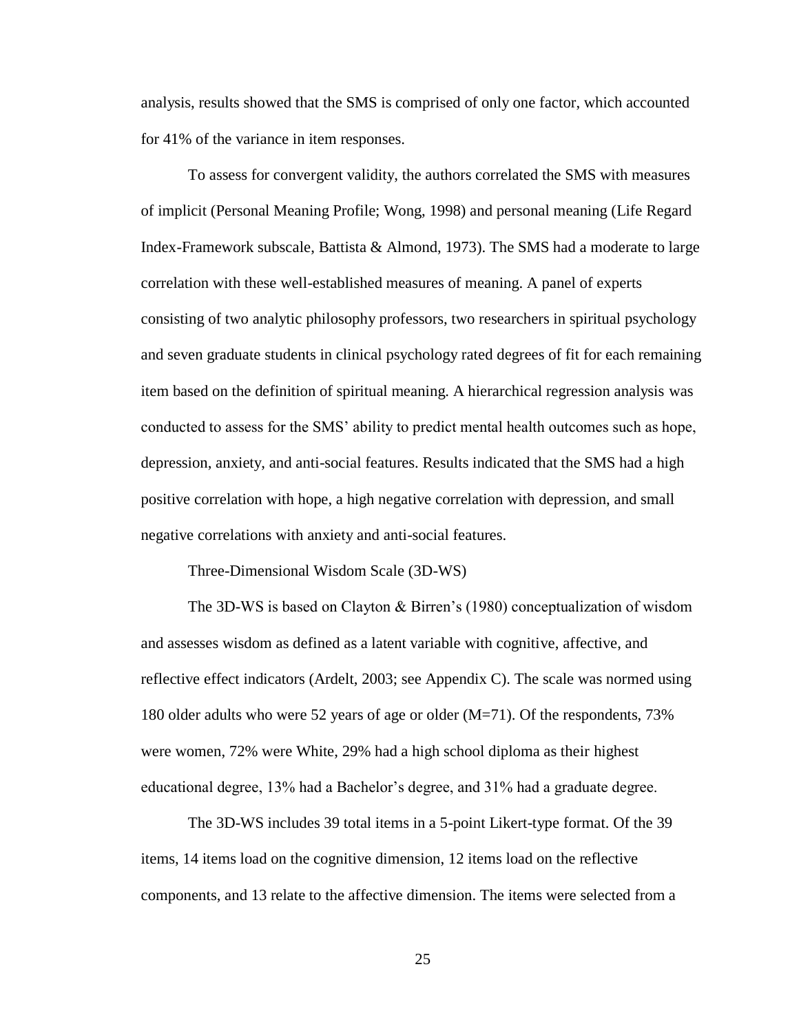analysis, results showed that the SMS is comprised of only one factor, which accounted for 41% of the variance in item responses.

To assess for convergent validity, the authors correlated the SMS with measures of implicit (Personal Meaning Profile; Wong, 1998) and personal meaning (Life Regard Index-Framework subscale, Battista & Almond, 1973). The SMS had a moderate to large correlation with these well-established measures of meaning. A panel of experts consisting of two analytic philosophy professors, two researchers in spiritual psychology and seven graduate students in clinical psychology rated degrees of fit for each remaining item based on the definition of spiritual meaning. A hierarchical regression analysis was conducted to assess for the SMS' ability to predict mental health outcomes such as hope, depression, anxiety, and anti-social features. Results indicated that the SMS had a high positive correlation with hope, a high negative correlation with depression, and small negative correlations with anxiety and anti-social features.

Three-Dimensional Wisdom Scale (3D-WS)

The 3D-WS is based on Clayton & Birren's (1980) conceptualization of wisdom and assesses wisdom as defined as a latent variable with cognitive, affective, and reflective effect indicators (Ardelt, 2003; see Appendix C). The scale was normed using 180 older adults who were 52 years of age or older (M=71). Of the respondents, 73% were women, 72% were White, 29% had a high school diploma as their highest educational degree, 13% had a Bachelor's degree, and 31% had a graduate degree.

The 3D-WS includes 39 total items in a 5-point Likert-type format. Of the 39 items, 14 items load on the cognitive dimension, 12 items load on the reflective components, and 13 relate to the affective dimension. The items were selected from a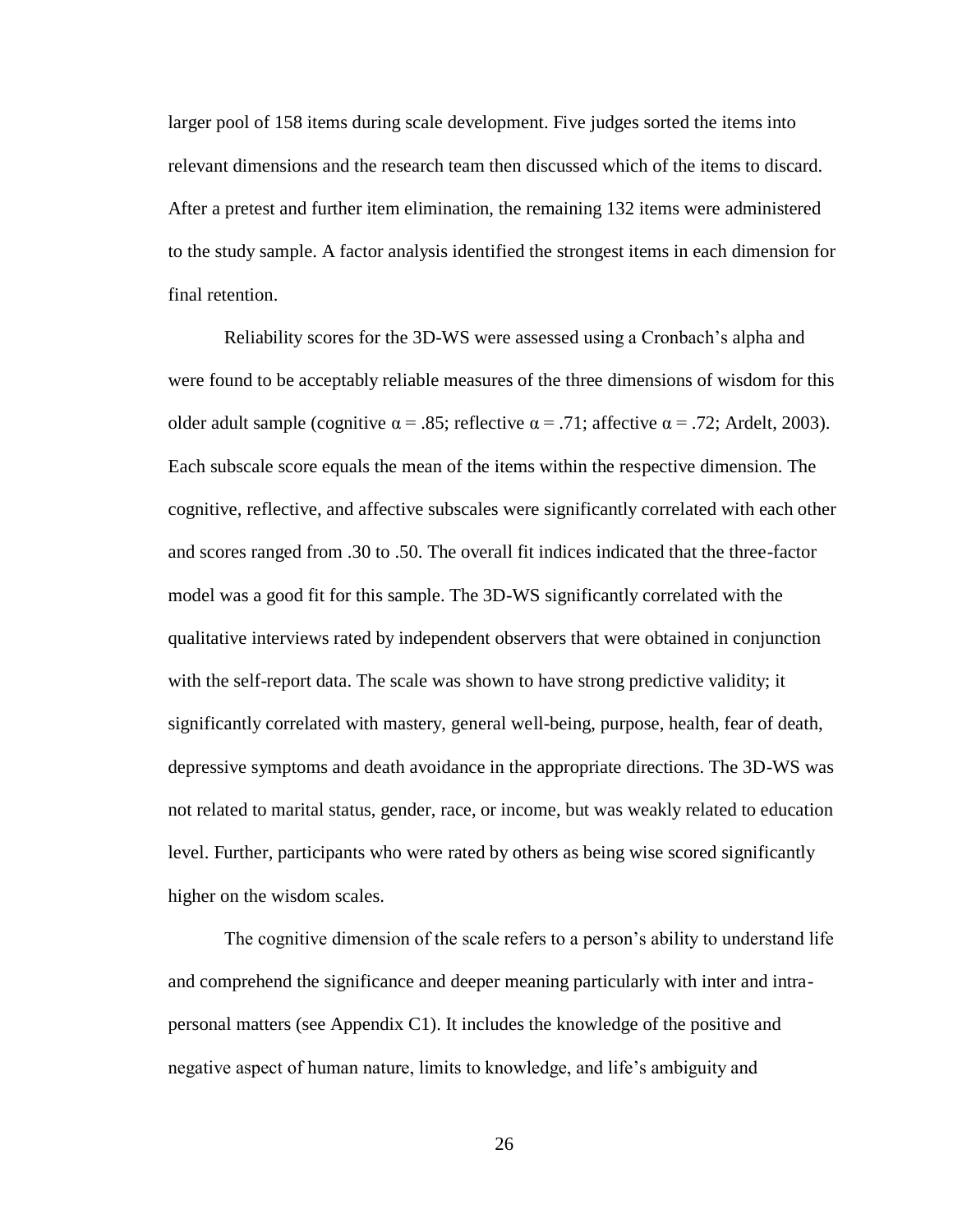larger pool of 158 items during scale development. Five judges sorted the items into relevant dimensions and the research team then discussed which of the items to discard. After a pretest and further item elimination, the remaining 132 items were administered to the study sample. A factor analysis identified the strongest items in each dimension for final retention.

Reliability scores for the 3D-WS were assessed using a Cronbach's alpha and were found to be acceptably reliable measures of the three dimensions of wisdom for this older adult sample (cognitive $\alpha = .85$; reflective $\alpha = .71$; affective $\alpha = .72$; Ardelt, 2003). Each subscale score equals the mean of the items within the respective dimension. The cognitive, reflective, and affective subscales were significantly correlated with each other and scores ranged from .30 to .50. The overall fit indices indicated that the three-factor model was a good fit for this sample. The 3D-WS significantly correlated with the qualitative interviews rated by independent observers that were obtained in conjunction with the self-report data. The scale was shown to have strong predictive validity; it significantly correlated with mastery, general well-being, purpose, health, fear of death, depressive symptoms and death avoidance in the appropriate directions. The 3D-WS was not related to marital status, gender, race, or income, but was weakly related to education level. Further, participants who were rated by others as being wise scored significantly higher on the wisdom scales.

The cognitive dimension of the scale refers to a person's ability to understand life and comprehend the significance and deeper meaning particularly with inter and intra-personal matters (see Appendix C1). It includes the knowledge of the positive and negative aspect of human nature, limits to knowledge, and life's ambiguity and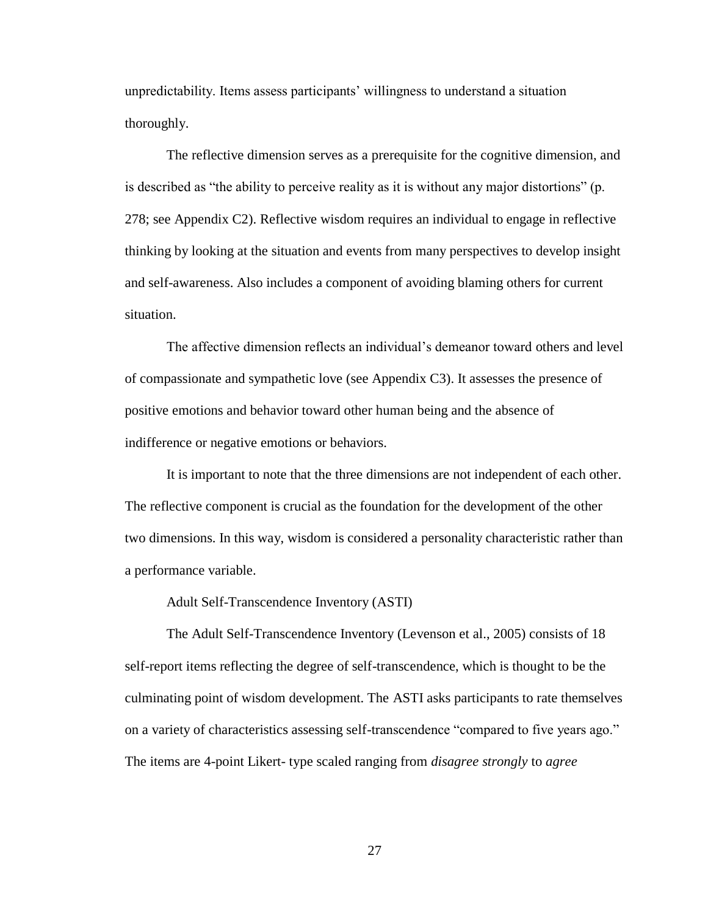unpredictability. Items assess participants' willingness to understand a situation thoroughly.

The reflective dimension serves as a prerequisite for the cognitive dimension, and is described as "the ability to perceive reality as it is without any major distortions" (p. 278; see Appendix C2). Reflective wisdom requires an individual to engage in reflective thinking by looking at the situation and events from many perspectives to develop insight and self-awareness. Also includes a component of avoiding blaming others for current situation.

The affective dimension reflects an individual's demeanor toward others and level of compassionate and sympathetic love (see Appendix C3). It assesses the presence of positive emotions and behavior toward other human being and the absence of indifference or negative emotions or behaviors.

It is important to note that the three dimensions are not independent of each other. The reflective component is crucial as the foundation for the development of the other two dimensions. In this way, wisdom is considered a personality characteristic rather than a performance variable.

Adult Self-Transcendence Inventory (ASTI)

The Adult Self-Transcendence Inventory (Levenson et al., 2005) consists of 18 self-report items reflecting the degree of self-transcendence, which is thought to be the culminating point of wisdom development. The ASTI asks participants to rate themselves on a variety of characteristics assessing self-transcendence "compared to five years ago." The items are 4-point Likert- type scaled ranging from *disagree strongly* to *agree*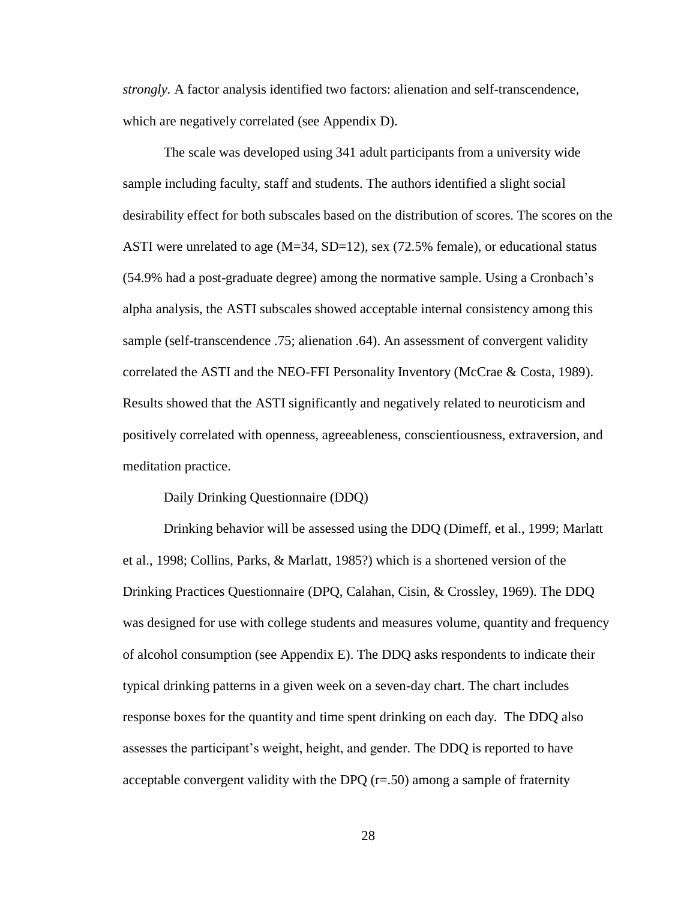*strongly*. A factor analysis identified two factors: alienation and self-transcendence, which are negatively correlated (see Appendix D).

The scale was developed using 341 adult participants from a university wide sample including faculty, staff and students. The authors identified a slight social desirability effect for both subscales based on the distribution of scores. The scores on the ASTI were unrelated to age (M=34, SD=12), sex (72.5% female), or educational status (54.9% had a post-graduate degree) among the normative sample. Using a Cronbach's alpha analysis, the ASTI subscales showed acceptable internal consistency among this sample (self-transcendence .75; alienation .64). An assessment of convergent validity correlated the ASTI and the NEO-FFI Personality Inventory (McCrae & Costa, 1989). Results showed that the ASTI significantly and negatively related to neuroticism and positively correlated with openness, agreeableness, conscientiousness, extraversion, and meditation practice.

Daily Drinking Questionnaire (DDQ)

Drinking behavior will be assessed using the DDQ (Dimeff, et al., 1999; Marlatt et al., 1998; Collins, Parks, & Marlatt, 1985?) which is a shortened version of the Drinking Practices Questionnaire (DPQ, Calahan, Cisin, & Crossley, 1969). The DDQ was designed for use with college students and measures volume, quantity and frequency of alcohol consumption (see Appendix E). The DDQ asks respondents to indicate their typical drinking patterns in a given week on a seven-day chart. The chart includes response boxes for the quantity and time spent drinking on each day. The DDQ also assesses the participant's weight, height, and gender. The DDQ is reported to have acceptable convergent validity with the DPQ (r=.50) among a sample of fraternity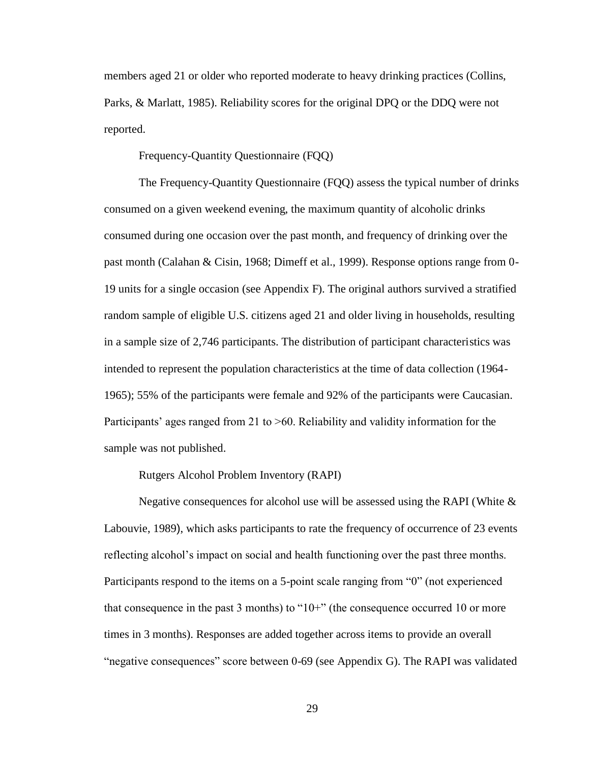members aged 21 or older who reported moderate to heavy drinking practices (Collins, Parks, & Marlatt, 1985). Reliability scores for the original DPQ or the DDQ were not reported.

Frequency-Quantity Questionnaire (FQQ)

The Frequency-Quantity Questionnaire (FQQ) assess the typical number of drinks consumed on a given weekend evening, the maximum quantity of alcoholic drinks consumed during one occasion over the past month, and frequency of drinking over the past month (Calahan & Cisin, 1968; Dimeff et al., 1999). Response options range from 0-19 units for a single occasion (see Appendix F). The original authors survived a stratified random sample of eligible U.S. citizens aged 21 and older living in households, resulting in a sample size of 2,746 participants. The distribution of participant characteristics was intended to represent the population characteristics at the time of data collection (1964-1965); 55% of the participants were female and 92% of the participants were Caucasian. Participants' ages ranged from 21 to >60. Reliability and validity information for the sample was not published.

Rutgers Alcohol Problem Inventory (RAPI)

Negative consequences for alcohol use will be assessed using the RAPI (White & Labouvie, 1989), which asks participants to rate the frequency of occurrence of 23 events reflecting alcohol's impact on social and health functioning over the past three months. Participants respond to the items on a 5-point scale ranging from "0" (not experienced that consequence in the past 3 months) to "10+" (the consequence occurred 10 or more times in 3 months). Responses are added together across items to provide an overall "negative consequences" score between 0-69 (see Appendix G). The RAPI was validated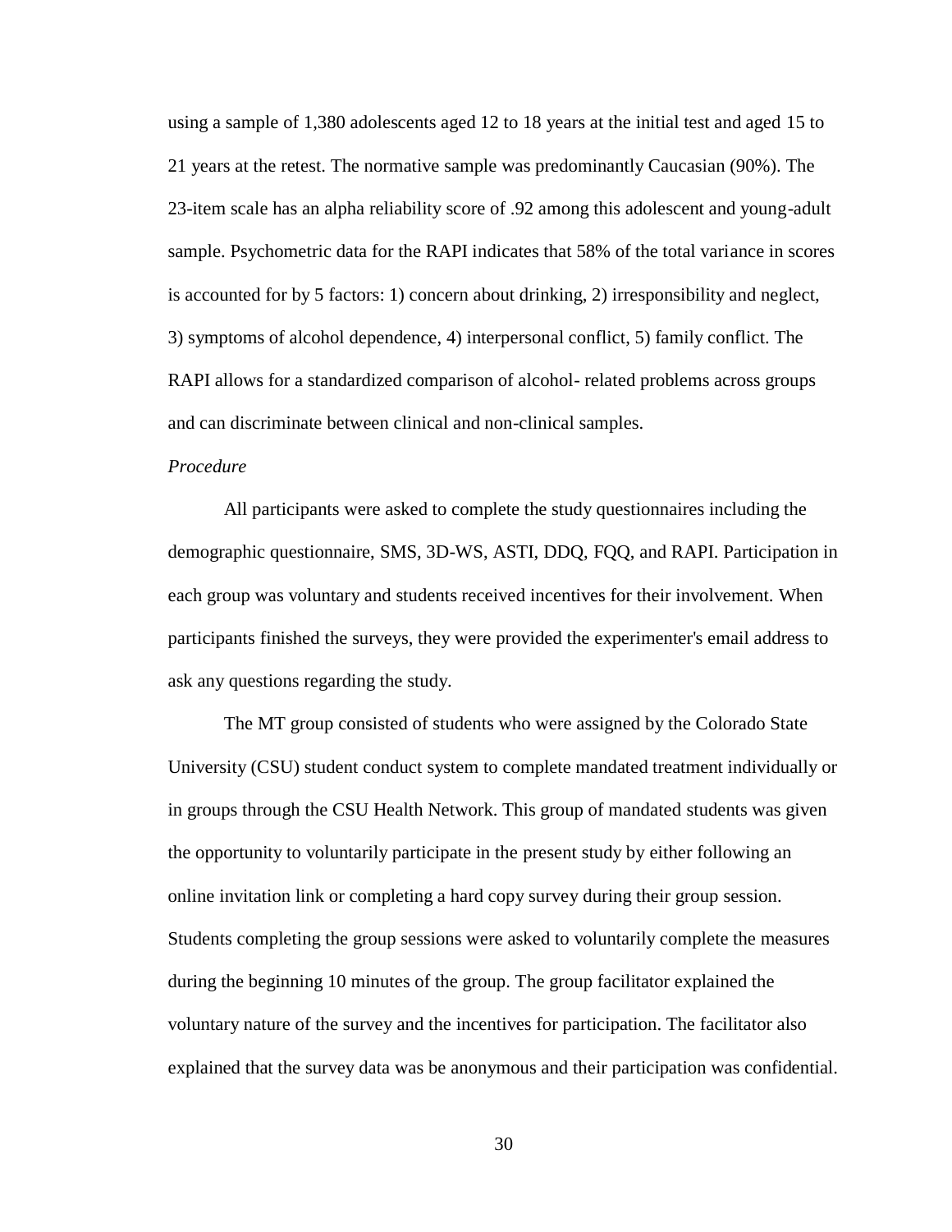using a sample of 1,380 adolescents aged 12 to 18 years at the initial test and aged 15 to 21 years at the retest. The normative sample was predominantly Caucasian (90%). The 23-item scale has an alpha reliability score of .92 among this adolescent and young-adult sample. Psychometric data for the RAPI indicates that 58% of the total variance in scores is accounted for by 5 factors: 1) concern about drinking, 2) irresponsibility and neglect, 3) symptoms of alcohol dependence, 4) interpersonal conflict, 5) family conflict. The RAPI allows for a standardized comparison of alcohol- related problems across groups and can discriminate between clinical and non-clinical samples.

*Procedure*

All participants were asked to complete the study questionnaires including the demographic questionnaire, SMS, 3D-WS, ASTI, DDQ, FQQ, and RAPI. Participation in each group was voluntary and students received incentives for their involvement. When participants finished the surveys, they were provided the experimenter's email address to ask any questions regarding the study.

The MT group consisted of students who were assigned by the Colorado State University (CSU) student conduct system to complete mandated treatment individually or in groups through the CSU Health Network. This group of mandated students was given the opportunity to voluntarily participate in the present study by either following an online invitation link or completing a hard copy survey during their group session. Students completing the group sessions were asked to voluntarily complete the measures during the beginning 10 minutes of the group. The group facilitator explained the voluntary nature of the survey and the incentives for participation. The facilitator also explained that the survey data was be anonymous and their participation was confidential.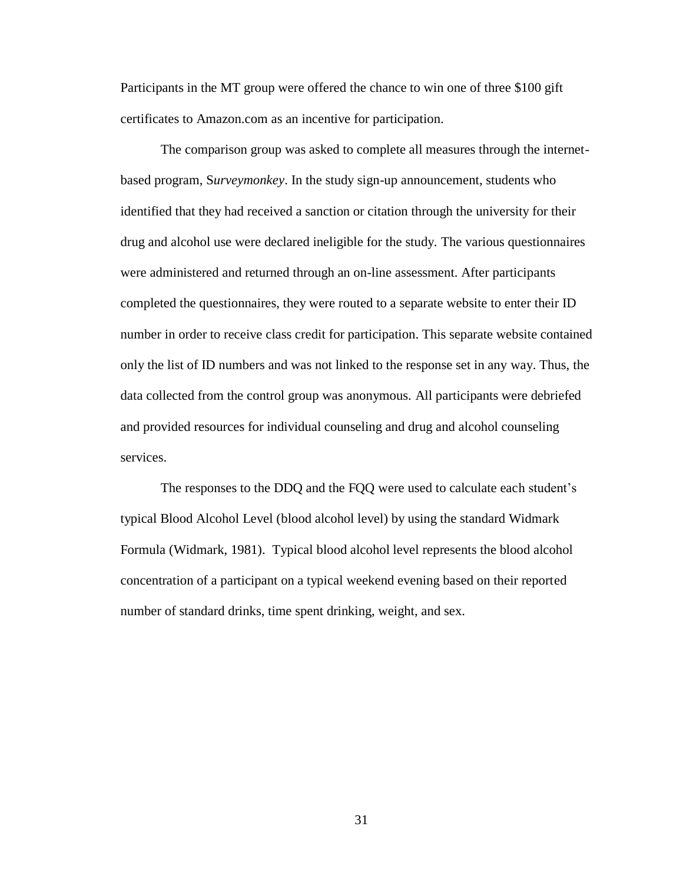Participants in the MT group were offered the chance to win one of three $100 gift certificates to Amazon.com as an incentive for participation.

The comparison group was asked to complete all measures through the internet-based program, S*urveymonkey*. In the study sign-up announcement, students who identified that they had received a sanction or citation through the university for their drug and alcohol use were declared ineligible for the study. The various questionnaires were administered and returned through an on-line assessment. After participants completed the questionnaires, they were routed to a separate website to enter their ID number in order to receive class credit for participation. This separate website contained only the list of ID numbers and was not linked to the response set in any way. Thus, the data collected from the control group was anonymous. All participants were debriefed and provided resources for individual counseling and drug and alcohol counseling services.

The responses to the DDQ and the FQQ were used to calculate each student's typical Blood Alcohol Level (blood alcohol level) by using the standard Widmark Formula (Widmark, 1981). Typical blood alcohol level represents the blood alcohol concentration of a participant on a typical weekend evening based on their reported number of standard drinks, time spent drinking, weight, and sex.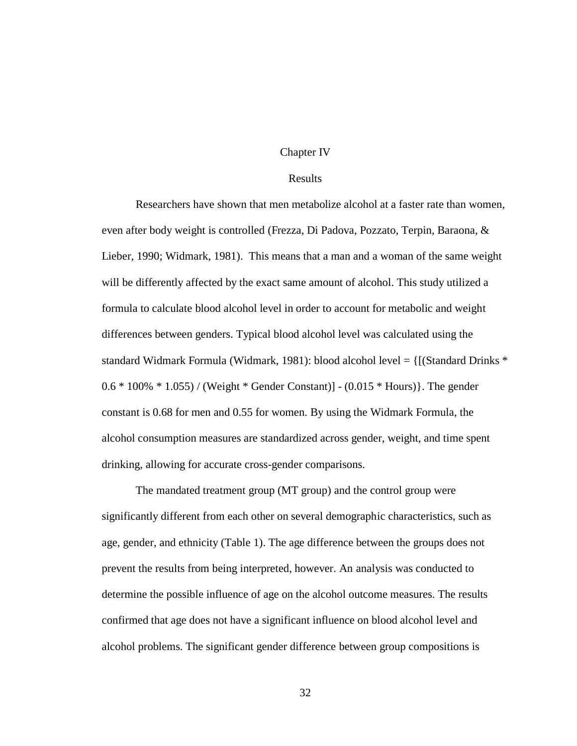# Chapter IV

## Results

Researchers have shown that men metabolize alcohol at a faster rate than women, even after body weight is controlled (Frezza, Di Padova, Pozzato, Terpin, Baraona, & Lieber, 1990; Widmark, 1981). This means that a man and a woman of the same weight will be differently affected by the exact same amount of alcohol. This study utilized a formula to calculate blood alcohol level in order to account for metabolic and weight differences between genders. Typical blood alcohol level was calculated using the standard Widmark Formula (Widmark, 1981): blood alcohol level = {[(Standard Drinks * 0.6 * 100% * 1.055) / (Weight * Gender Constant)] - (0.015 * Hours)}. The gender constant is 0.68 for men and 0.55 for women. By using the Widmark Formula, the alcohol consumption measures are standardized across gender, weight, and time spent drinking, allowing for accurate cross-gender comparisons.

The mandated treatment group (MT group) and the control group were significantly different from each other on several demographic characteristics, such as age, gender, and ethnicity (Table 1). The age difference between the groups does not prevent the results from being interpreted, however. An analysis was conducted to determine the possible influence of age on the alcohol outcome measures. The results confirmed that age does not have a significant influence on blood alcohol level and alcohol problems. The significant gender difference between group compositions is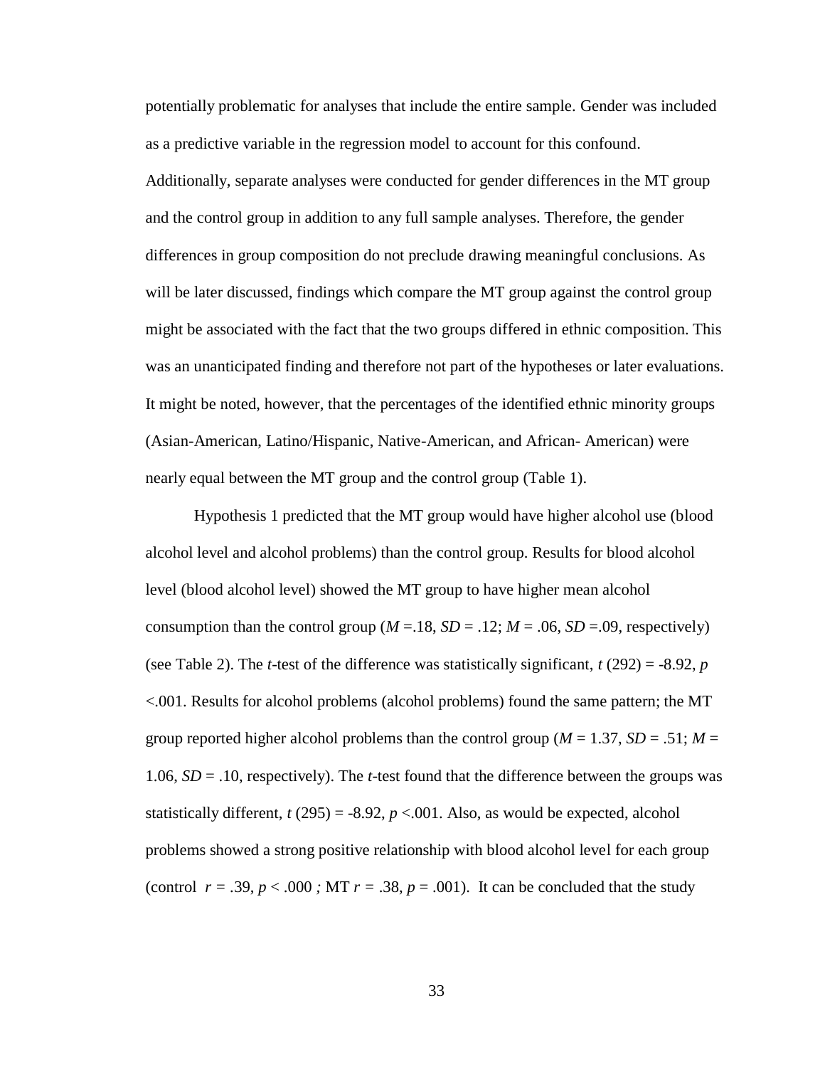potentially problematic for analyses that include the entire sample. Gender was included as a predictive variable in the regression model to account for this confound. Additionally, separate analyses were conducted for gender differences in the MT group and the control group in addition to any full sample analyses. Therefore, the gender differences in group composition do not preclude drawing meaningful conclusions. As will be later discussed, findings which compare the MT group against the control group might be associated with the fact that the two groups differed in ethnic composition. This was an unanticipated finding and therefore not part of the hypotheses or later evaluations. It might be noted, however, that the percentages of the identified ethnic minority groups (Asian-American, Latino/Hispanic, Native-American, and African- American) were nearly equal between the MT group and the control group (Table 1).

Hypothesis 1 predicted that the MT group would have higher alcohol use (blood alcohol level and alcohol problems) than the control group. Results for blood alcohol level (blood alcohol level) showed the MT group to have higher mean alcohol consumption than the control group ($M$ =.18, $SD$ = .12; $M$ = .06, $SD$ =.09, respectively) (see Table 2). The $t$-test of the difference was statistically significant, $t$ (292) = -8.92, $p$ <.001. Results for alcohol problems (alcohol problems) found the same pattern; the MT group reported higher alcohol problems than the control group ($M$ = 1.37, $SD$ = .51; $M$ = 1.06, $SD$ = .10, respectively). The $t$-test found that the difference between the groups was statistically different, $t$ (295) = -8.92, $p$ <.001. Also, as would be expected, alcohol problems showed a strong positive relationship with blood alcohol level for each group (control $r$ = .39, $p$ < .000 ; MT $r$ = .38, $p$ = .001). It can be concluded that the study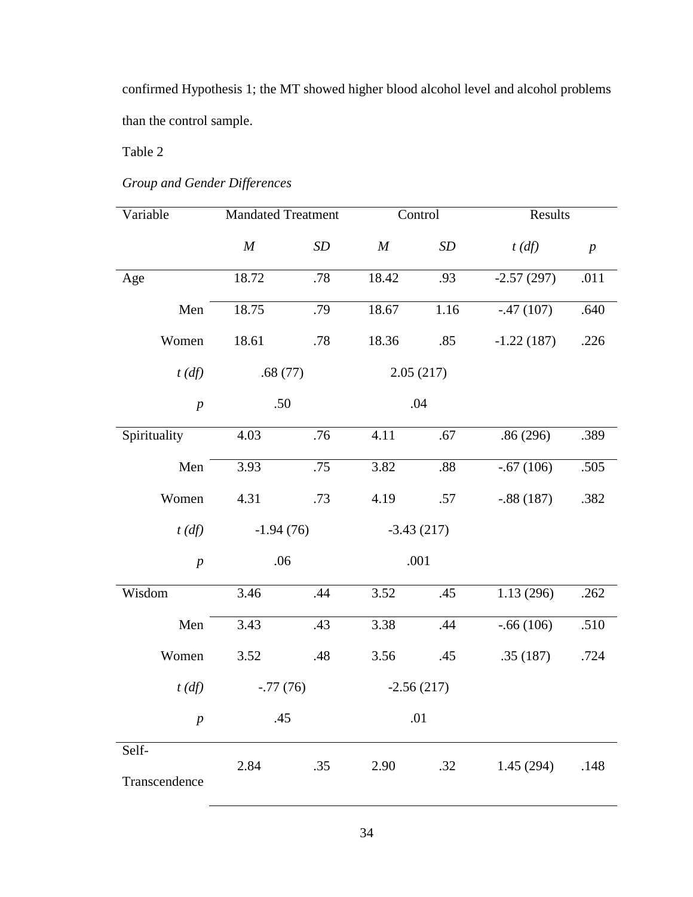confirmed Hypothesis 1; the MT showed higher blood alcohol level and alcohol problems than the control sample.

Table 2

*Group and Gender Differences*

| Variable | Mandated Treatment | | Control | | Results | |
|---|---|---|---|---|---|---|
| | *M* | *SD* | *M* | *SD* | *t (df)* | *p* |
| Age | 18.72 | .78 | 18.42 | .93 | -2.57 (297) | .011 |
| Men | 18.75 | .79 | 18.67 | 1.16 | -.47 (107) | .640 |
| Women | 18.61 | .78 | 18.36 | .85 | -1.22 (187) | .226 |
| *t (df)* | .68 (77) | | 2.05 (217) | | | |
| *p* | .50 | | .04 | | | |
| Spirituality | 4.03 | .76 | 4.11 | .67 | .86 (296) | .389 |
| Men | 3.93 | .75 | 3.82 | .88 | -.67 (106) | .505 |
| Women | 4.31 | .73 | 4.19 | .57 | -.88 (187) | .382 |
| *t (df)* | -1.94 (76) | | -3.43 (217) | | | |
| *p* | .06 | | .001 | | | |
| Wisdom | 3.46 | .44 | 3.52 | .45 | 1.13 (296) | .262 |
| Men | 3.43 | .43 | 3.38 | .44 | -.66 (106) | .510 |
| Women | 3.52 | .48 | 3.56 | .45 | .35 (187) | .724 |
| *t (df)* | -.77 (76) | | -2.56 (217) | | | |
| *p* | .45 | | .01 | | | |
| Self-Transcendence | 2.84 | .35 | 2.90 | .32 | 1.45 (294) | .148 |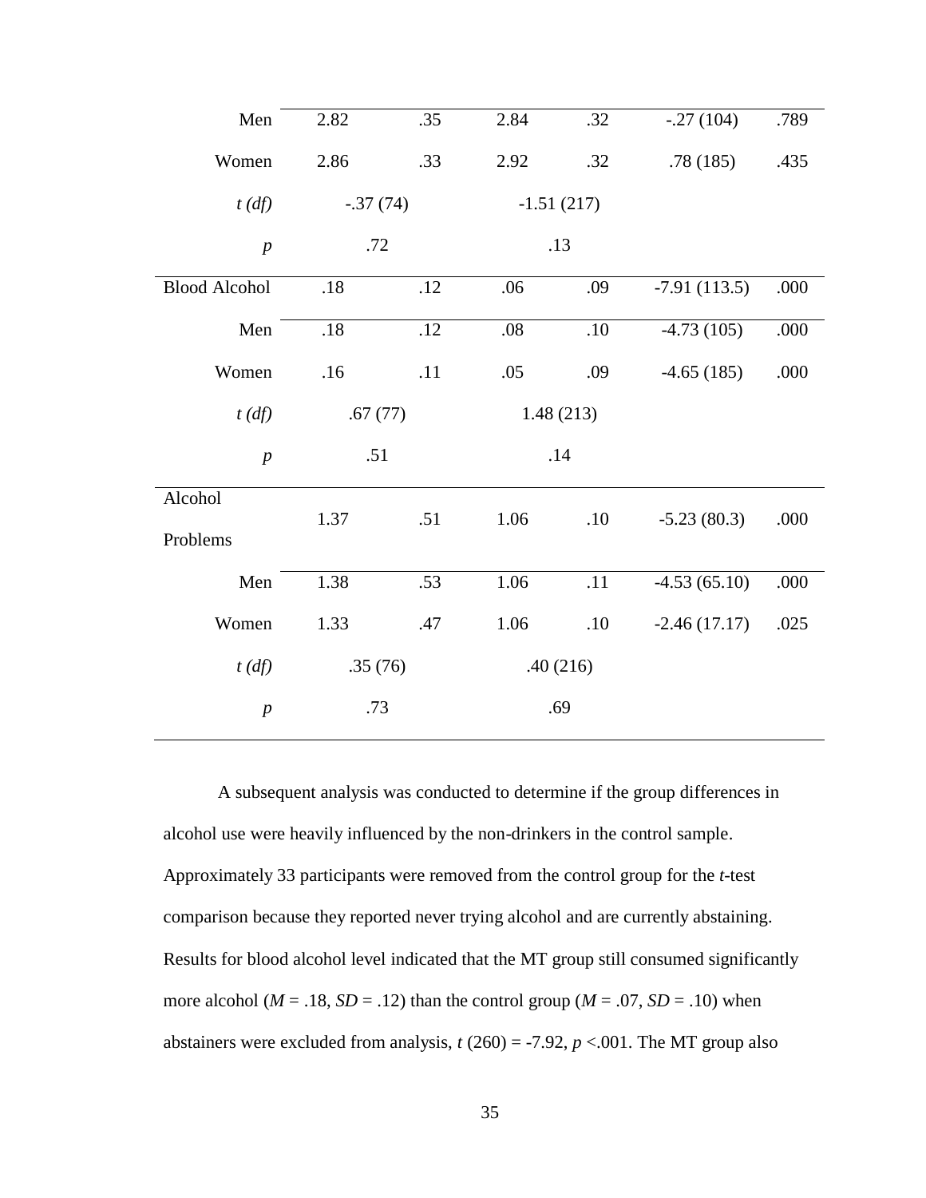| | | | | | | |
|---|---|---|---|---|---|---|
| Men | 2.82 | .35 | 2.84 | .32 | -.27 (104) | .789 |
| Women | 2.86 | .33 | 2.92 | .32 | .78 (185) | .435 |
| *t (df)* | -.37 (74) | | -1.51 (217) | | | |
| *p* | .72 | | .13 | | | |
| Blood Alcohol | .18 | .12 | .06 | .09 | -7.91 (113.5) | .000 |
| Men | .18 | .12 | .08 | .10 | -4.73 (105) | .000 |
| Women | .16 | .11 | .05 | .09 | -4.65 (185) | .000 |
| *t (df)* | .67 (77) | | 1.48 (213) | | | |
| *p* | .51 | | .14 | | | |
| Alcohol Problems | 1.37 | .51 | 1.06 | .10 | -5.23 (80.3) | .000 |
| Men | 1.38 | .53 | 1.06 | .11 | -4.53 (65.10) | .000 |
| Women | 1.33 | .47 | 1.06 | .10 | -2.46 (17.17) | .025 |
| *t (df)* | .35 (76) | | .40 (216) | | | |
| *p* | .73 | | .69 | | | |

A subsequent analysis was conducted to determine if the group differences in alcohol use were heavily influenced by the non-drinkers in the control sample. Approximately 33 participants were removed from the control group for the *t*-test comparison because they reported never trying alcohol and are currently abstaining. Results for blood alcohol level indicated that the MT group still consumed significantly more alcohol ($M$ = .18, $SD$ = .12) than the control group ($M$ = .07, $SD$ = .10) when abstainers were excluded from analysis, $t$ (260) = -7.92, $p$ <.001. The MT group also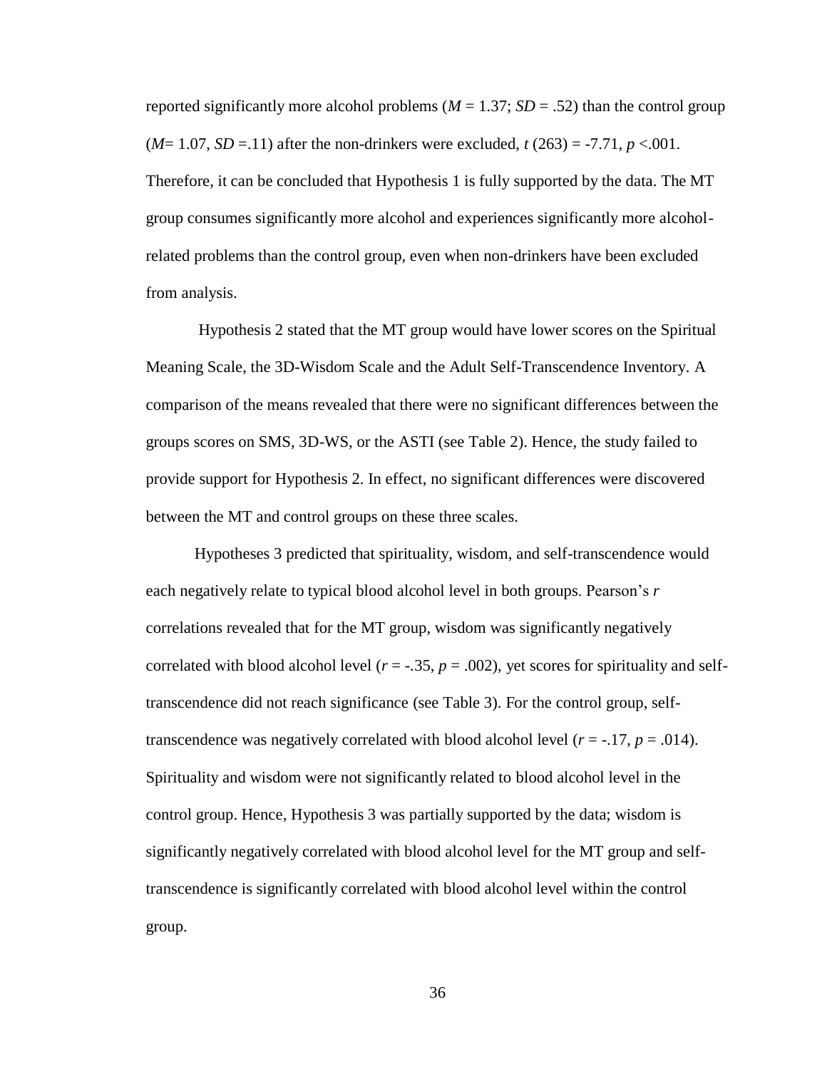reported significantly more alcohol problems ($M$ = 1.37; $SD$ = .52) than the control group ($M$= 1.07, $SD$ =.11) after the non-drinkers were excluded, $t$ (263) = -7.71, $p$ <.001. Therefore, it can be concluded that Hypothesis 1 is fully supported by the data. The MT group consumes significantly more alcohol and experiences significantly more alcohol-related problems than the control group, even when non-drinkers have been excluded from analysis.

Hypothesis 2 stated that the MT group would have lower scores on the Spiritual Meaning Scale, the 3D-Wisdom Scale and the Adult Self-Transcendence Inventory. A comparison of the means revealed that there were no significant differences between the groups scores on SMS, 3D-WS, or the ASTI (see Table 2). Hence, the study failed to provide support for Hypothesis 2. In effect, no significant differences were discovered between the MT and control groups on these three scales.

Hypotheses 3 predicted that spirituality, wisdom, and self-transcendence would each negatively relate to typical blood alcohol level in both groups. Pearson's $r$ correlations revealed that for the MT group, wisdom was significantly negatively correlated with blood alcohol level ($r$ = -.35, $p$ = .002), yet scores for spirituality and self-transcendence did not reach significance (see Table 3). For the control group, self-transcendence was negatively correlated with blood alcohol level ($r$ = -.17, $p$ = .014). Spirituality and wisdom were not significantly related to blood alcohol level in the control group. Hence, Hypothesis 3 was partially supported by the data; wisdom is significantly negatively correlated with blood alcohol level for the MT group and self-transcendence is significantly correlated with blood alcohol level within the control group.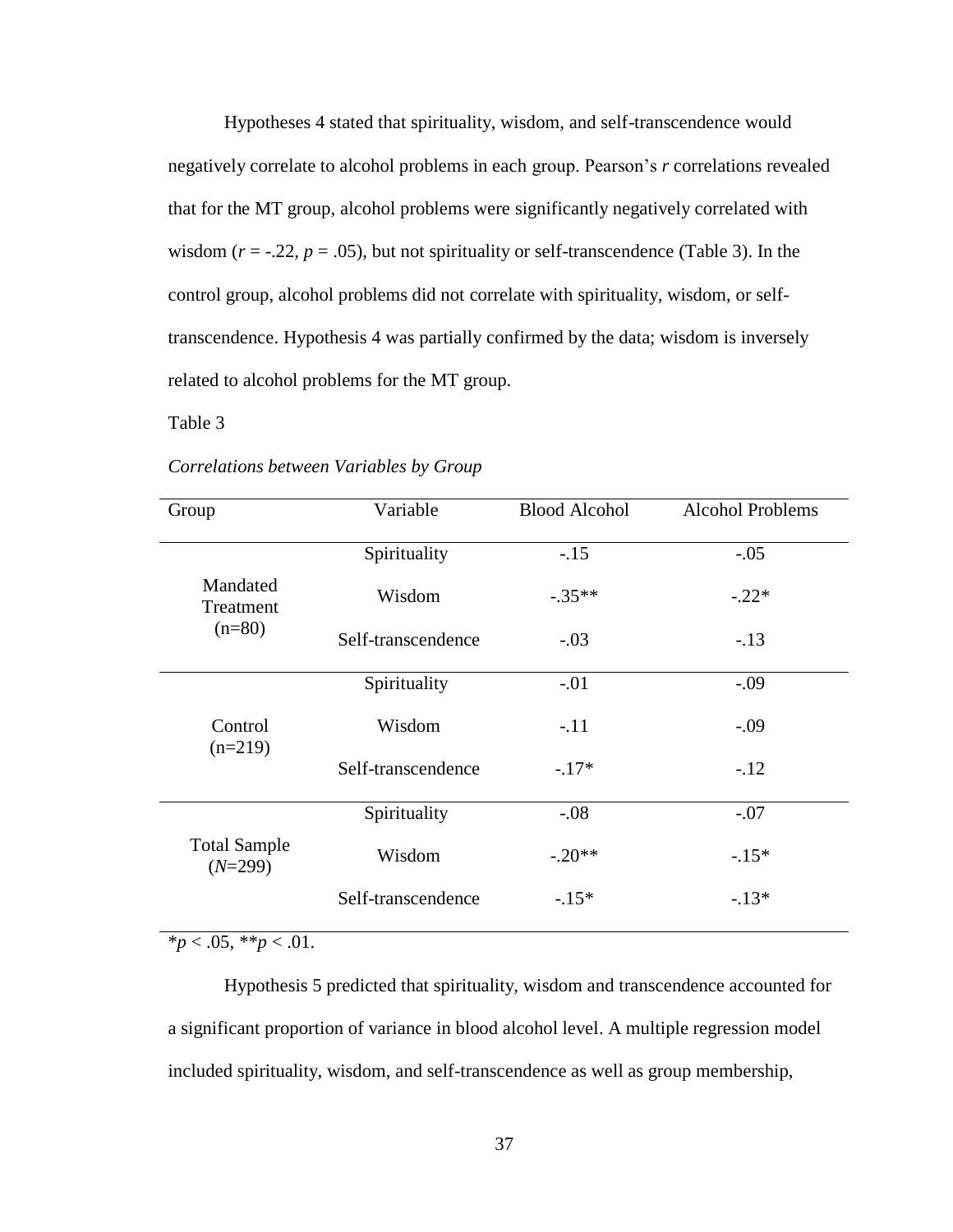Hypotheses 4 stated that spirituality, wisdom, and self-transcendence would negatively correlate to alcohol problems in each group. Pearson's *r* correlations revealed that for the MT group, alcohol problems were significantly negatively correlated with wisdom ($r = -.22$, $p = .05$), but not spirituality or self-transcendence (Table 3). In the control group, alcohol problems did not correlate with spirituality, wisdom, or self-transcendence. Hypothesis 4 was partially confirmed by the data; wisdom is inversely related to alcohol problems for the MT group.

Table 3

*Correlations between Variables by Group*

| Group | Variable | Blood Alcohol | Alcohol Problems |
|---|---|---|---|
| Mandated Treatment (n=80) | Spirituality | -.15 | -.05 |
| | Wisdom | -.35** | -.22* |
| | Self-transcendence | -.03 | -.13 |
| Control (n=219) | Spirituality | -.01 | -.09 |
| | Wisdom | -.11 | -.09 |
| | Self-transcendence | -.17* | -.12 |
| Total Sample (*N*=299) | Spirituality | -.08 | -.07 |
| | Wisdom | -.20** | -.15* |
| | Self-transcendence | -.15* | -.13* |

*$p < .05$, **$p < .01$.

Hypothesis 5 predicted that spirituality, wisdom and transcendence accounted for a significant proportion of variance in blood alcohol level. A multiple regression model included spirituality, wisdom, and self-transcendence as well as group membership,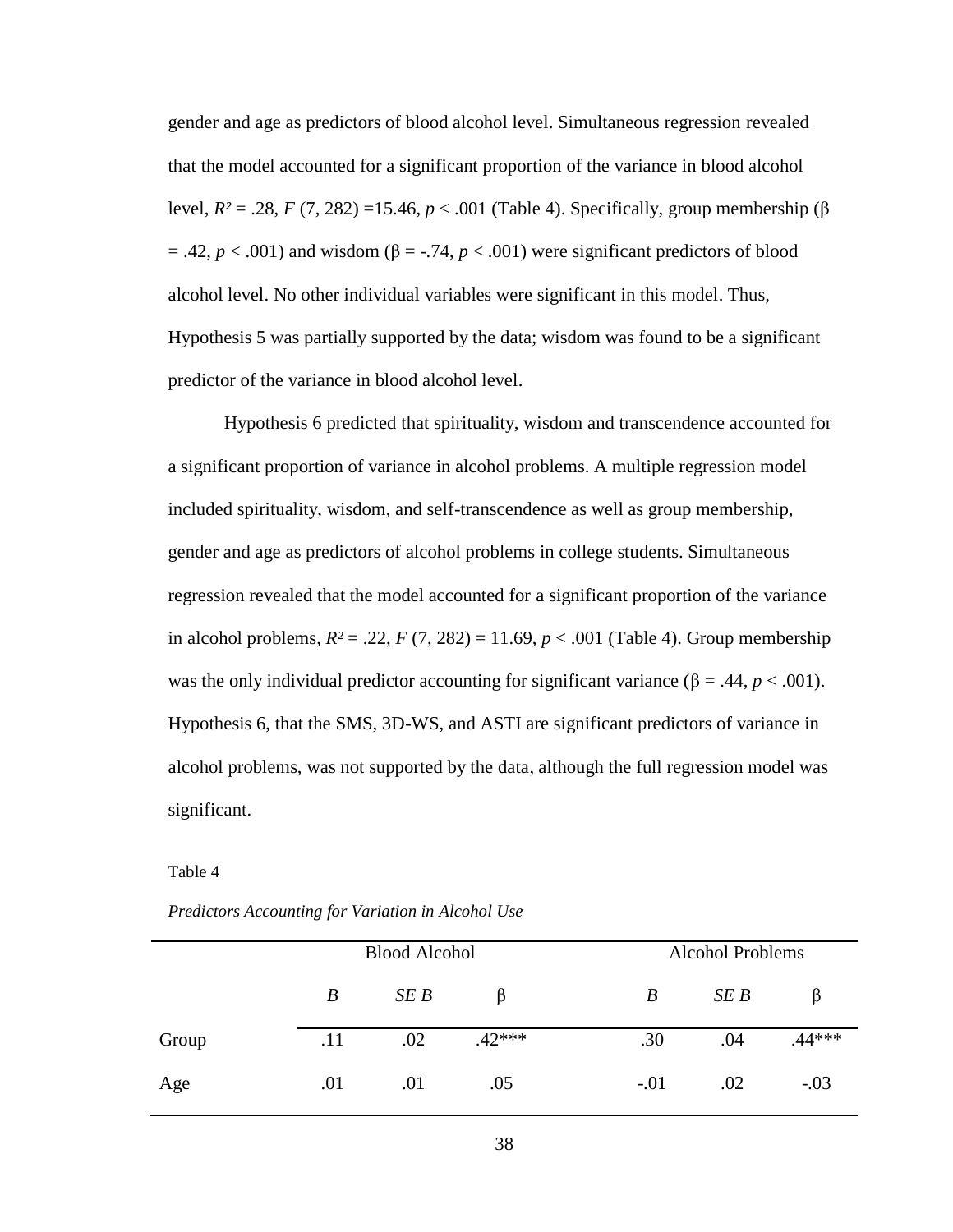gender and age as predictors of blood alcohol level. Simultaneous regression revealed that the model accounted for a significant proportion of the variance in blood alcohol level, $R^2 = .28$, $F$ (7, 282) =15.46, $p < .001$ (Table 4). Specifically, group membership (β = .42, $p < .001$) and wisdom (β = -.74, $p < .001$) were significant predictors of blood alcohol level. No other individual variables were significant in this model. Thus, Hypothesis 5 was partially supported by the data; wisdom was found to be a significant predictor of the variance in blood alcohol level.

Hypothesis 6 predicted that spirituality, wisdom and transcendence accounted for a significant proportion of variance in alcohol problems. A multiple regression model included spirituality, wisdom, and self-transcendence as well as group membership, gender and age as predictors of alcohol problems in college students. Simultaneous regression revealed that the model accounted for a significant proportion of the variance in alcohol problems, $R^2 = .22$, $F$ (7, 282) = 11.69, $p < .001$ (Table 4). Group membership was the only individual predictor accounting for significant variance (β = .44, $p < .001$). Hypothesis 6, that the SMS, 3D-WS, and ASTI are significant predictors of variance in alcohol problems, was not supported by the data, although the full regression model was significant.

Table 4

*Predictors Accounting for Variation in Alcohol Use*

| | Blood Alcohol | | | Alcohol Problems | | |
|---|---|---|---|---|---|---|
| | *B* | *SE B* | β | *B* | *SE B* | β |
| Group | .11 | .02 | .42*** | .30 | .04 | .44*** |
| Age | .01 | .01 | .05 | -.01 | .02 | -.03 |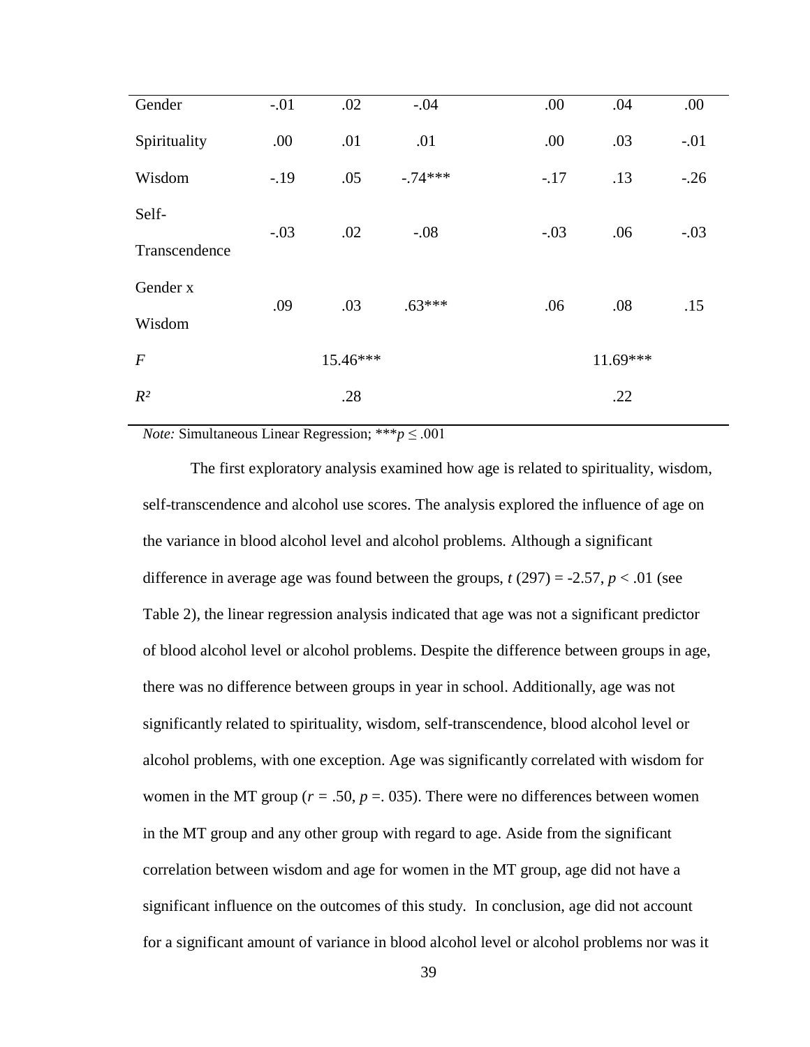| | | | | | | |
|---|---|---|---|---|---|---|
| Gender | -.01 | .02 | -.04 | .00 | .04 | .00 |
| Spirituality | .00 | .01 | .01 | .00 | .03 | -.01 |
| Wisdom | -.19 | .05 | -.74*** | -.17 | .13 | -.26 |
| Self-Transcendence | -.03 | .02 | -.08 | -.03 | .06 | -.03 |
| Gender x Wisdom | .09 | .03 | .63*** | .06 | .08 | .15 |
| *F* | | 15.46*** | | | 11.69*** | |
| $R^2$ | | .28 | | | .22 | |

*Note:* Simultaneous Linear Regression; ***$p \leq .001$

The first exploratory analysis examined how age is related to spirituality, wisdom, self-transcendence and alcohol use scores. The analysis explored the influence of age on the variance in blood alcohol level and alcohol problems. Although a significant difference in average age was found between the groups, $t$ (297) = -2.57, $p < .01$ (see Table 2), the linear regression analysis indicated that age was not a significant predictor of blood alcohol level or alcohol problems. Despite the difference between groups in age, there was no difference between groups in year in school. Additionally, age was not significantly related to spirituality, wisdom, self-transcendence, blood alcohol level or alcohol problems, with one exception. Age was significantly correlated with wisdom for women in the MT group ($r$ = .50, $p$ =. 035). There were no differences between women in the MT group and any other group with regard to age. Aside from the significant correlation between wisdom and age for women in the MT group, age did not have a significant influence on the outcomes of this study. In conclusion, age did not account for a significant amount of variance in blood alcohol level or alcohol problems nor was it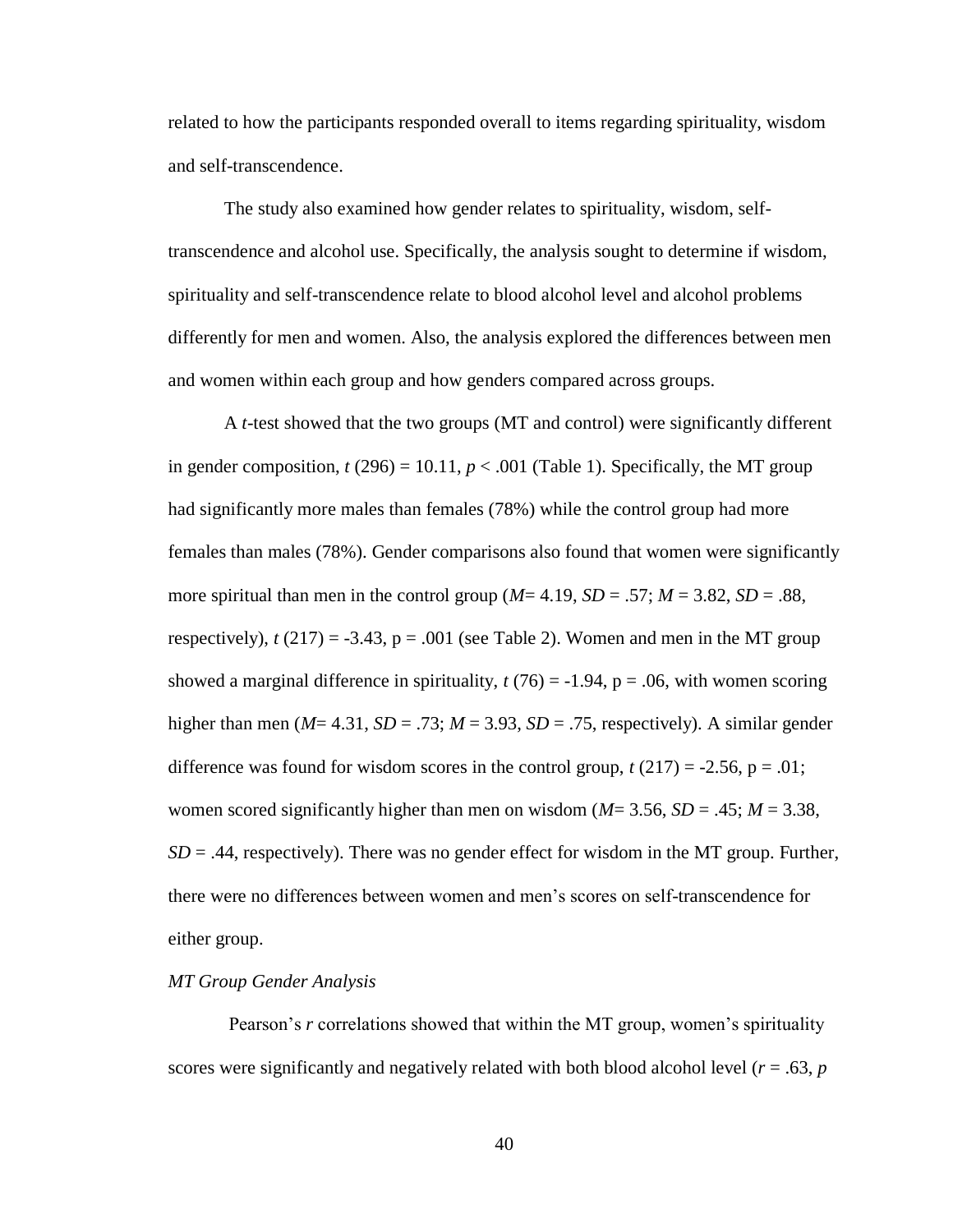related to how the participants responded overall to items regarding spirituality, wisdom and self-transcendence.

The study also examined how gender relates to spirituality, wisdom, self-transcendence and alcohol use. Specifically, the analysis sought to determine if wisdom, spirituality and self-transcendence relate to blood alcohol level and alcohol problems differently for men and women. Also, the analysis explored the differences between men and women within each group and how genders compared across groups.

A *t*-test showed that the two groups (MT and control) were significantly different in gender composition, $t\ (296) = 10.11$, $p < .001$ (Table 1). Specifically, the MT group had significantly more males than females (78%) while the control group had more females than males (78%). Gender comparisons also found that women were significantly more spiritual than men in the control group ($M = 4.19$, $SD = .57$; $M = 3.82$, $SD = .88$, respectively), $t\ (217) = -3.43$, $p = .001$ (see Table 2). Women and men in the MT group showed a marginal difference in spirituality, $t\ (76) = -1.94$, $p = .06$, with women scoring higher than men ($M = 4.31$, $SD = .73$; $M = 3.93$, $SD = .75$, respectively). A similar gender difference was found for wisdom scores in the control group, $t\ (217) = -2.56$, $p = .01$; women scored significantly higher than men on wisdom ($M = 3.56$, $SD = .45$; $M = 3.38$, $SD = .44$, respectively). There was no gender effect for wisdom in the MT group. Further, there were no differences between women and men's scores on self-transcendence for either group.

*MT Group Gender Analysis*

Pearson's *r* correlations showed that within the MT group, women's spirituality scores were significantly and negatively related with both blood alcohol level ($r = .63$, *p*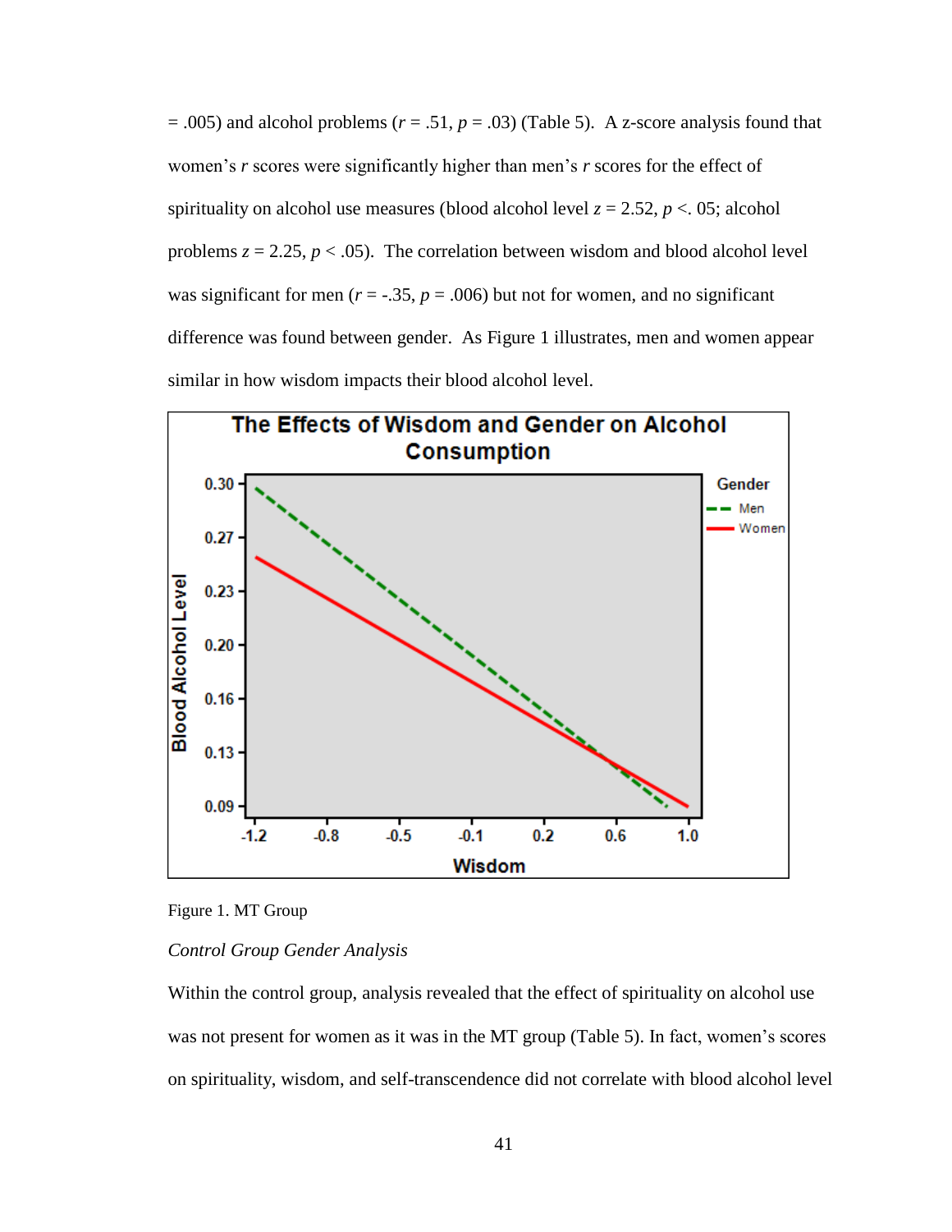= .005) and alcohol problems ($r$ = .51, $p$ = .03) (Table 5). A z-score analysis found that women's $r$ scores were significantly higher than men's $r$ scores for the effect of spirituality on alcohol use measures (blood alcohol level $z$ = 2.52, $p$ <. 05; alcohol problems $z$ = 2.25, $p$ < .05). The correlation between wisdom and blood alcohol level was significant for men ($r$ = -.35, $p$ = .006) but not for women, and no significant difference was found between gender. As Figure 1 illustrates, men and women appear similar in how wisdom impacts their blood alcohol level.

Figure 1. MT Group

*Control Group Gender Analysis*

Within the control group, analysis revealed that the effect of spirituality on alcohol use was not present for women as it was in the MT group (Table 5). In fact, women's scores on spirituality, wisdom, and self-transcendence did not correlate with blood alcohol level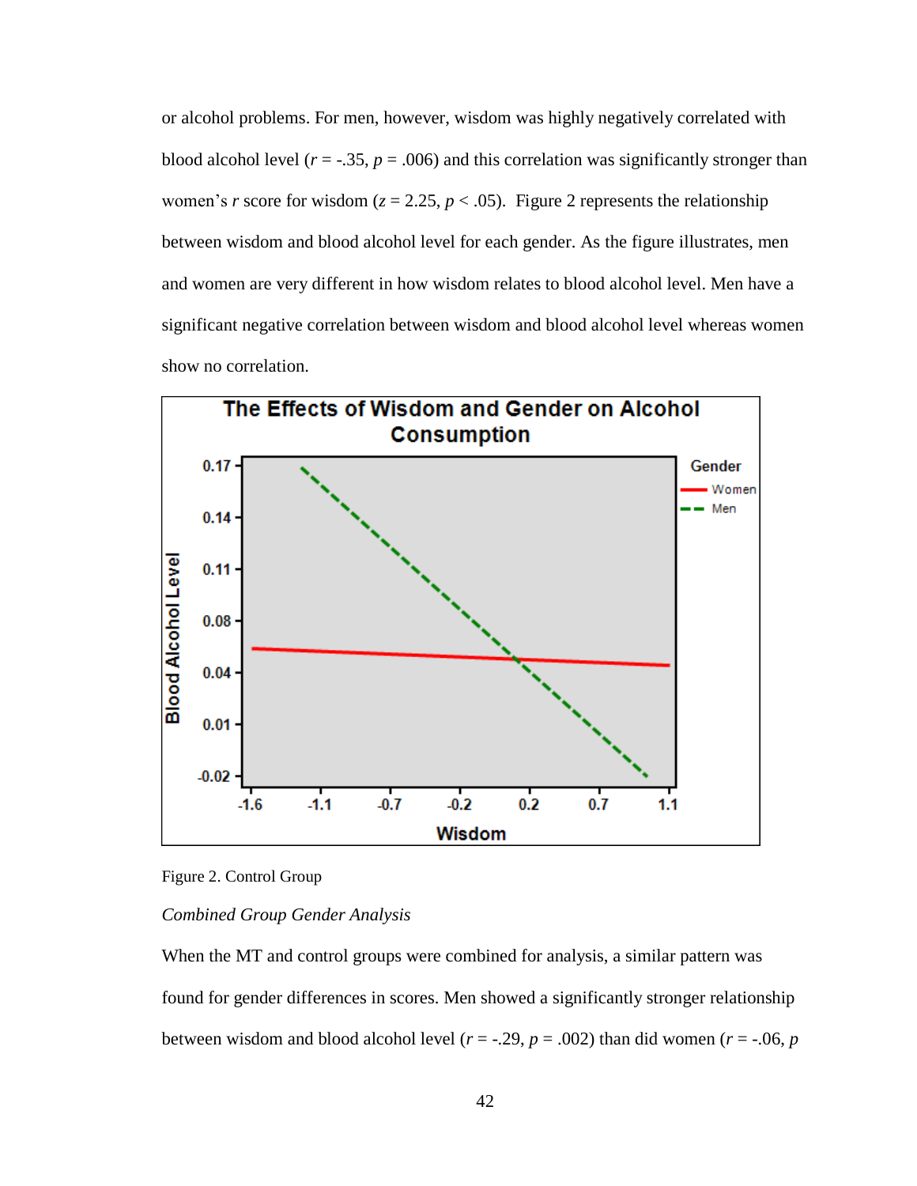or alcohol problems. For men, however, wisdom was highly negatively correlated with blood alcohol level ($r$ = -.35, $p$ = .006) and this correlation was significantly stronger than women's $r$ score for wisdom ($z$ = 2.25, $p$ < .05). Figure 2 represents the relationship between wisdom and blood alcohol level for each gender. As the figure illustrates, men and women are very different in how wisdom relates to blood alcohol level. Men have a significant negative correlation between wisdom and blood alcohol level whereas women show no correlation.

Figure 2. Control Group

*Combined Group Gender Analysis*

When the MT and control groups were combined for analysis, a similar pattern was found for gender differences in scores. Men showed a significantly stronger relationship between wisdom and blood alcohol level ($r$ = -.29, $p$ = .002) than did women ($r$ = -.06, $p$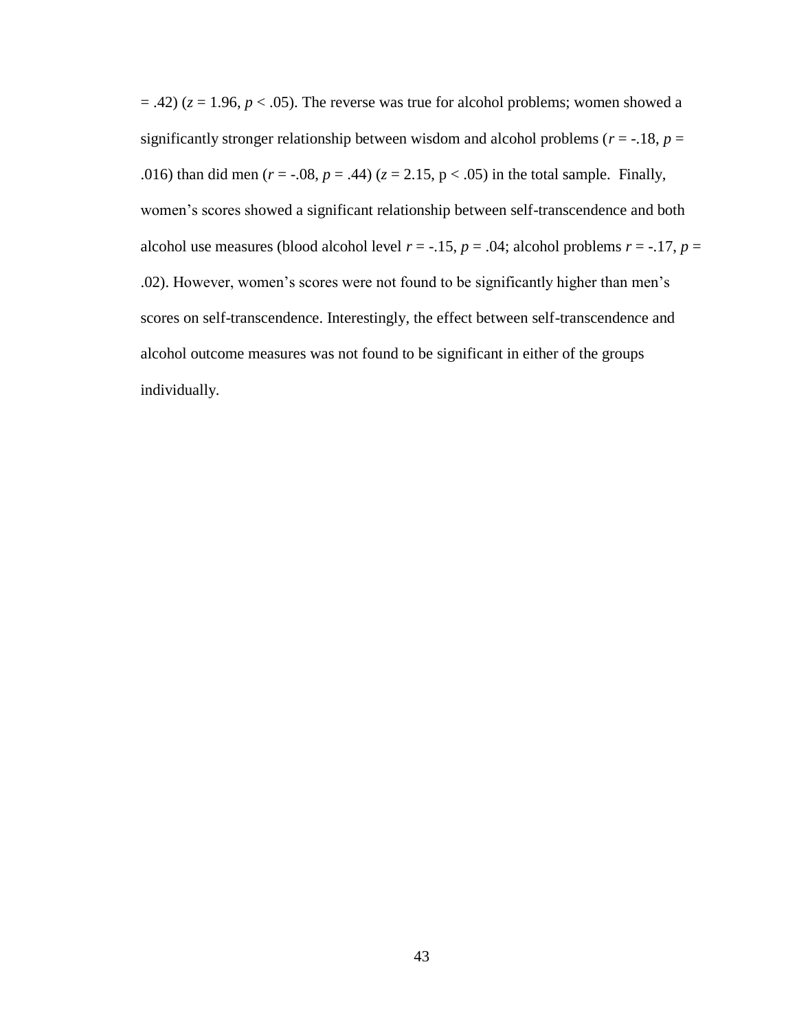= .42) ($z$ = 1.96, $p$ < .05). The reverse was true for alcohol problems; women showed a significantly stronger relationship between wisdom and alcohol problems ($r$ = -.18, $p$ = .016) than did men ($r$ = -.08, $p$ = .44) ($z$ = 2.15, p < .05) in the total sample. Finally, women's scores showed a significant relationship between self-transcendence and both alcohol use measures (blood alcohol level $r$ = -.15, $p$ = .04; alcohol problems $r$ = -.17, $p$ = .02). However, women's scores were not found to be significantly higher than men's scores on self-transcendence. Interestingly, the effect between self-transcendence and alcohol outcome measures was not found to be significant in either of the groups individually.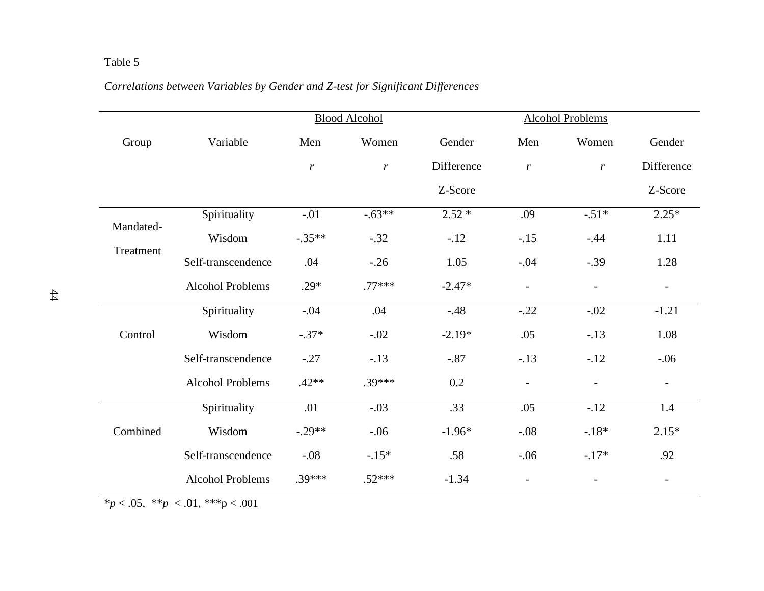Table 5

*Correlations between Variables by Gender and Z-test for Significant Differences*

| Group | Variable | Blood Alcohol | | | Alcohol Problems | | |
|---|---|---|---|---|---|---|---|
| | | Men *r* | Women *r* | Gender Difference Z-Score | Men *r* | Women *r* | Gender Difference Z-Score |
| Mandated-Treatment | Spirituality | -.01 | -.63** | 2.52 * | .09 | -.51* | 2.25* |
| | Wisdom | -.35** | -.32 | -.12 | -.15 | -.44 | 1.11 |
| | Self-transcendence | .04 | -.26 | 1.05 | -.04 | -.39 | 1.28 |
| | Alcohol Problems | .29* | .77*** | -2.47* | - | - | - |
| Control | Spirituality | -.04 | .04 | -.48 | -.22 | -.02 | -1.21 |
| | Wisdom | -.37* | -.02 | -2.19* | .05 | -.13 | 1.08 |
| | Self-transcendence | -.27 | -.13 | -.87 | -.13 | -.12 | -.06 |
| | Alcohol Problems | .42** | .39*** | 0.2 | - | - | - |
| Combined | Spirituality | .01 | -.03 | .33 | .05 | -.12 | 1.4 |
| | Wisdom | -.29** | -.06 | -1.96* | -.08 | -.18* | 2.15* |
| | Self-transcendence | -.08 | -.15* | .58 | -.06 | -.17* | .92 |
| | Alcohol Problems | .39*** | .52*** | -1.34 | - | - | - |

$^{*}p < .05$, $^{**}p < .01$, $^{***}p < .001$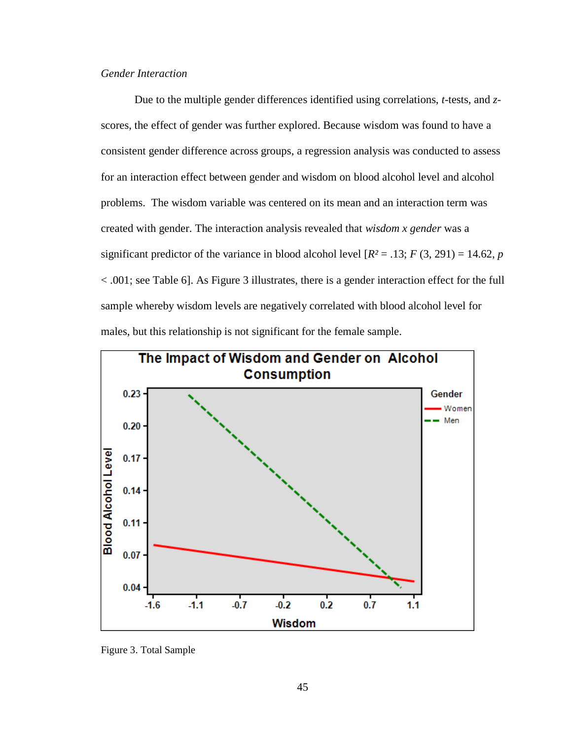*Gender Interaction*

Due to the multiple gender differences identified using correlations, *t*-tests, and *z*-scores, the effect of gender was further explored. Because wisdom was found to have a consistent gender difference across groups, a regression analysis was conducted to assess for an interaction effect between gender and wisdom on blood alcohol level and alcohol problems. The wisdom variable was centered on its mean and an interaction term was created with gender. The interaction analysis revealed that *wisdom x gender* was a significant predictor of the variance in blood alcohol level [$R^2 = .13$; $F(3, 291) = 14.62$, $p < .001$; see Table 6]. As Figure 3 illustrates, there is a gender interaction effect for the full sample whereby wisdom levels are negatively correlated with blood alcohol level for males, but this relationship is not significant for the female sample.

Figure 3. Total Sample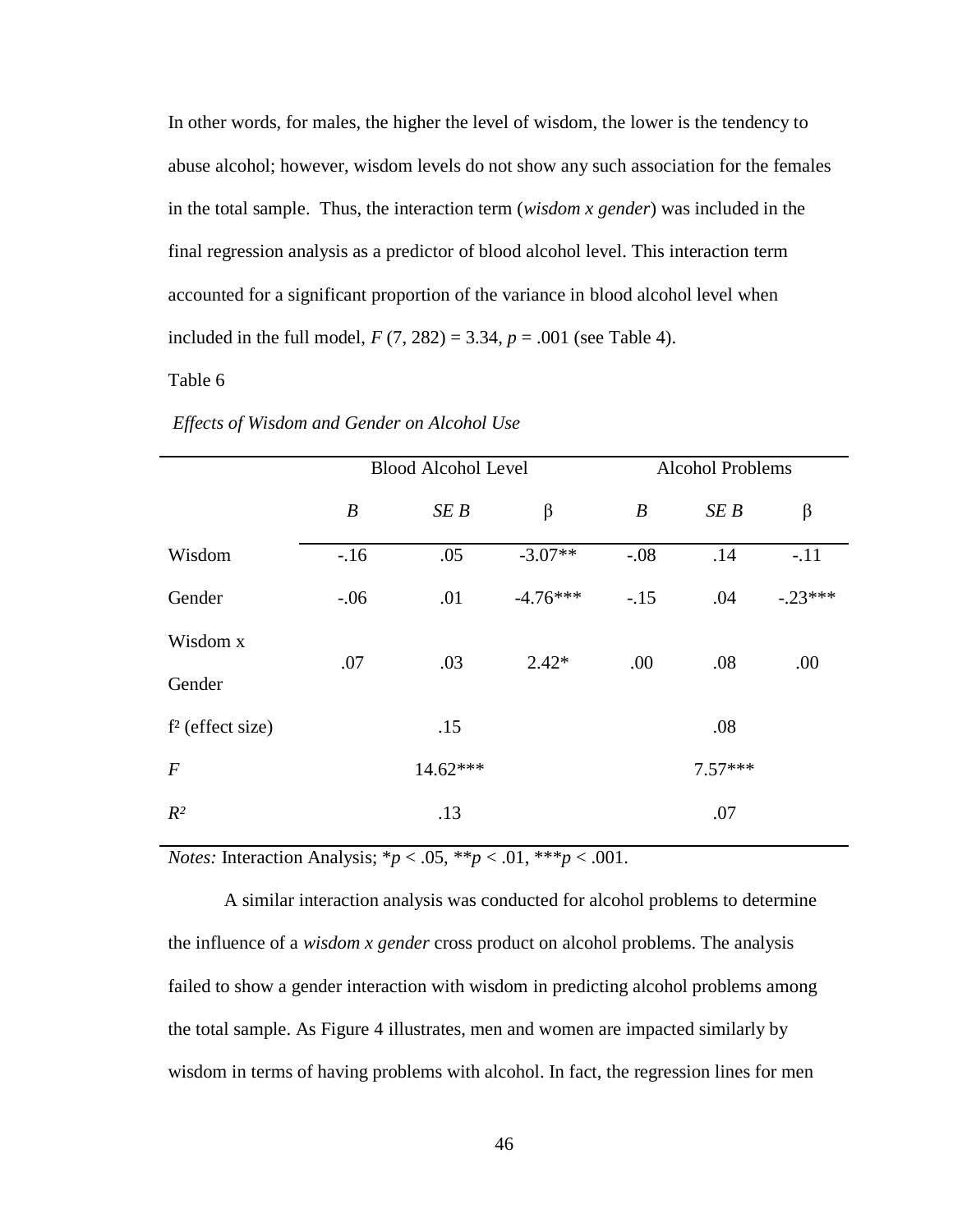In other words, for males, the higher the level of wisdom, the lower is the tendency to abuse alcohol; however, wisdom levels do not show any such association for the females in the total sample. Thus, the interaction term (*wisdom x gender*) was included in the final regression analysis as a predictor of blood alcohol level. This interaction term accounted for a significant proportion of the variance in blood alcohol level when included in the full model, $F$ (7, 282) = 3.34, $p$ = .001 (see Table 4).

Table 6

*Effects of Wisdom and Gender on Alcohol Use*

| | Blood Alcohol Level | | | Alcohol Problems | | |
|---|---|---|---|---|---|---|
| | $B$ | $SE\ B$ | β | $B$ | $SE\ B$ | β |
| Wisdom | -.16 | .05 | -3.07** | -.08 | .14 | -.11 |
| Gender | -.06 | .01 | -4.76*** | -.15 | .04 | -.23*** |
| Wisdom x Gender | .07 | .03 | 2.42* | .00 | .08 | .00 |
| $f^2$ (effect size) | | .15 | | | .08 | |
| $F$ | | 14.62*** | | | 7.57*** | |
| $R^2$ | | .13 | | | .07 | |

*Notes:* Interaction Analysis; *$p$ < .05, **$p$ < .01, ***$p$ < .001.

A similar interaction analysis was conducted for alcohol problems to determine the influence of a *wisdom x gender* cross product on alcohol problems. The analysis failed to show a gender interaction with wisdom in predicting alcohol problems among the total sample. As Figure 4 illustrates, men and women are impacted similarly by wisdom in terms of having problems with alcohol. In fact, the regression lines for men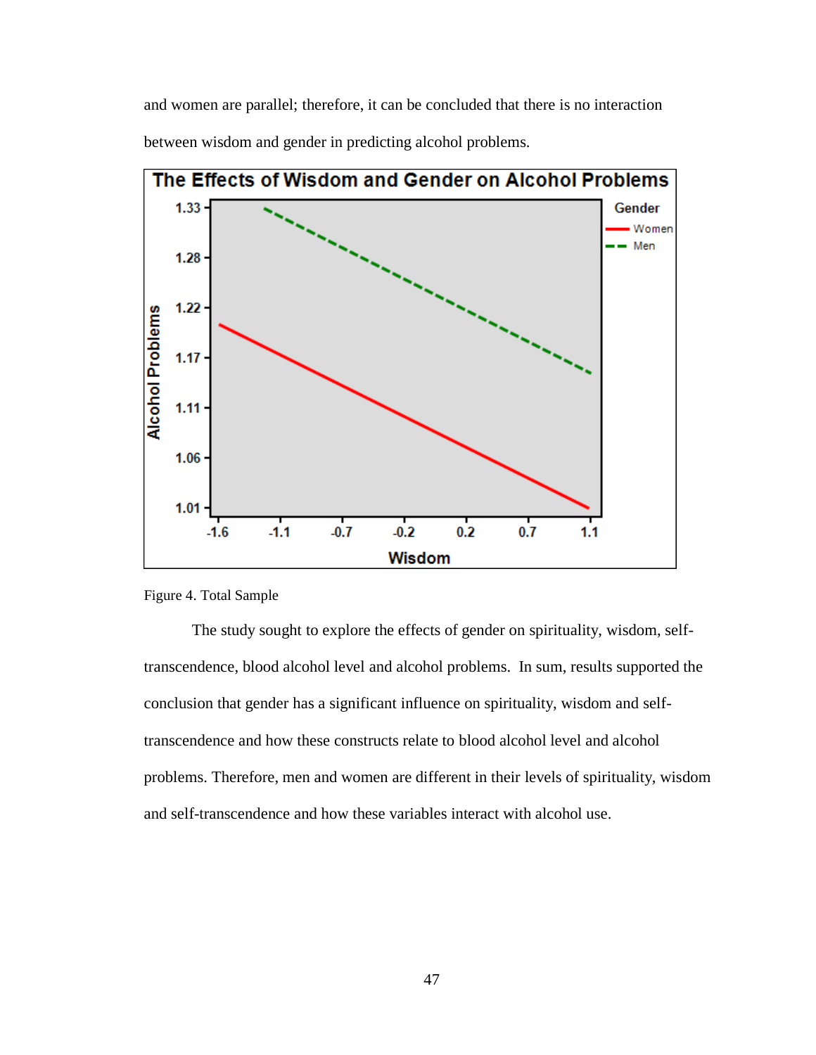and women are parallel; therefore, it can be concluded that there is no interaction between wisdom and gender in predicting alcohol problems.

Figure 4. Total Sample

The study sought to explore the effects of gender on spirituality, wisdom, self-transcendence, blood alcohol level and alcohol problems. In sum, results supported the conclusion that gender has a significant influence on spirituality, wisdom and self-transcendence and how these constructs relate to blood alcohol level and alcohol problems. Therefore, men and women are different in their levels of spirituality, wisdom and self-transcendence and how these variables interact with alcohol use.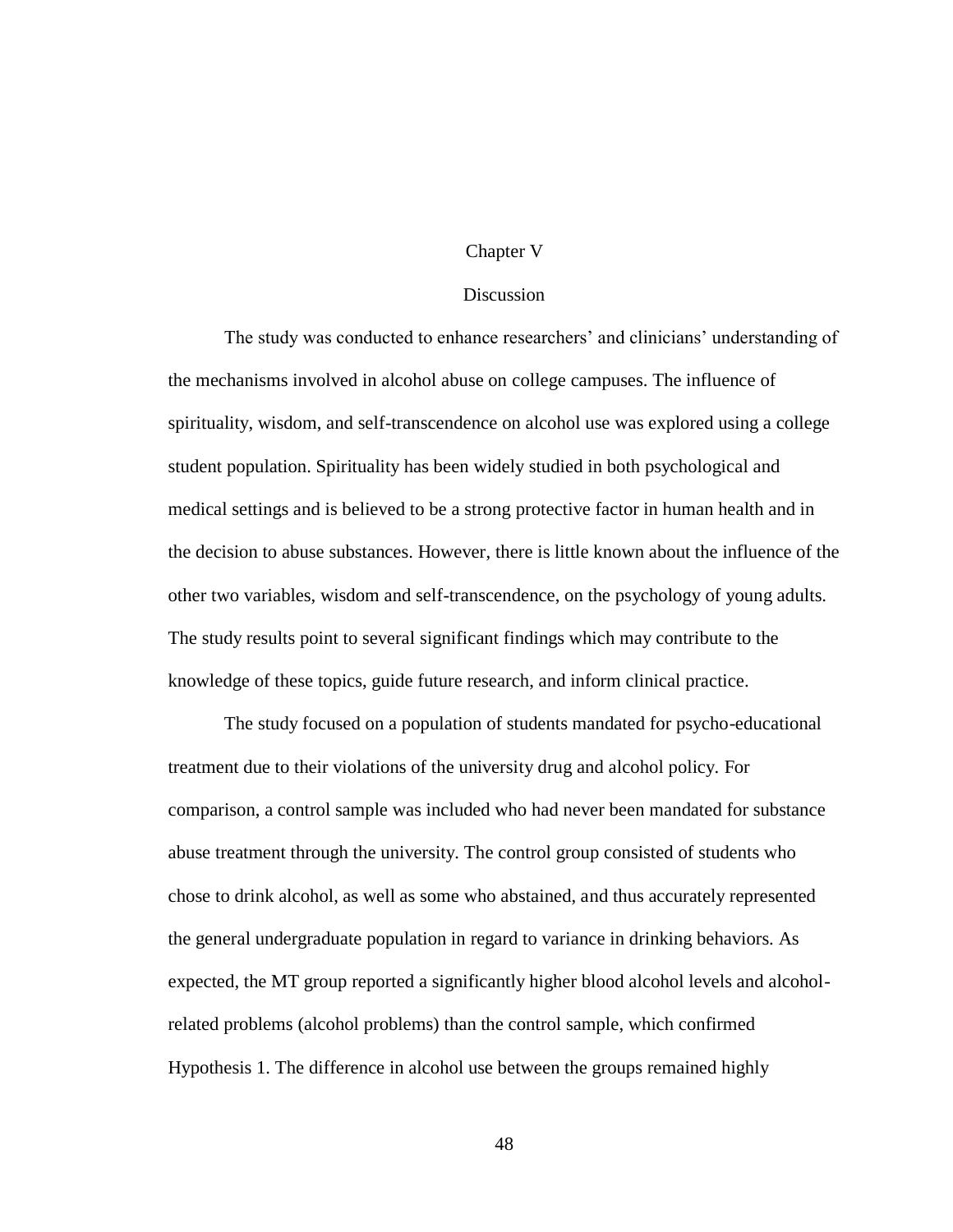# Chapter V

## Discussion

The study was conducted to enhance researchers' and clinicians' understanding of the mechanisms involved in alcohol abuse on college campuses. The influence of spirituality, wisdom, and self-transcendence on alcohol use was explored using a college student population. Spirituality has been widely studied in both psychological and medical settings and is believed to be a strong protective factor in human health and in the decision to abuse substances. However, there is little known about the influence of the other two variables, wisdom and self-transcendence, on the psychology of young adults. The study results point to several significant findings which may contribute to the knowledge of these topics, guide future research, and inform clinical practice.

The study focused on a population of students mandated for psycho-educational treatment due to their violations of the university drug and alcohol policy. For comparison, a control sample was included who had never been mandated for substance abuse treatment through the university. The control group consisted of students who chose to drink alcohol, as well as some who abstained, and thus accurately represented the general undergraduate population in regard to variance in drinking behaviors. As expected, the MT group reported a significantly higher blood alcohol levels and alcohol-related problems (alcohol problems) than the control sample, which confirmed Hypothesis 1. The difference in alcohol use between the groups remained highly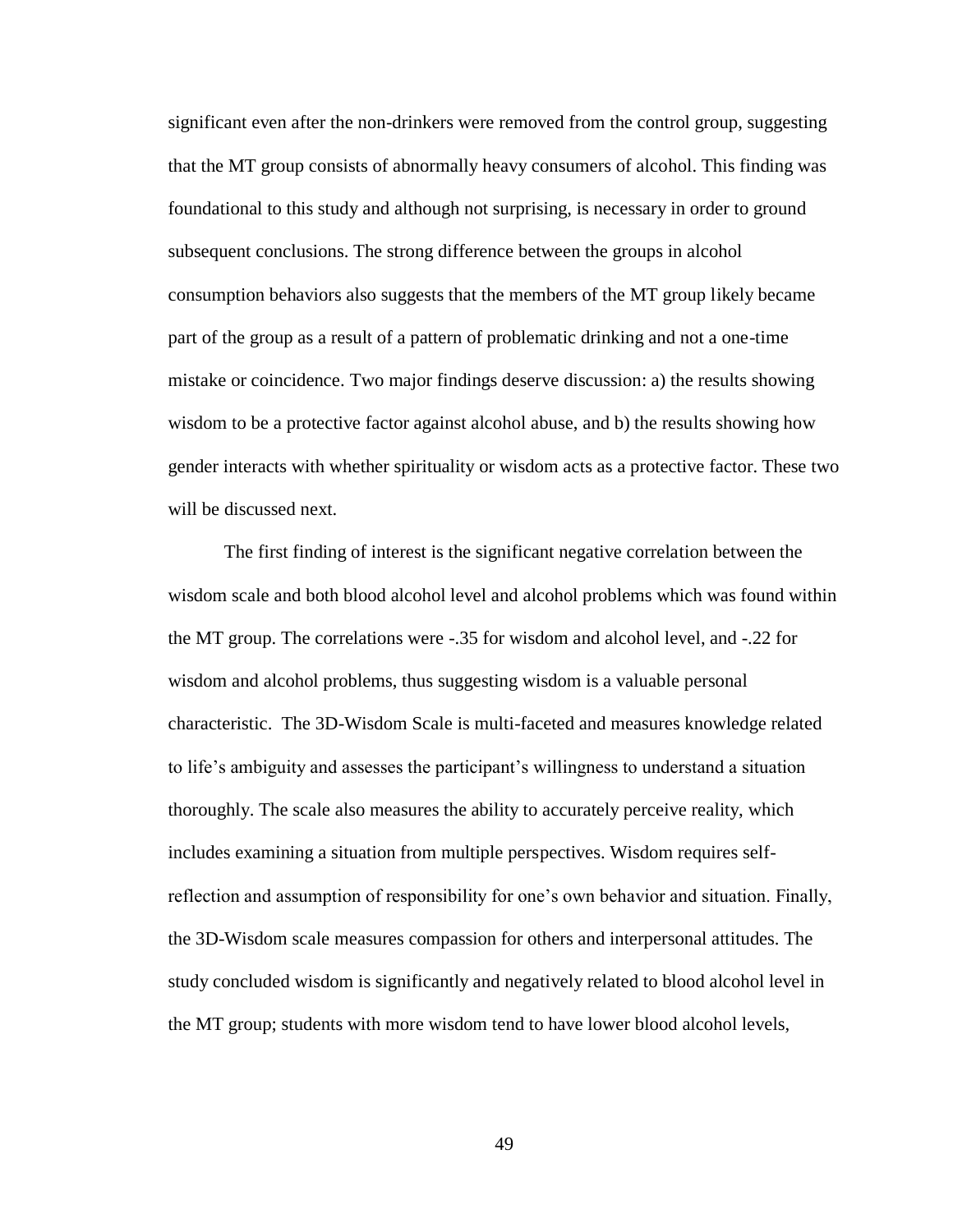significant even after the non-drinkers were removed from the control group, suggesting that the MT group consists of abnormally heavy consumers of alcohol. This finding was foundational to this study and although not surprising, is necessary in order to ground subsequent conclusions. The strong difference between the groups in alcohol consumption behaviors also suggests that the members of the MT group likely became part of the group as a result of a pattern of problematic drinking and not a one-time mistake or coincidence. Two major findings deserve discussion: a) the results showing wisdom to be a protective factor against alcohol abuse, and b) the results showing how gender interacts with whether spirituality or wisdom acts as a protective factor. These two will be discussed next.

The first finding of interest is the significant negative correlation between the wisdom scale and both blood alcohol level and alcohol problems which was found within the MT group. The correlations were -.35 for wisdom and alcohol level, and -.22 for wisdom and alcohol problems, thus suggesting wisdom is a valuable personal characteristic. The 3D-Wisdom Scale is multi-faceted and measures knowledge related to life's ambiguity and assesses the participant's willingness to understand a situation thoroughly. The scale also measures the ability to accurately perceive reality, which includes examining a situation from multiple perspectives. Wisdom requires self-reflection and assumption of responsibility for one's own behavior and situation. Finally, the 3D-Wisdom scale measures compassion for others and interpersonal attitudes. The study concluded wisdom is significantly and negatively related to blood alcohol level in the MT group; students with more wisdom tend to have lower blood alcohol levels,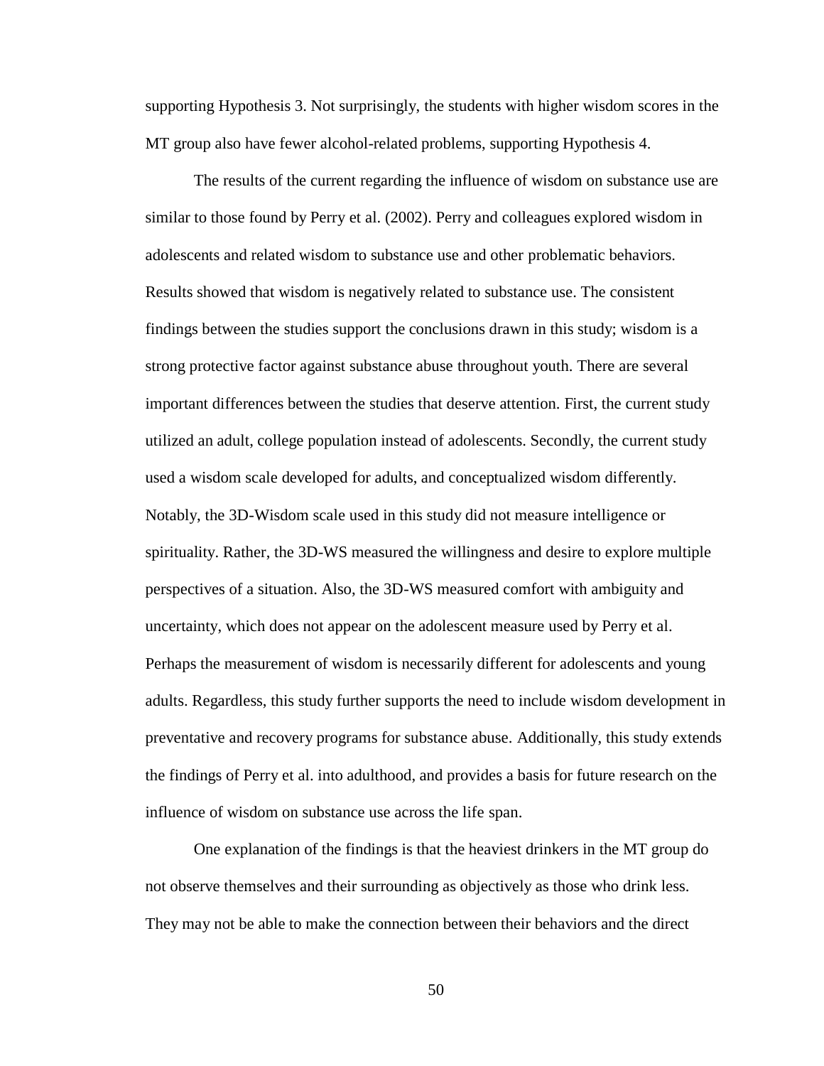supporting Hypothesis 3. Not surprisingly, the students with higher wisdom scores in the MT group also have fewer alcohol-related problems, supporting Hypothesis 4.

The results of the current regarding the influence of wisdom on substance use are similar to those found by Perry et al. (2002). Perry and colleagues explored wisdom in adolescents and related wisdom to substance use and other problematic behaviors. Results showed that wisdom is negatively related to substance use. The consistent findings between the studies support the conclusions drawn in this study; wisdom is a strong protective factor against substance abuse throughout youth. There are several important differences between the studies that deserve attention. First, the current study utilized an adult, college population instead of adolescents. Secondly, the current study used a wisdom scale developed for adults, and conceptualized wisdom differently. Notably, the 3D-Wisdom scale used in this study did not measure intelligence or spirituality. Rather, the 3D-WS measured the willingness and desire to explore multiple perspectives of a situation. Also, the 3D-WS measured comfort with ambiguity and uncertainty, which does not appear on the adolescent measure used by Perry et al. Perhaps the measurement of wisdom is necessarily different for adolescents and young adults. Regardless, this study further supports the need to include wisdom development in preventative and recovery programs for substance abuse. Additionally, this study extends the findings of Perry et al. into adulthood, and provides a basis for future research on the influence of wisdom on substance use across the life span.

One explanation of the findings is that the heaviest drinkers in the MT group do not observe themselves and their surrounding as objectively as those who drink less. They may not be able to make the connection between their behaviors and the direct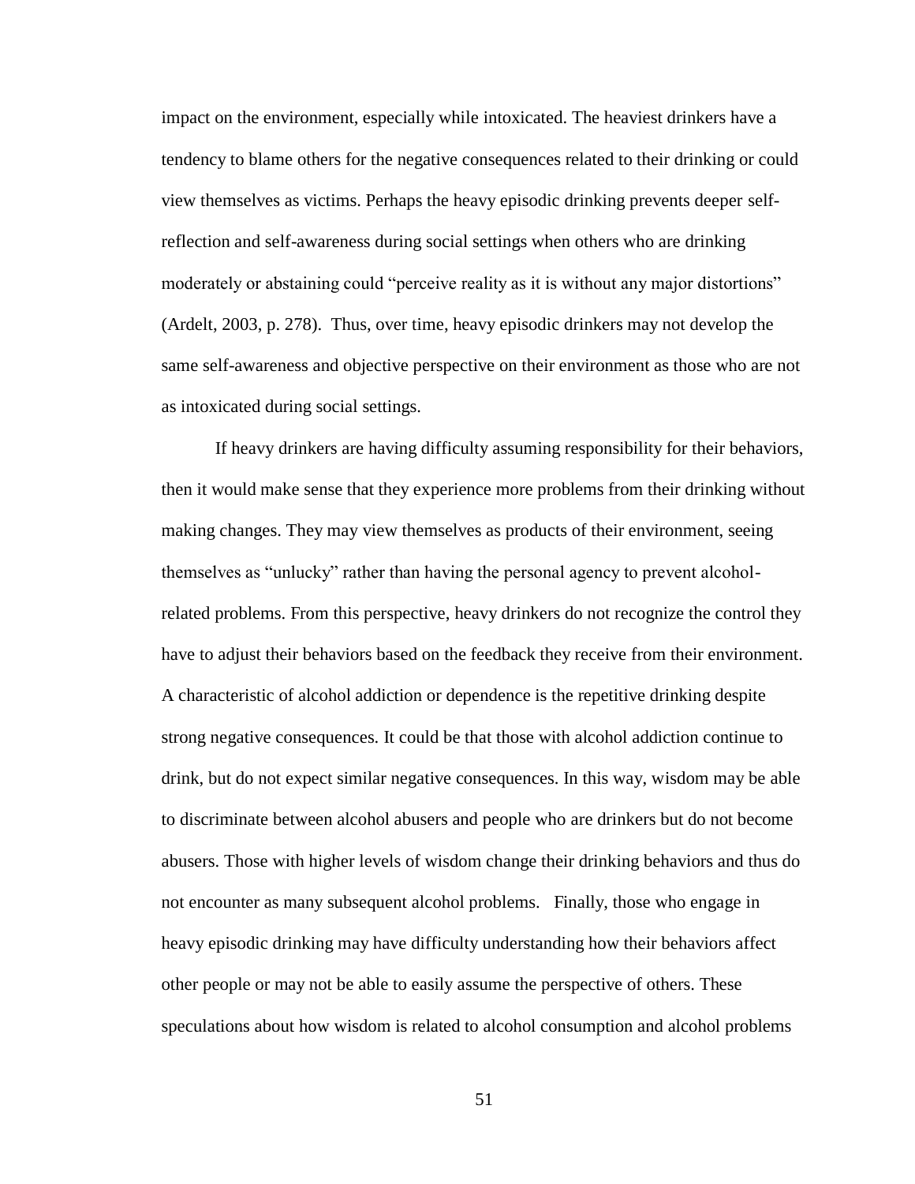impact on the environment, especially while intoxicated. The heaviest drinkers have a tendency to blame others for the negative consequences related to their drinking or could view themselves as victims. Perhaps the heavy episodic drinking prevents deeper self-reflection and self-awareness during social settings when others who are drinking moderately or abstaining could "perceive reality as it is without any major distortions" (Ardelt, 2003, p. 278). Thus, over time, heavy episodic drinkers may not develop the same self-awareness and objective perspective on their environment as those who are not as intoxicated during social settings.

If heavy drinkers are having difficulty assuming responsibility for their behaviors, then it would make sense that they experience more problems from their drinking without making changes. They may view themselves as products of their environment, seeing themselves as "unlucky" rather than having the personal agency to prevent alcohol-related problems. From this perspective, heavy drinkers do not recognize the control they have to adjust their behaviors based on the feedback they receive from their environment. A characteristic of alcohol addiction or dependence is the repetitive drinking despite strong negative consequences. It could be that those with alcohol addiction continue to drink, but do not expect similar negative consequences. In this way, wisdom may be able to discriminate between alcohol abusers and people who are drinkers but do not become abusers. Those with higher levels of wisdom change their drinking behaviors and thus do not encounter as many subsequent alcohol problems. Finally, those who engage in heavy episodic drinking may have difficulty understanding how their behaviors affect other people or may not be able to easily assume the perspective of others. These speculations about how wisdom is related to alcohol consumption and alcohol problems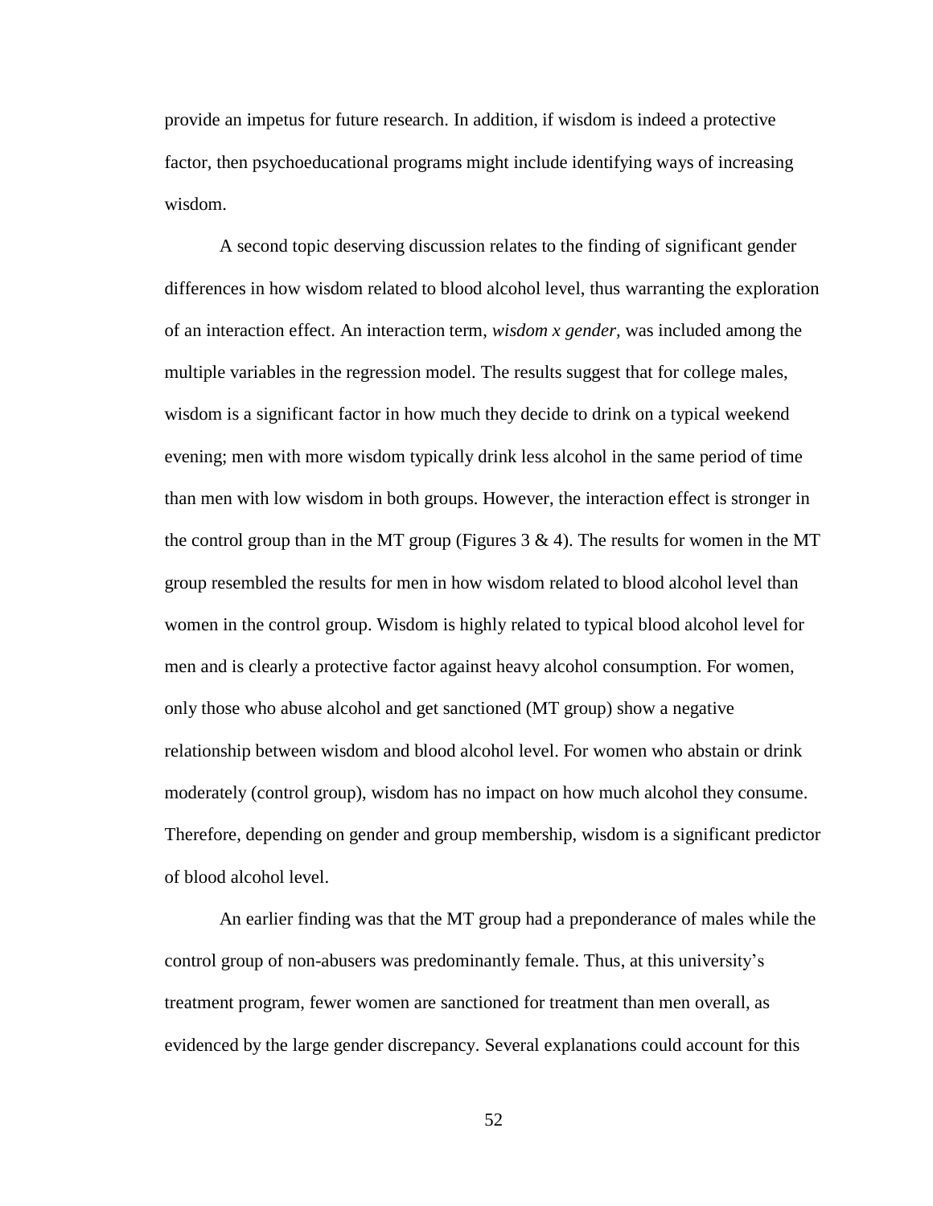provide an impetus for future research. In addition, if wisdom is indeed a protective factor, then psychoeducational programs might include identifying ways of increasing wisdom.

A second topic deserving discussion relates to the finding of significant gender differences in how wisdom related to blood alcohol level, thus warranting the exploration of an interaction effect. An interaction term, *wisdom x gender*, was included among the multiple variables in the regression model. The results suggest that for college males, wisdom is a significant factor in how much they decide to drink on a typical weekend evening; men with more wisdom typically drink less alcohol in the same period of time than men with low wisdom in both groups. However, the interaction effect is stronger in the control group than in the MT group (Figures 3 & 4). The results for women in the MT group resembled the results for men in how wisdom related to blood alcohol level than women in the control group. Wisdom is highly related to typical blood alcohol level for men and is clearly a protective factor against heavy alcohol consumption. For women, only those who abuse alcohol and get sanctioned (MT group) show a negative relationship between wisdom and blood alcohol level. For women who abstain or drink moderately (control group), wisdom has no impact on how much alcohol they consume. Therefore, depending on gender and group membership, wisdom is a significant predictor of blood alcohol level.

An earlier finding was that the MT group had a preponderance of males while the control group of non-abusers was predominantly female. Thus, at this university's treatment program, fewer women are sanctioned for treatment than men overall, as evidenced by the large gender discrepancy. Several explanations could account for this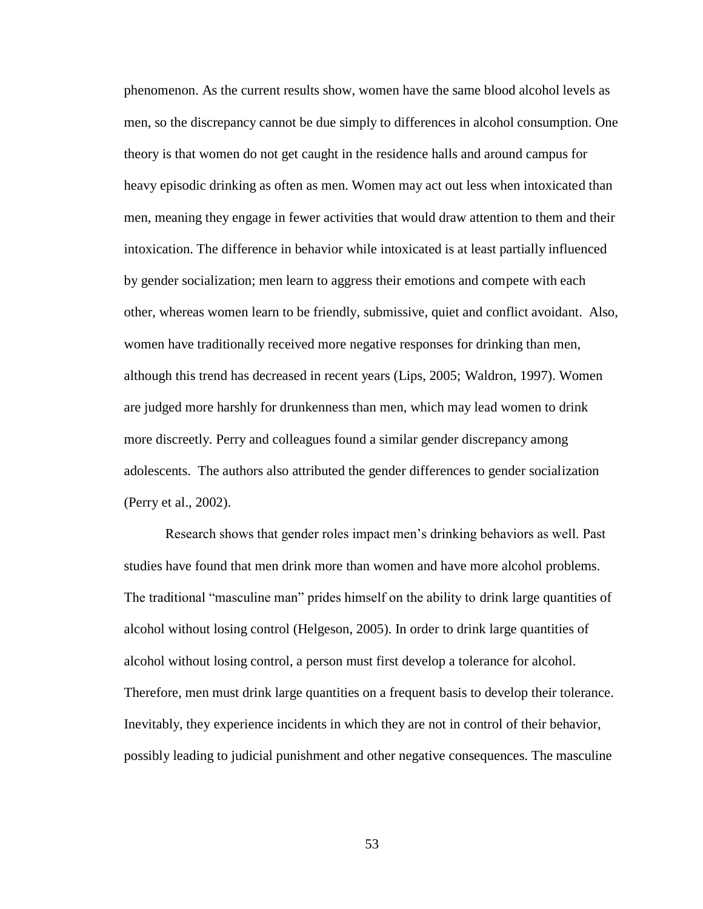phenomenon. As the current results show, women have the same blood alcohol levels as men, so the discrepancy cannot be due simply to differences in alcohol consumption. One theory is that women do not get caught in the residence halls and around campus for heavy episodic drinking as often as men. Women may act out less when intoxicated than men, meaning they engage in fewer activities that would draw attention to them and their intoxication. The difference in behavior while intoxicated is at least partially influenced by gender socialization; men learn to aggress their emotions and compete with each other, whereas women learn to be friendly, submissive, quiet and conflict avoidant. Also, women have traditionally received more negative responses for drinking than men, although this trend has decreased in recent years (Lips, 2005; Waldron, 1997). Women are judged more harshly for drunkenness than men, which may lead women to drink more discreetly. Perry and colleagues found a similar gender discrepancy among adolescents. The authors also attributed the gender differences to gender socialization (Perry et al., 2002).

Research shows that gender roles impact men's drinking behaviors as well. Past studies have found that men drink more than women and have more alcohol problems. The traditional "masculine man" prides himself on the ability to drink large quantities of alcohol without losing control (Helgeson, 2005). In order to drink large quantities of alcohol without losing control, a person must first develop a tolerance for alcohol. Therefore, men must drink large quantities on a frequent basis to develop their tolerance. Inevitably, they experience incidents in which they are not in control of their behavior, possibly leading to judicial punishment and other negative consequences. The masculine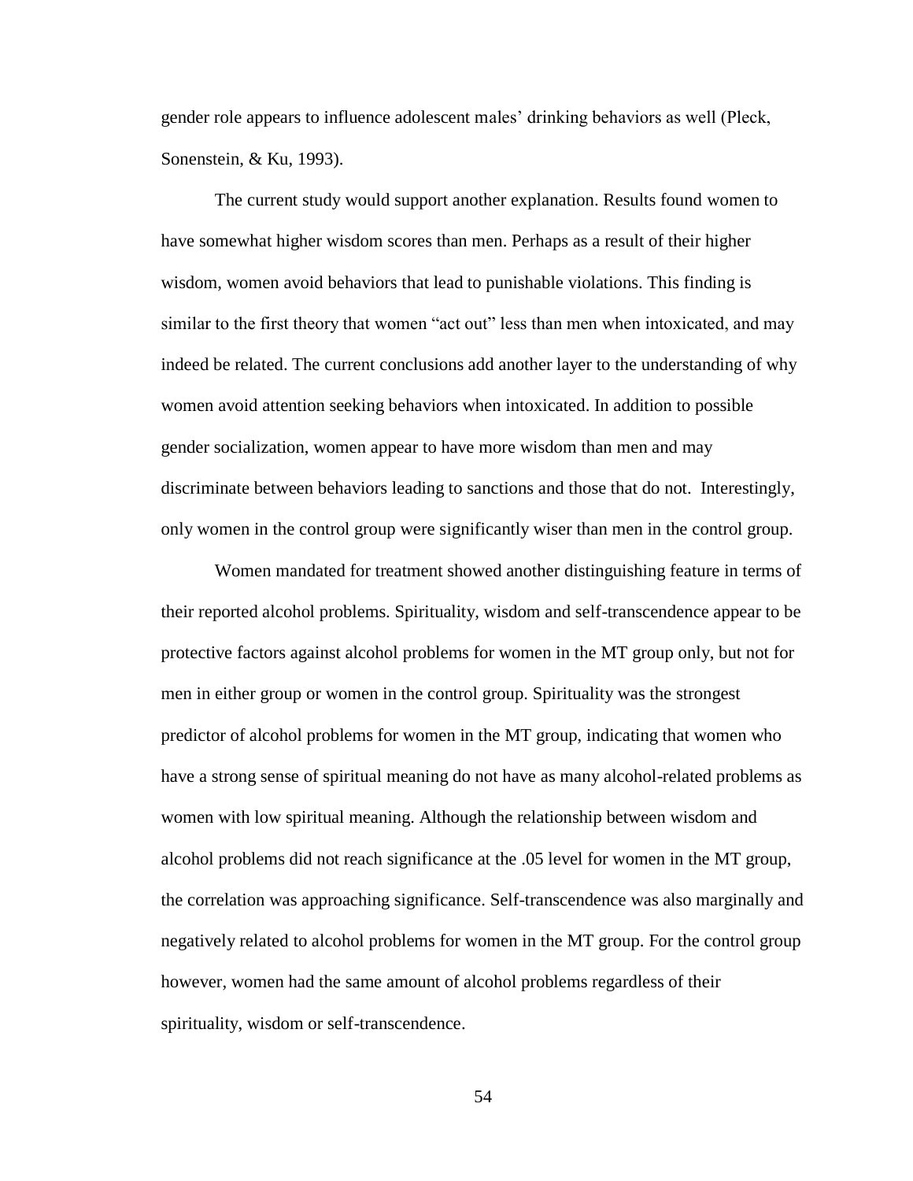gender role appears to influence adolescent males' drinking behaviors as well (Pleck, Sonenstein, & Ku, 1993).

The current study would support another explanation. Results found women to have somewhat higher wisdom scores than men. Perhaps as a result of their higher wisdom, women avoid behaviors that lead to punishable violations. This finding is similar to the first theory that women "act out" less than men when intoxicated, and may indeed be related. The current conclusions add another layer to the understanding of why women avoid attention seeking behaviors when intoxicated. In addition to possible gender socialization, women appear to have more wisdom than men and may discriminate between behaviors leading to sanctions and those that do not. Interestingly, only women in the control group were significantly wiser than men in the control group.

Women mandated for treatment showed another distinguishing feature in terms of their reported alcohol problems. Spirituality, wisdom and self-transcendence appear to be protective factors against alcohol problems for women in the MT group only, but not for men in either group or women in the control group. Spirituality was the strongest predictor of alcohol problems for women in the MT group, indicating that women who have a strong sense of spiritual meaning do not have as many alcohol-related problems as women with low spiritual meaning. Although the relationship between wisdom and alcohol problems did not reach significance at the .05 level for women in the MT group, the correlation was approaching significance. Self-transcendence was also marginally and negatively related to alcohol problems for women in the MT group. For the control group however, women had the same amount of alcohol problems regardless of their spirituality, wisdom or self-transcendence.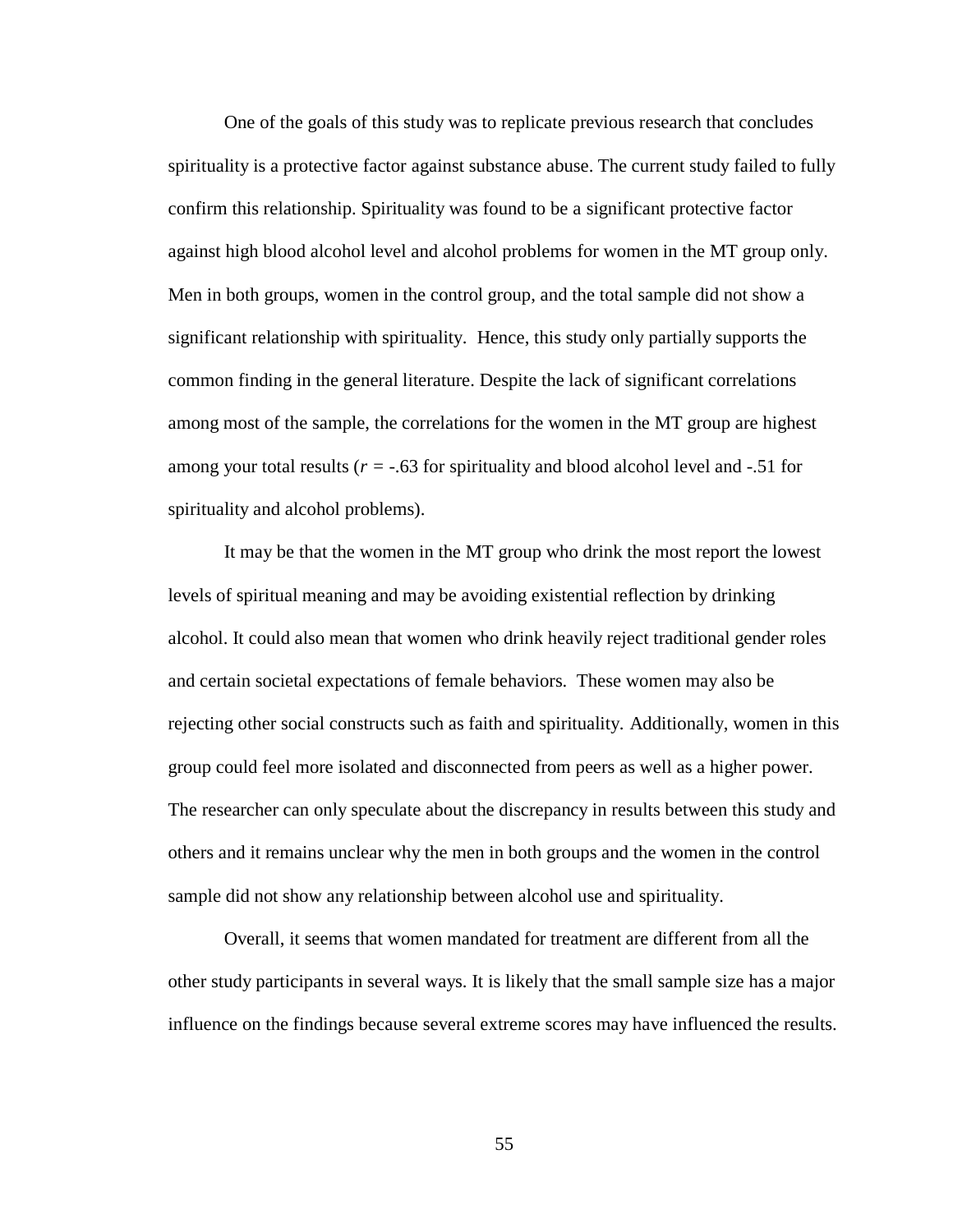One of the goals of this study was to replicate previous research that concludes spirituality is a protective factor against substance abuse. The current study failed to fully confirm this relationship. Spirituality was found to be a significant protective factor against high blood alcohol level and alcohol problems for women in the MT group only. Men in both groups, women in the control group, and the total sample did not show a significant relationship with spirituality. Hence, this study only partially supports the common finding in the general literature. Despite the lack of significant correlations among most of the sample, the correlations for the women in the MT group are highest among your total results ($r$ = -.63 for spirituality and blood alcohol level and -.51 for spirituality and alcohol problems).

It may be that the women in the MT group who drink the most report the lowest levels of spiritual meaning and may be avoiding existential reflection by drinking alcohol. It could also mean that women who drink heavily reject traditional gender roles and certain societal expectations of female behaviors. These women may also be rejecting other social constructs such as faith and spirituality. Additionally, women in this group could feel more isolated and disconnected from peers as well as a higher power. The researcher can only speculate about the discrepancy in results between this study and others and it remains unclear why the men in both groups and the women in the control sample did not show any relationship between alcohol use and spirituality.

Overall, it seems that women mandated for treatment are different from all the other study participants in several ways. It is likely that the small sample size has a major influence on the findings because several extreme scores may have influenced the results.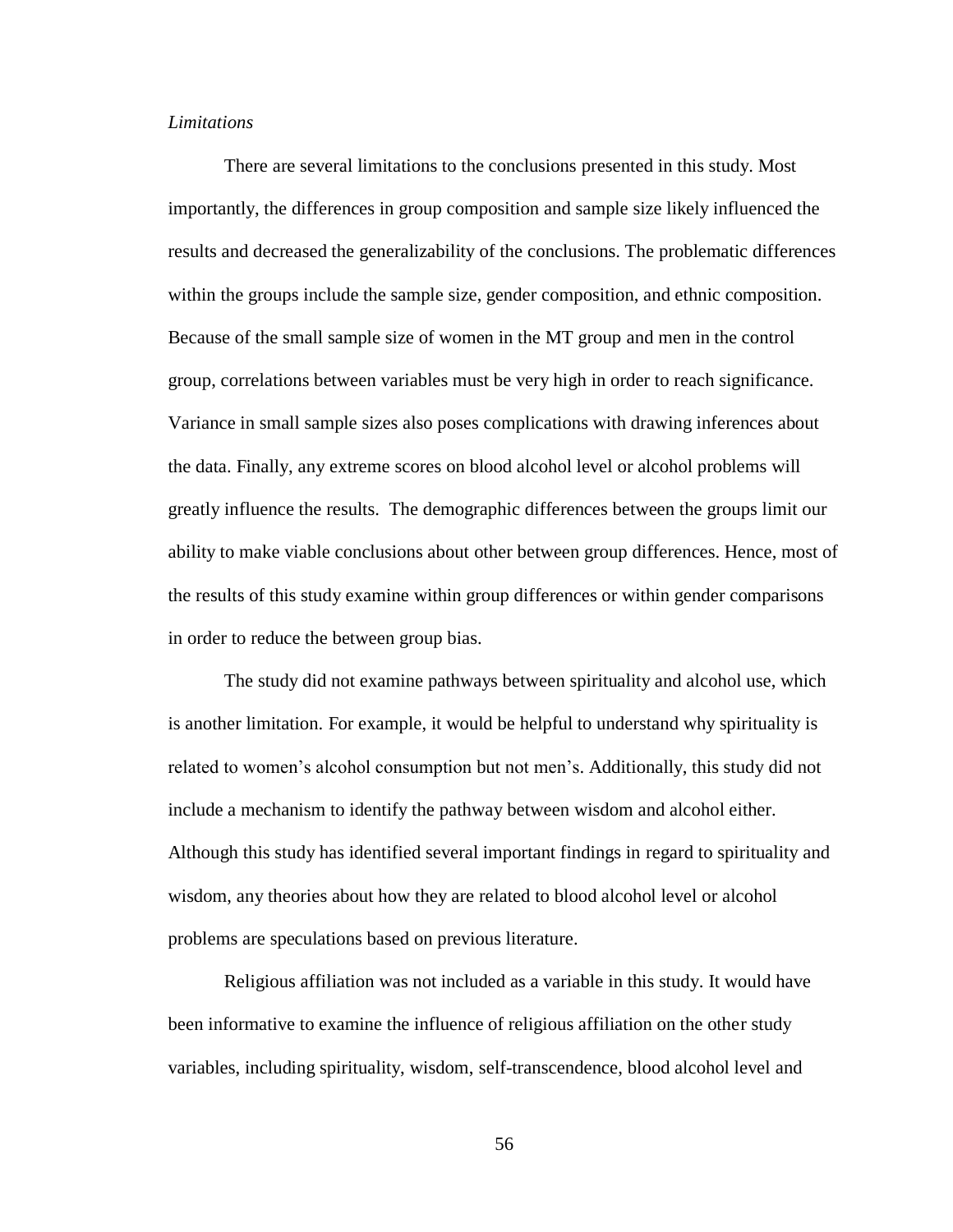*Limitations*

There are several limitations to the conclusions presented in this study. Most importantly, the differences in group composition and sample size likely influenced the results and decreased the generalizability of the conclusions. The problematic differences within the groups include the sample size, gender composition, and ethnic composition. Because of the small sample size of women in the MT group and men in the control group, correlations between variables must be very high in order to reach significance. Variance in small sample sizes also poses complications with drawing inferences about the data. Finally, any extreme scores on blood alcohol level or alcohol problems will greatly influence the results. The demographic differences between the groups limit our ability to make viable conclusions about other between group differences. Hence, most of the results of this study examine within group differences or within gender comparisons in order to reduce the between group bias.

The study did not examine pathways between spirituality and alcohol use, which is another limitation. For example, it would be helpful to understand why spirituality is related to women's alcohol consumption but not men's. Additionally, this study did not include a mechanism to identify the pathway between wisdom and alcohol either. Although this study has identified several important findings in regard to spirituality and wisdom, any theories about how they are related to blood alcohol level or alcohol problems are speculations based on previous literature.

Religious affiliation was not included as a variable in this study. It would have been informative to examine the influence of religious affiliation on the other study variables, including spirituality, wisdom, self-transcendence, blood alcohol level and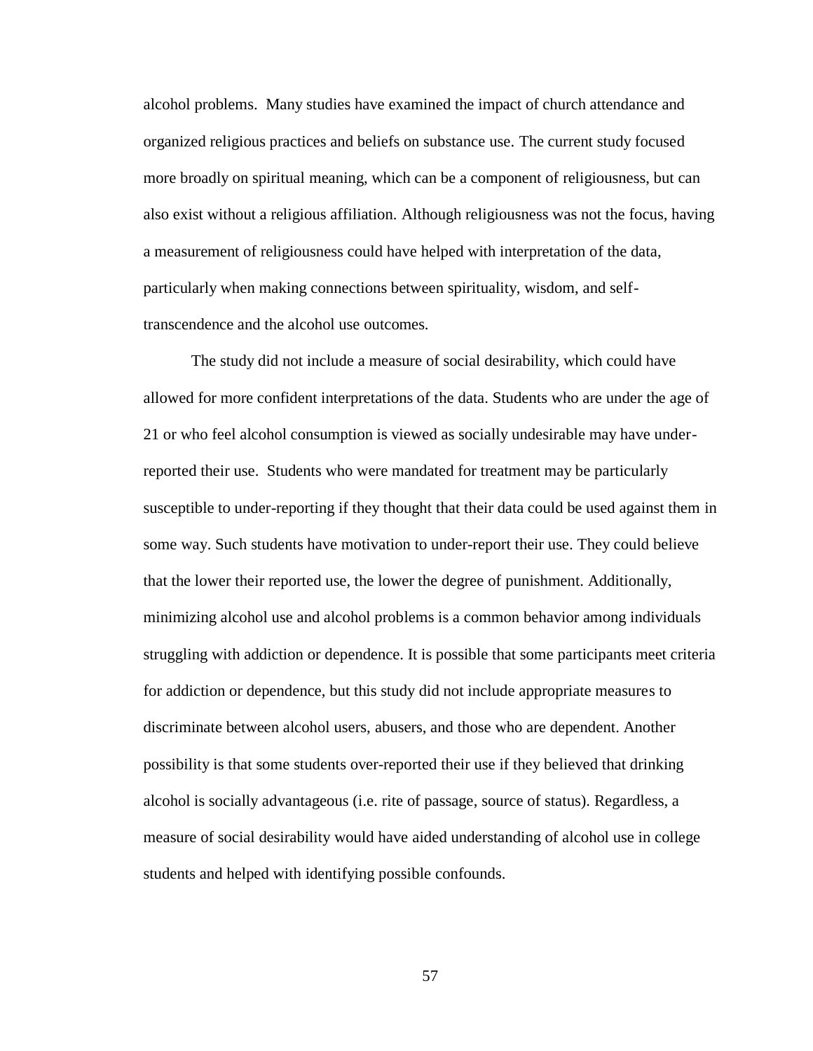alcohol problems. Many studies have examined the impact of church attendance and organized religious practices and beliefs on substance use. The current study focused more broadly on spiritual meaning, which can be a component of religiousness, but can also exist without a religious affiliation. Although religiousness was not the focus, having a measurement of religiousness could have helped with interpretation of the data, particularly when making connections between spirituality, wisdom, and self-transcendence and the alcohol use outcomes.

The study did not include a measure of social desirability, which could have allowed for more confident interpretations of the data. Students who are under the age of 21 or who feel alcohol consumption is viewed as socially undesirable may have under-reported their use. Students who were mandated for treatment may be particularly susceptible to under-reporting if they thought that their data could be used against them in some way. Such students have motivation to under-report their use. They could believe that the lower their reported use, the lower the degree of punishment. Additionally, minimizing alcohol use and alcohol problems is a common behavior among individuals struggling with addiction or dependence. It is possible that some participants meet criteria for addiction or dependence, but this study did not include appropriate measures to discriminate between alcohol users, abusers, and those who are dependent. Another possibility is that some students over-reported their use if they believed that drinking alcohol is socially advantageous (i.e. rite of passage, source of status). Regardless, a measure of social desirability would have aided understanding of alcohol use in college students and helped with identifying possible confounds.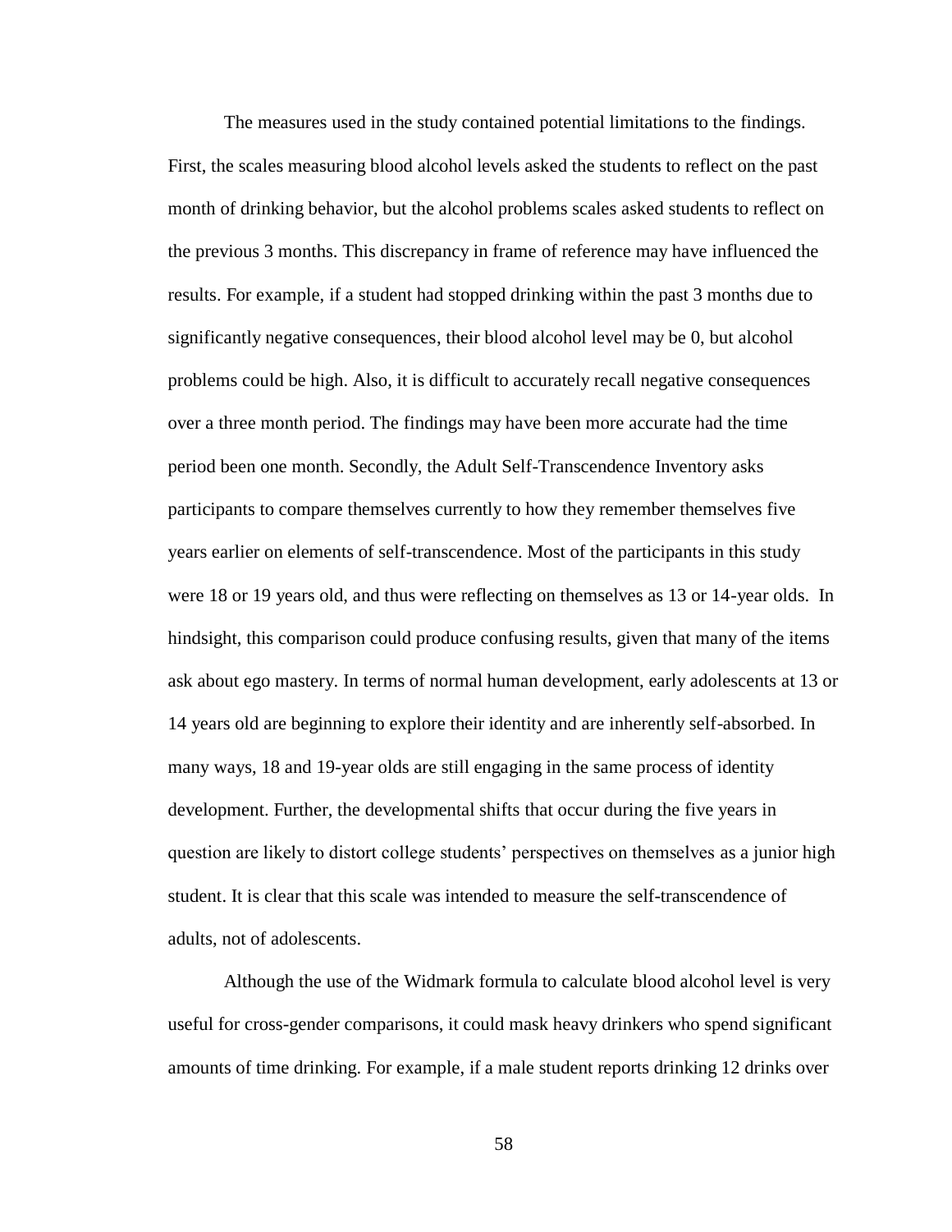The measures used in the study contained potential limitations to the findings. First, the scales measuring blood alcohol levels asked the students to reflect on the past month of drinking behavior, but the alcohol problems scales asked students to reflect on the previous 3 months. This discrepancy in frame of reference may have influenced the results. For example, if a student had stopped drinking within the past 3 months due to significantly negative consequences, their blood alcohol level may be 0, but alcohol problems could be high. Also, it is difficult to accurately recall negative consequences over a three month period. The findings may have been more accurate had the time period been one month. Secondly, the Adult Self-Transcendence Inventory asks participants to compare themselves currently to how they remember themselves five years earlier on elements of self-transcendence. Most of the participants in this study were 18 or 19 years old, and thus were reflecting on themselves as 13 or 14-year olds. In hindsight, this comparison could produce confusing results, given that many of the items ask about ego mastery. In terms of normal human development, early adolescents at 13 or 14 years old are beginning to explore their identity and are inherently self-absorbed. In many ways, 18 and 19-year olds are still engaging in the same process of identity development. Further, the developmental shifts that occur during the five years in question are likely to distort college students' perspectives on themselves as a junior high student. It is clear that this scale was intended to measure the self-transcendence of adults, not of adolescents.

Although the use of the Widmark formula to calculate blood alcohol level is very useful for cross-gender comparisons, it could mask heavy drinkers who spend significant amounts of time drinking. For example, if a male student reports drinking 12 drinks over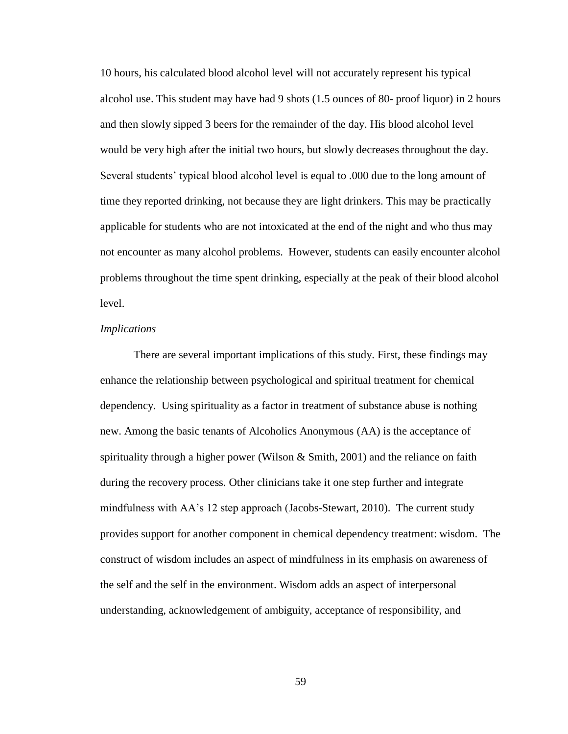10 hours, his calculated blood alcohol level will not accurately represent his typical alcohol use. This student may have had 9 shots (1.5 ounces of 80- proof liquor) in 2 hours and then slowly sipped 3 beers for the remainder of the day. His blood alcohol level would be very high after the initial two hours, but slowly decreases throughout the day. Several students' typical blood alcohol level is equal to .000 due to the long amount of time they reported drinking, not because they are light drinkers. This may be practically applicable for students who are not intoxicated at the end of the night and who thus may not encounter as many alcohol problems. However, students can easily encounter alcohol problems throughout the time spent drinking, especially at the peak of their blood alcohol level.

*Implications*

There are several important implications of this study. First, these findings may enhance the relationship between psychological and spiritual treatment for chemical dependency. Using spirituality as a factor in treatment of substance abuse is nothing new. Among the basic tenants of Alcoholics Anonymous (AA) is the acceptance of spirituality through a higher power (Wilson & Smith, 2001) and the reliance on faith during the recovery process. Other clinicians take it one step further and integrate mindfulness with AA's 12 step approach (Jacobs-Stewart, 2010). The current study provides support for another component in chemical dependency treatment: wisdom. The construct of wisdom includes an aspect of mindfulness in its emphasis on awareness of the self and the self in the environment. Wisdom adds an aspect of interpersonal understanding, acknowledgement of ambiguity, acceptance of responsibility, and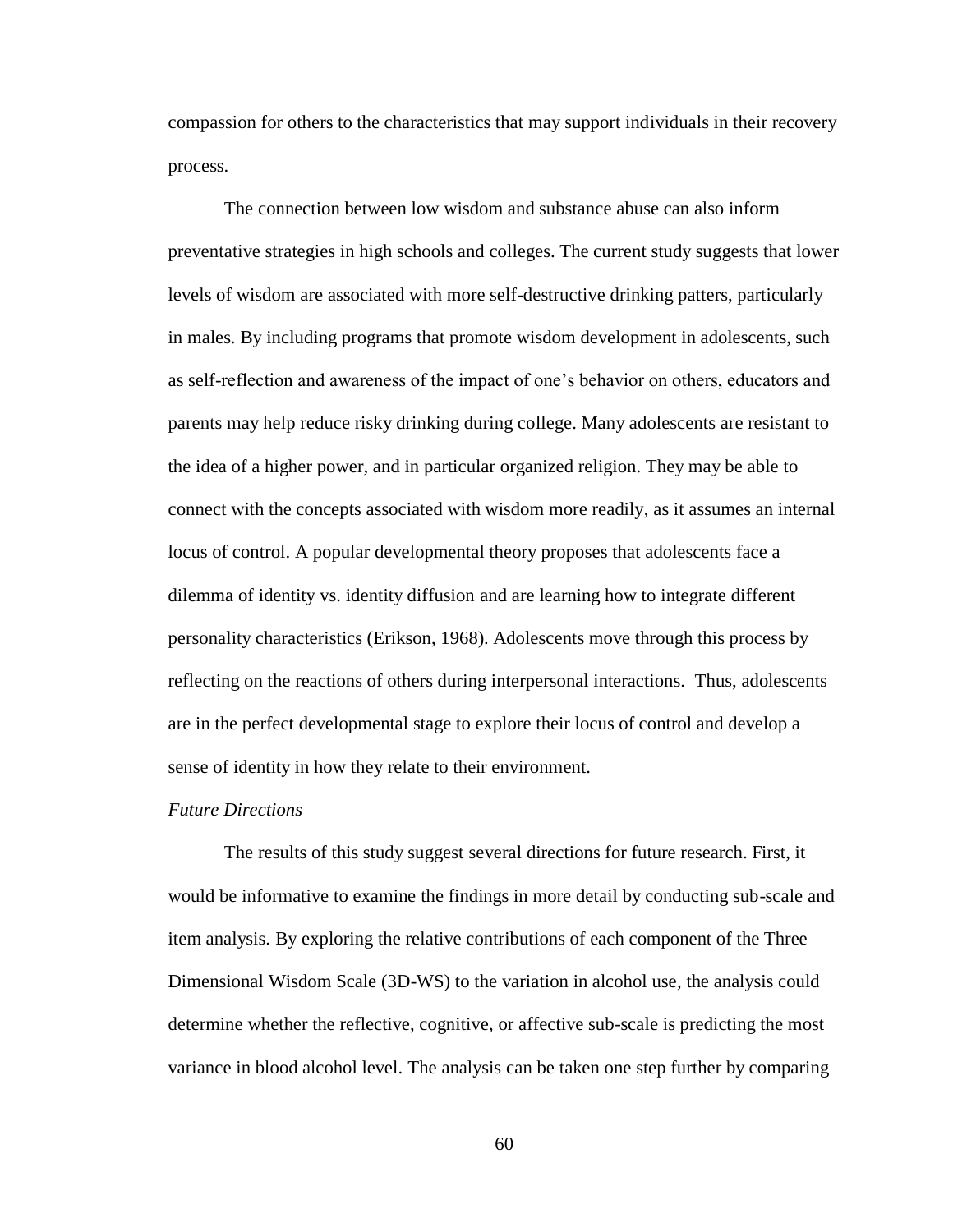compassion for others to the characteristics that may support individuals in their recovery process.

The connection between low wisdom and substance abuse can also inform preventative strategies in high schools and colleges. The current study suggests that lower levels of wisdom are associated with more self-destructive drinking patters, particularly in males. By including programs that promote wisdom development in adolescents, such as self-reflection and awareness of the impact of one's behavior on others, educators and parents may help reduce risky drinking during college. Many adolescents are resistant to the idea of a higher power, and in particular organized religion. They may be able to connect with the concepts associated with wisdom more readily, as it assumes an internal locus of control. A popular developmental theory proposes that adolescents face a dilemma of identity vs. identity diffusion and are learning how to integrate different personality characteristics (Erikson, 1968). Adolescents move through this process by reflecting on the reactions of others during interpersonal interactions. Thus, adolescents are in the perfect developmental stage to explore their locus of control and develop a sense of identity in how they relate to their environment.

*Future Directions*

The results of this study suggest several directions for future research. First, it would be informative to examine the findings in more detail by conducting sub-scale and item analysis. By exploring the relative contributions of each component of the Three Dimensional Wisdom Scale (3D-WS) to the variation in alcohol use, the analysis could determine whether the reflective, cognitive, or affective sub-scale is predicting the most variance in blood alcohol level. The analysis can be taken one step further by comparing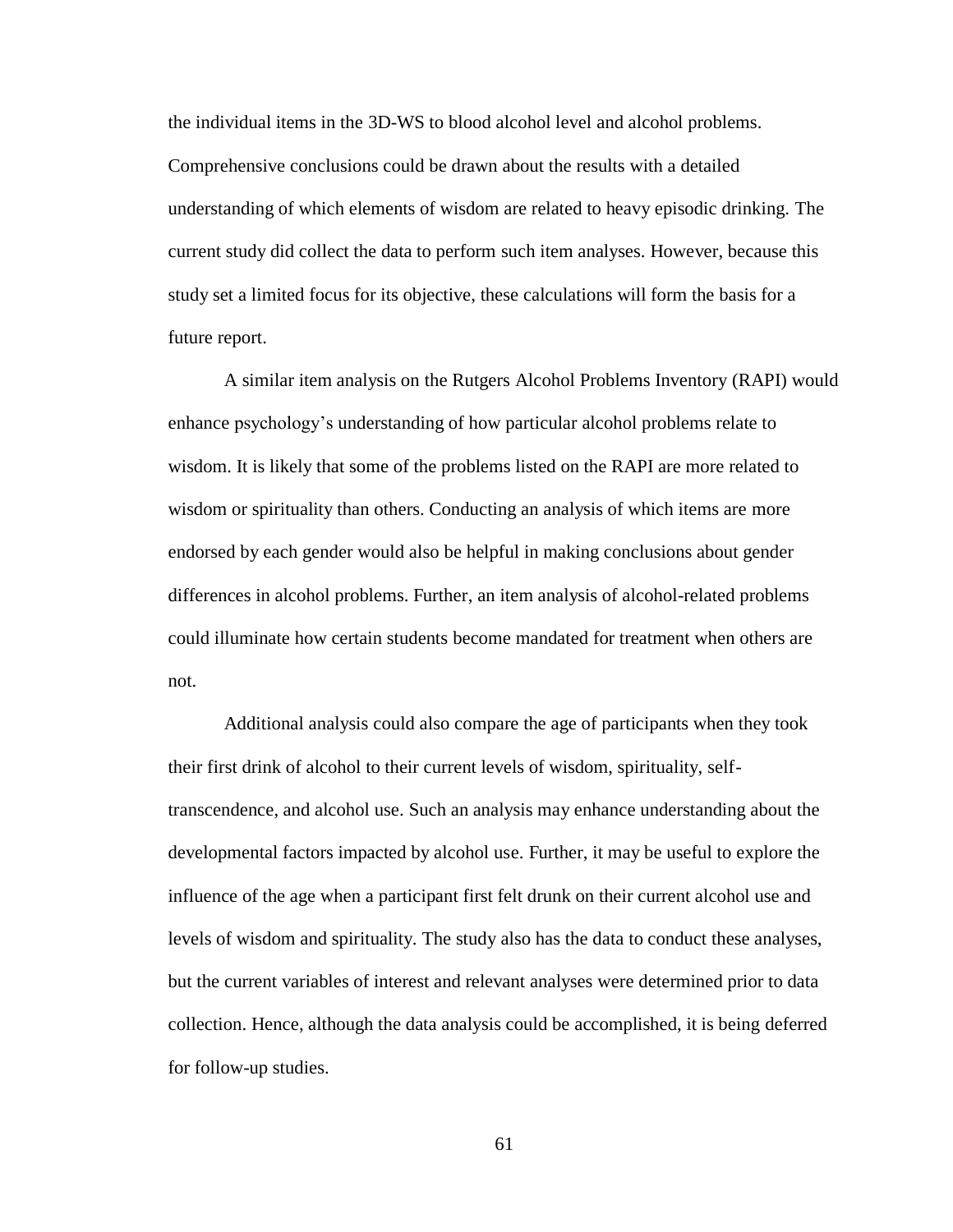the individual items in the 3D-WS to blood alcohol level and alcohol problems. Comprehensive conclusions could be drawn about the results with a detailed understanding of which elements of wisdom are related to heavy episodic drinking. The current study did collect the data to perform such item analyses. However, because this study set a limited focus for its objective, these calculations will form the basis for a future report.

A similar item analysis on the Rutgers Alcohol Problems Inventory (RAPI) would enhance psychology's understanding of how particular alcohol problems relate to wisdom. It is likely that some of the problems listed on the RAPI are more related to wisdom or spirituality than others. Conducting an analysis of which items are more endorsed by each gender would also be helpful in making conclusions about gender differences in alcohol problems. Further, an item analysis of alcohol-related problems could illuminate how certain students become mandated for treatment when others are not.

Additional analysis could also compare the age of participants when they took their first drink of alcohol to their current levels of wisdom, spirituality, self-transcendence, and alcohol use. Such an analysis may enhance understanding about the developmental factors impacted by alcohol use. Further, it may be useful to explore the influence of the age when a participant first felt drunk on their current alcohol use and levels of wisdom and spirituality. The study also has the data to conduct these analyses, but the current variables of interest and relevant analyses were determined prior to data collection. Hence, although the data analysis could be accomplished, it is being deferred for follow-up studies.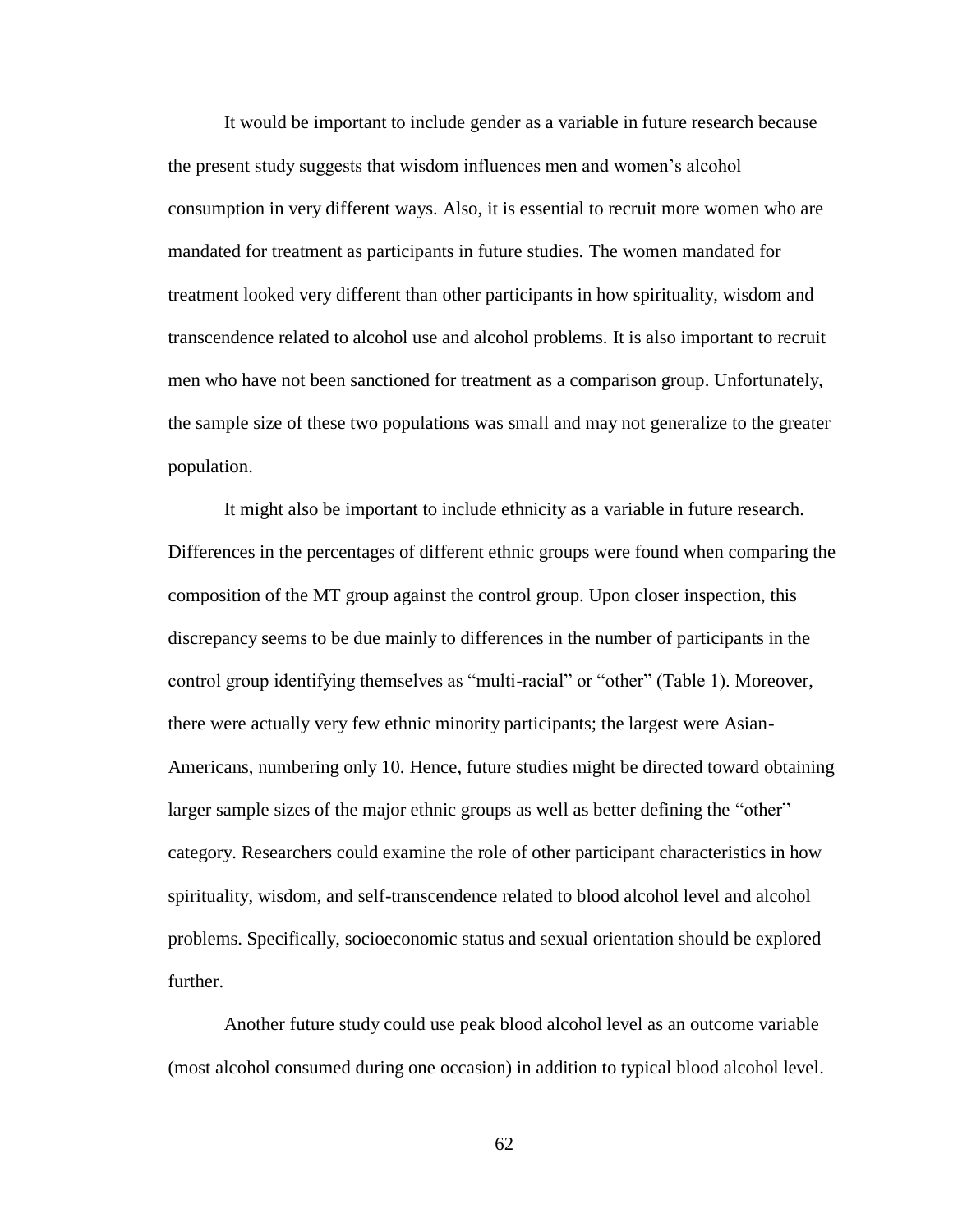It would be important to include gender as a variable in future research because the present study suggests that wisdom influences men and women's alcohol consumption in very different ways. Also, it is essential to recruit more women who are mandated for treatment as participants in future studies. The women mandated for treatment looked very different than other participants in how spirituality, wisdom and transcendence related to alcohol use and alcohol problems. It is also important to recruit men who have not been sanctioned for treatment as a comparison group. Unfortunately, the sample size of these two populations was small and may not generalize to the greater population.

It might also be important to include ethnicity as a variable in future research. Differences in the percentages of different ethnic groups were found when comparing the composition of the MT group against the control group. Upon closer inspection, this discrepancy seems to be due mainly to differences in the number of participants in the control group identifying themselves as "multi-racial" or "other" (Table 1). Moreover, there were actually very few ethnic minority participants; the largest were Asian-Americans, numbering only 10. Hence, future studies might be directed toward obtaining larger sample sizes of the major ethnic groups as well as better defining the "other" category. Researchers could examine the role of other participant characteristics in how spirituality, wisdom, and self-transcendence related to blood alcohol level and alcohol problems. Specifically, socioeconomic status and sexual orientation should be explored further.

Another future study could use peak blood alcohol level as an outcome variable (most alcohol consumed during one occasion) in addition to typical blood alcohol level.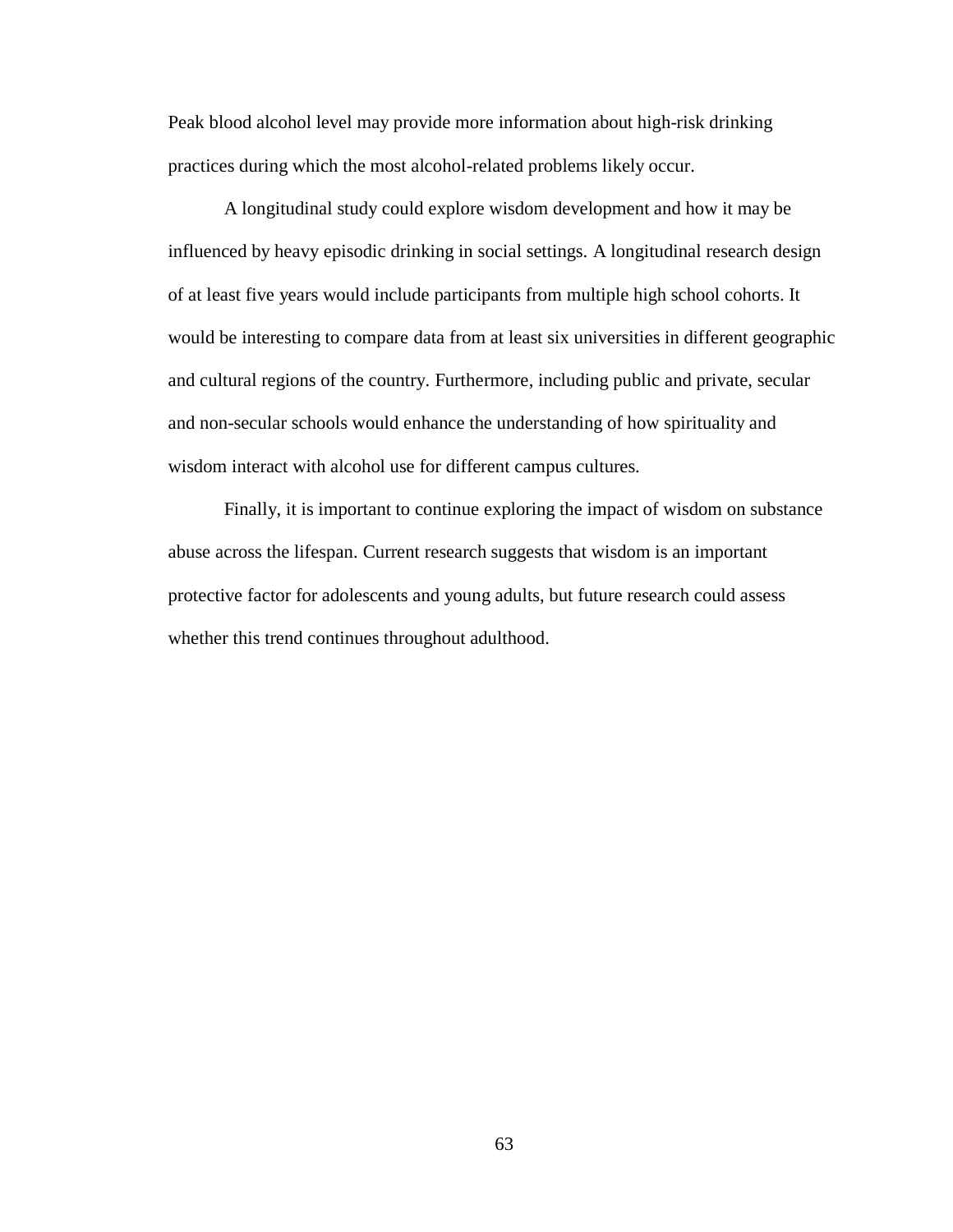Peak blood alcohol level may provide more information about high-risk drinking practices during which the most alcohol-related problems likely occur.

A longitudinal study could explore wisdom development and how it may be influenced by heavy episodic drinking in social settings. A longitudinal research design of at least five years would include participants from multiple high school cohorts. It would be interesting to compare data from at least six universities in different geographic and cultural regions of the country. Furthermore, including public and private, secular and non-secular schools would enhance the understanding of how spirituality and wisdom interact with alcohol use for different campus cultures.

Finally, it is important to continue exploring the impact of wisdom on substance abuse across the lifespan. Current research suggests that wisdom is an important protective factor for adolescents and young adults, but future research could assess whether this trend continues throughout adulthood.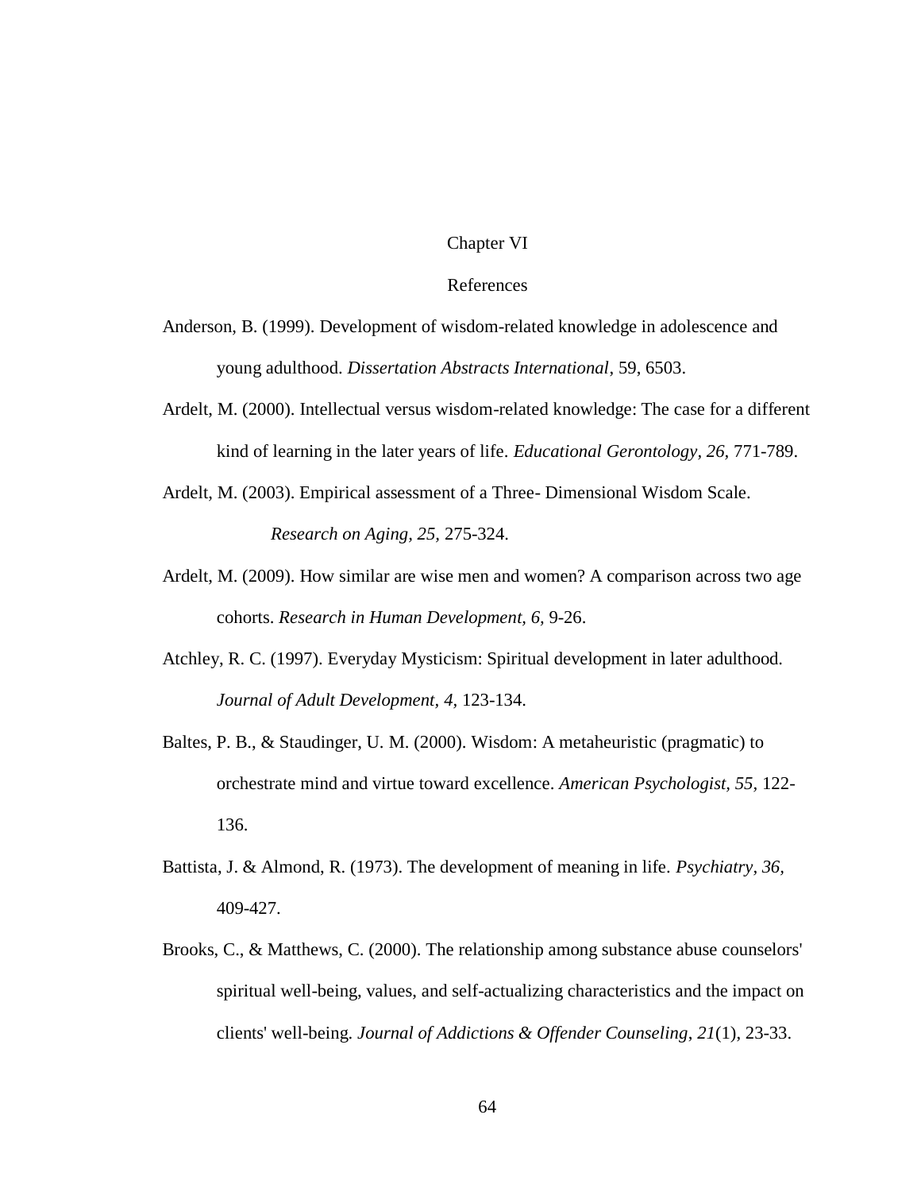# Chapter VI

## References

Anderson, B. (1999). Development of wisdom-related knowledge in adolescence and young adulthood. *Dissertation Abstracts International*, 59, 6503.

Ardelt, M. (2000). Intellectual versus wisdom-related knowledge: The case for a different kind of learning in the later years of life. *Educational Gerontology, 26,* 771-789.

Ardelt, M. (2003). Empirical assessment of a Three- Dimensional Wisdom Scale. *Research on Aging, 25,* 275-324.

Ardelt, M. (2009). How similar are wise men and women? A comparison across two age cohorts. *Research in Human Development, 6,* 9-26.

Atchley, R. C. (1997). Everyday Mysticism: Spiritual development in later adulthood. *Journal of Adult Development, 4,* 123-134.

Baltes, P. B., & Staudinger, U. M. (2000). Wisdom: A metaheuristic (pragmatic) to orchestrate mind and virtue toward excellence. *American Psychologist, 55,* 122-136.

Battista, J. & Almond, R. (1973). The development of meaning in life. *Psychiatry, 36,* 409-427.

Brooks, C., & Matthews, C. (2000). The relationship among substance abuse counselors' spiritual well-being, values, and self-actualizing characteristics and the impact on clients' well-being. *Journal of Addictions & Offender Counseling*, *21*(1), 23-33.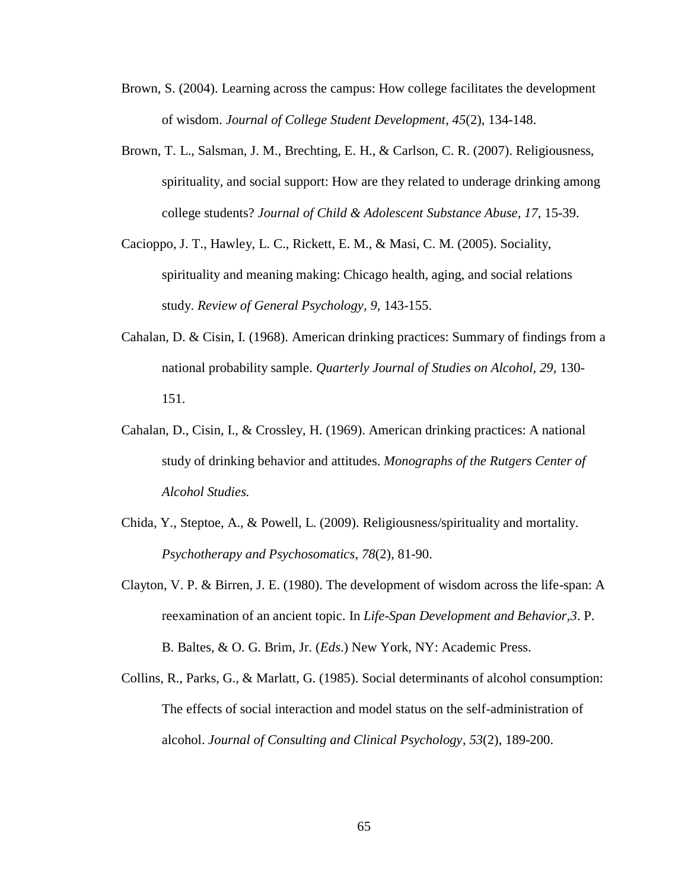Brown, S. (2004). Learning across the campus: How college facilitates the development of wisdom. *Journal of College Student Development*, *45*(2), 134-148.

Brown, T. L., Salsman, J. M., Brechting, E. H., & Carlson, C. R. (2007). Religiousness, spirituality, and social support: How are they related to underage drinking among college students? *Journal of Child & Adolescent Substance Abuse, 17,* 15-39.

Cacioppo, J. T., Hawley, L. C., Rickett, E. M., & Masi, C. M. (2005). Sociality, spirituality and meaning making: Chicago health, aging, and social relations study. *Review of General Psychology*, *9,* 143-155.

Cahalan, D. & Cisin, I. (1968). American drinking practices: Summary of findings from a national probability sample. *Quarterly Journal of Studies on Alcohol, 29,* 130-151.

Cahalan, D., Cisin, I., & Crossley, H. (1969). American drinking practices: A national study of drinking behavior and attitudes. *Monographs of the Rutgers Center of Alcohol Studies.*

Chida, Y., Steptoe, A., & Powell, L. (2009). Religiousness/spirituality and mortality. *Psychotherapy and Psychosomatics*, *78*(2), 81-90.

Clayton, V. P. & Birren, J. E. (1980). The development of wisdom across the life-span: A reexamination of an ancient topic. In *Life-Span Development and Behavior,3*. P. B. Baltes, & O. G. Brim, Jr. (*Eds*.) New York, NY: Academic Press.

Collins, R., Parks, G., & Marlatt, G. (1985). Social determinants of alcohol consumption: The effects of social interaction and model status on the self-administration of alcohol. *Journal of Consulting and Clinical Psychology*, *53*(2), 189-200.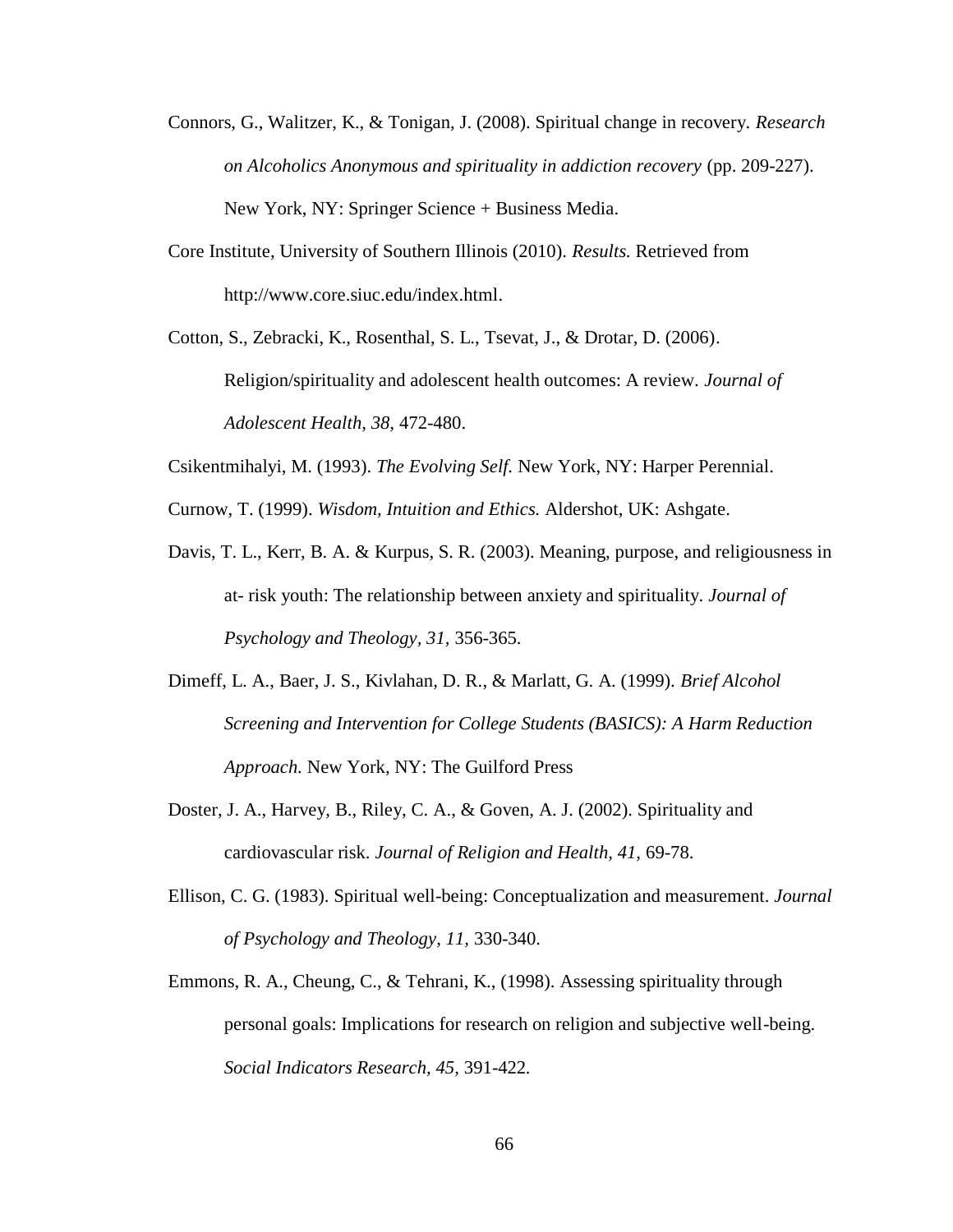Connors, G., Walitzer, K., & Tonigan, J. (2008). Spiritual change in recovery. *Research on Alcoholics Anonymous and spirituality in addiction recovery* (pp. 209-227). New York, NY: Springer Science + Business Media.

Core Institute, University of Southern Illinois (2010). *Results.* Retrieved from http://www.core.siuc.edu/index.html.

Cotton, S., Zebracki, K., Rosenthal, S. L., Tsevat, J., & Drotar, D. (2006). Religion/spirituality and adolescent health outcomes: A review. *Journal of Adolescent Health, 38,* 472-480.

Csikentmihalyi, M. (1993). *The Evolving Self.* New York, NY: Harper Perennial.

Curnow, T. (1999). *Wisdom, Intuition and Ethics.* Aldershot, UK: Ashgate.

Davis, T. L., Kerr, B. A. & Kurpus, S. R. (2003). Meaning, purpose, and religiousness in at- risk youth: The relationship between anxiety and spirituality. *Journal of Psychology and Theology, 31,* 356-365.

Dimeff, L. A., Baer, J. S., Kivlahan, D. R., & Marlatt, G. A. (1999). *Brief Alcohol Screening and Intervention for College Students (BASICS): A Harm Reduction Approach.* New York, NY: The Guilford Press

Doster, J. A., Harvey, B., Riley, C. A., & Goven, A. J. (2002). Spirituality and cardiovascular risk. *Journal of Religion and Health, 41,* 69-78.

Ellison, C. G. (1983). Spiritual well-being: Conceptualization and measurement. *Journal of Psychology and Theology, 11,* 330-340.

Emmons, R. A., Cheung, C., & Tehrani, K., (1998). Assessing spirituality through personal goals: Implications for research on religion and subjective well-being. *Social Indicators Research, 45,* 391-422.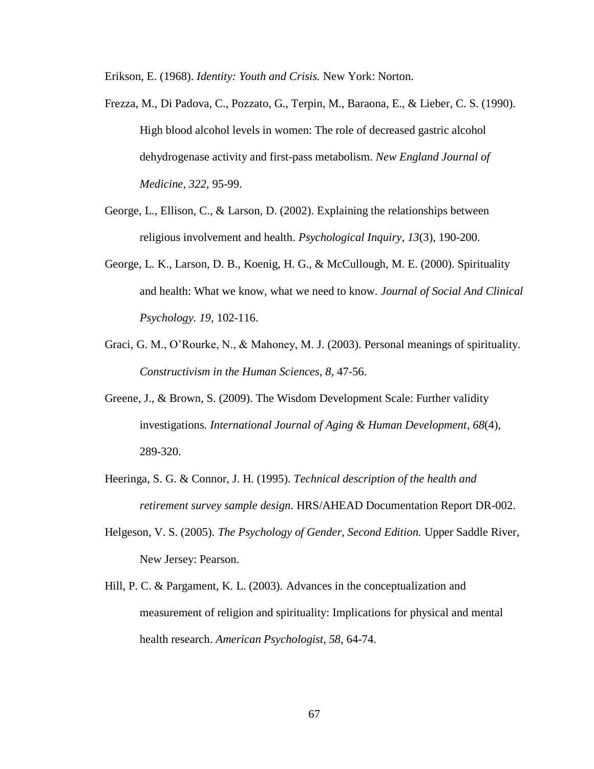Erikson, E. (1968). *Identity: Youth and Crisis.* New York: Norton.

Frezza, M., Di Padova, C., Pozzato, G., Terpin, M., Baraona, E., & Lieber, C. S. (1990). High blood alcohol levels in women: The role of decreased gastric alcohol dehydrogenase activity and first-pass metabolism. *New England Journal of Medicine, 322,* 95-99.

George, L., Ellison, C., & Larson, D. (2002). Explaining the relationships between religious involvement and health. *Psychological Inquiry*, *13*(3), 190-200.

George, L. K., Larson, D. B., Koenig, H. G., & McCullough, M. E. (2000). Spirituality and health: What we know, what we need to know. *Journal of Social And Clinical Psychology. 19,* 102-116.

Graci, G. M., O'Rourke, N., & Mahoney, M. J. (2003). Personal meanings of spirituality. *Constructivism in the Human Sciences, 8*, 47-56.

Greene, J., & Brown, S. (2009). The Wisdom Development Scale: Further validity investigations. *International Journal of Aging & Human Development*, *68*(4), 289-320.

Heeringa, S. G. & Connor, J. H. (1995). *Technical description of the health and retirement survey sample design.* HRS/AHEAD Documentation Report DR-002.

Helgeson, V. S. (2005). *The Psychology of Gender, Second Edition.* Upper Saddle River, New Jersey: Pearson.

Hill, P. C. & Pargament, K. L. (2003). Advances in the conceptualization and measurement of religion and spirituality: Implications for physical and mental health research. *American Psychologist, 58,* 64-74.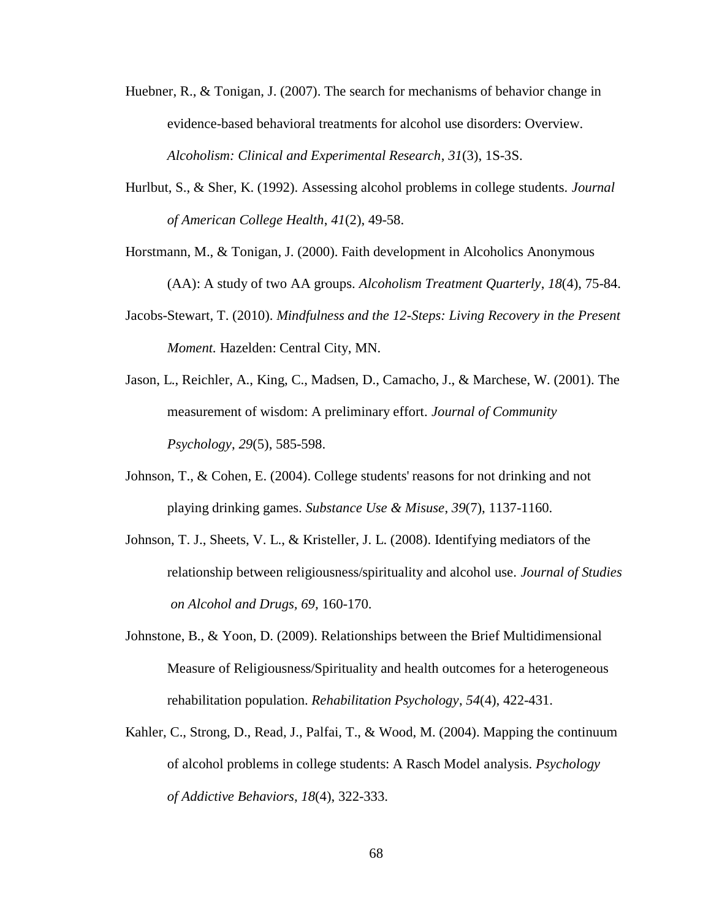Huebner, R., & Tonigan, J. (2007). The search for mechanisms of behavior change in evidence-based behavioral treatments for alcohol use disorders: Overview. *Alcoholism: Clinical and Experimental Research*, *31*(3), 1S-3S.

Hurlbut, S., & Sher, K. (1992). Assessing alcohol problems in college students. *Journal of American College Health*, *41*(2), 49-58.

Horstmann, M., & Tonigan, J. (2000). Faith development in Alcoholics Anonymous (AA): A study of two AA groups. *Alcoholism Treatment Quarterly*, *18*(4), 75-84.

Jacobs-Stewart, T. (2010). *Mindfulness and the 12-Steps: Living Recovery in the Present Moment.* Hazelden: Central City, MN.

Jason, L., Reichler, A., King, C., Madsen, D., Camacho, J., & Marchese, W. (2001). The measurement of wisdom: A preliminary effort. *Journal of Community Psychology*, *29*(5), 585-598.

Johnson, T., & Cohen, E. (2004). College students' reasons for not drinking and not playing drinking games. *Substance Use & Misuse*, *39*(7), 1137-1160.

Johnson, T. J., Sheets, V. L., & Kristeller, J. L. (2008). Identifying mediators of the relationship between religiousness/spirituality and alcohol use. *Journal of Studies on Alcohol and Drugs, 69,* 160-170.

Johnstone, B., & Yoon, D. (2009). Relationships between the Brief Multidimensional Measure of Religiousness/Spirituality and health outcomes for a heterogeneous rehabilitation population. *Rehabilitation Psychology*, *54*(4), 422-431.

Kahler, C., Strong, D., Read, J., Palfai, T., & Wood, M. (2004). Mapping the continuum of alcohol problems in college students: A Rasch Model analysis. *Psychology of Addictive Behaviors*, *18*(4), 322-333.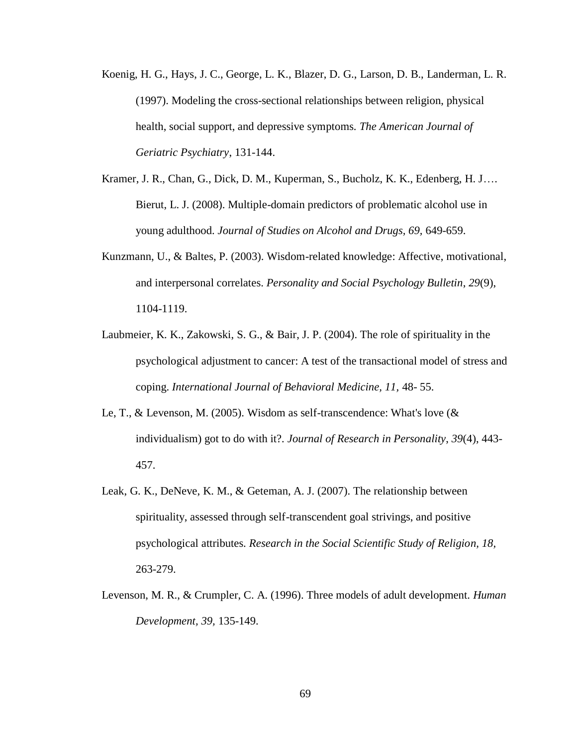Koenig, H. G., Hays, J. C., George, L. K., Blazer, D. G., Larson, D. B., Landerman, L. R. (1997). Modeling the cross-sectional relationships between religion, physical health, social support, and depressive symptoms. *The American Journal of Geriatric Psychiatry*, 131-144.

Kramer, J. R., Chan, G., Dick, D. M., Kuperman, S., Bucholz, K. K., Edenberg, H. J…. Bierut, L. J. (2008). Multiple-domain predictors of problematic alcohol use in young adulthood. *Journal of Studies on Alcohol and Drugs, 69,* 649-659.

Kunzmann, U., & Baltes, P. (2003). Wisdom-related knowledge: Affective, motivational, and interpersonal correlates. *Personality and Social Psychology Bulletin*, *29*(9), 1104-1119.

Laubmeier, K. K., Zakowski, S. G., & Bair, J. P. (2004). The role of spirituality in the psychological adjustment to cancer: A test of the transactional model of stress and coping. *International Journal of Behavioral Medicine, 11,* 48- 55.

Le, T., & Levenson, M. (2005). Wisdom as self-transcendence: What's love (& individualism) got to do with it?. *Journal of Research in Personality*, *39*(4), 443-457.

Leak, G. K., DeNeve, K. M., & Geteman, A. J. (2007). The relationship between spirituality, assessed through self-transcendent goal strivings, and positive psychological attributes. *Research in the Social Scientific Study of Religion, 18,* 263-279.

Levenson, M. R., & Crumpler, C. A. (1996). Three models of adult development. *Human Development, 39,* 135-149.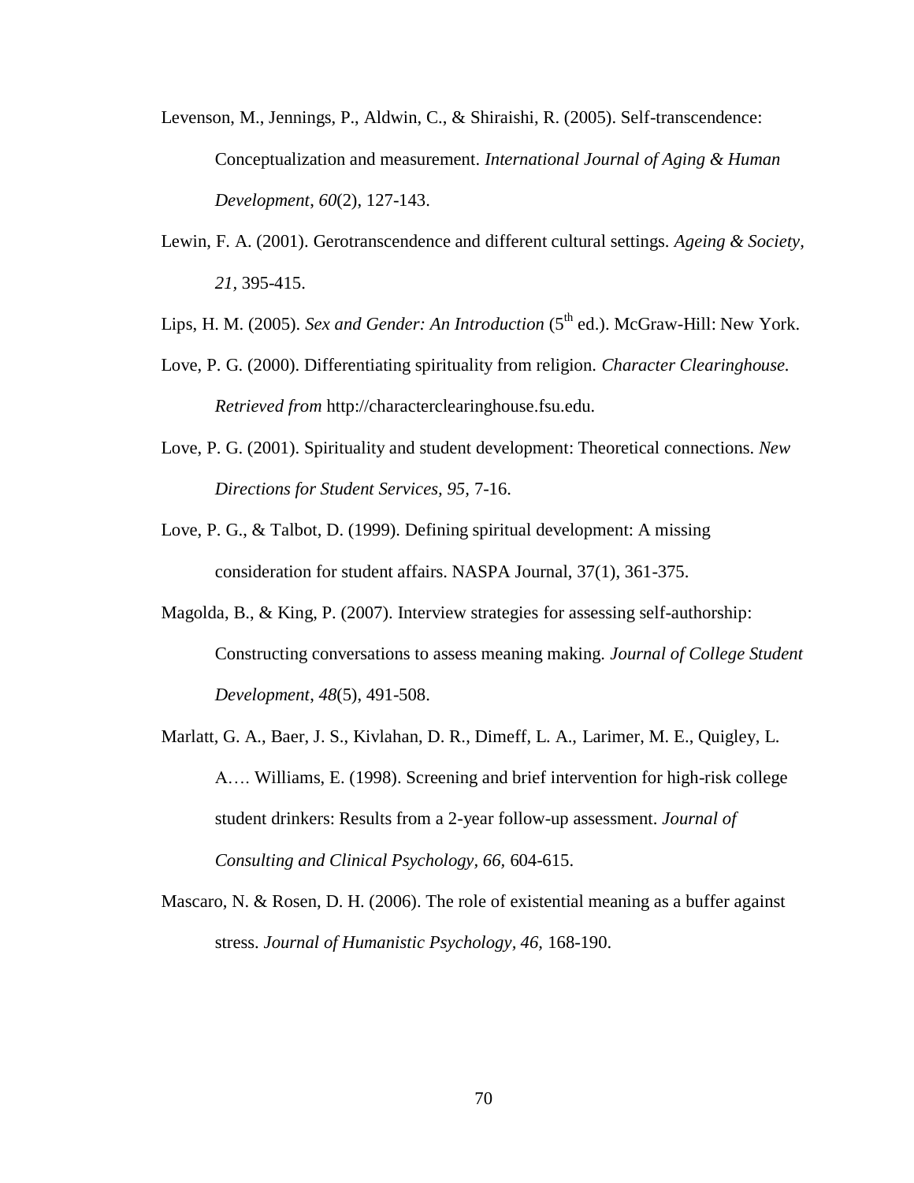Levenson, M., Jennings, P., Aldwin, C., & Shiraishi, R. (2005). Self-transcendence: Conceptualization and measurement. *International Journal of Aging & Human Development*, *60*(2), 127-143.

Lewin, F. A. (2001). Gerotranscendence and different cultural settings. *Ageing & Society, 21*, 395-415.

Lips, H. M. (2005). *Sex and Gender: An Introduction* (5th ed.). McGraw-Hill: New York.

Love, P. G. (2000). Differentiating spirituality from religion. *Character Clearinghouse. Retrieved from* http://characterclearinghouse.fsu.edu.

Love, P. G. (2001). Spirituality and student development: Theoretical connections. *New Directions for Student Services, 95,* 7-16.

Love, P. G., & Talbot, D. (1999). Defining spiritual development: A missing consideration for student affairs. NASPA Journal, 37(1), 361-375.

Magolda, B., & King, P. (2007). Interview strategies for assessing self-authorship: Constructing conversations to assess meaning making. *Journal of College Student Development*, *48*(5), 491-508.

Marlatt, G. A., Baer, J. S., Kivlahan, D. R., Dimeff, L. A., Larimer, M. E., Quigley, L. A…. Williams, E. (1998). Screening and brief intervention for high-risk college student drinkers: Results from a 2-year follow-up assessment. *Journal of Consulting and Clinical Psychology, 66,* 604-615.

Mascaro, N. & Rosen, D. H. (2006). The role of existential meaning as a buffer against stress. *Journal of Humanistic Psychology, 46,* 168-190.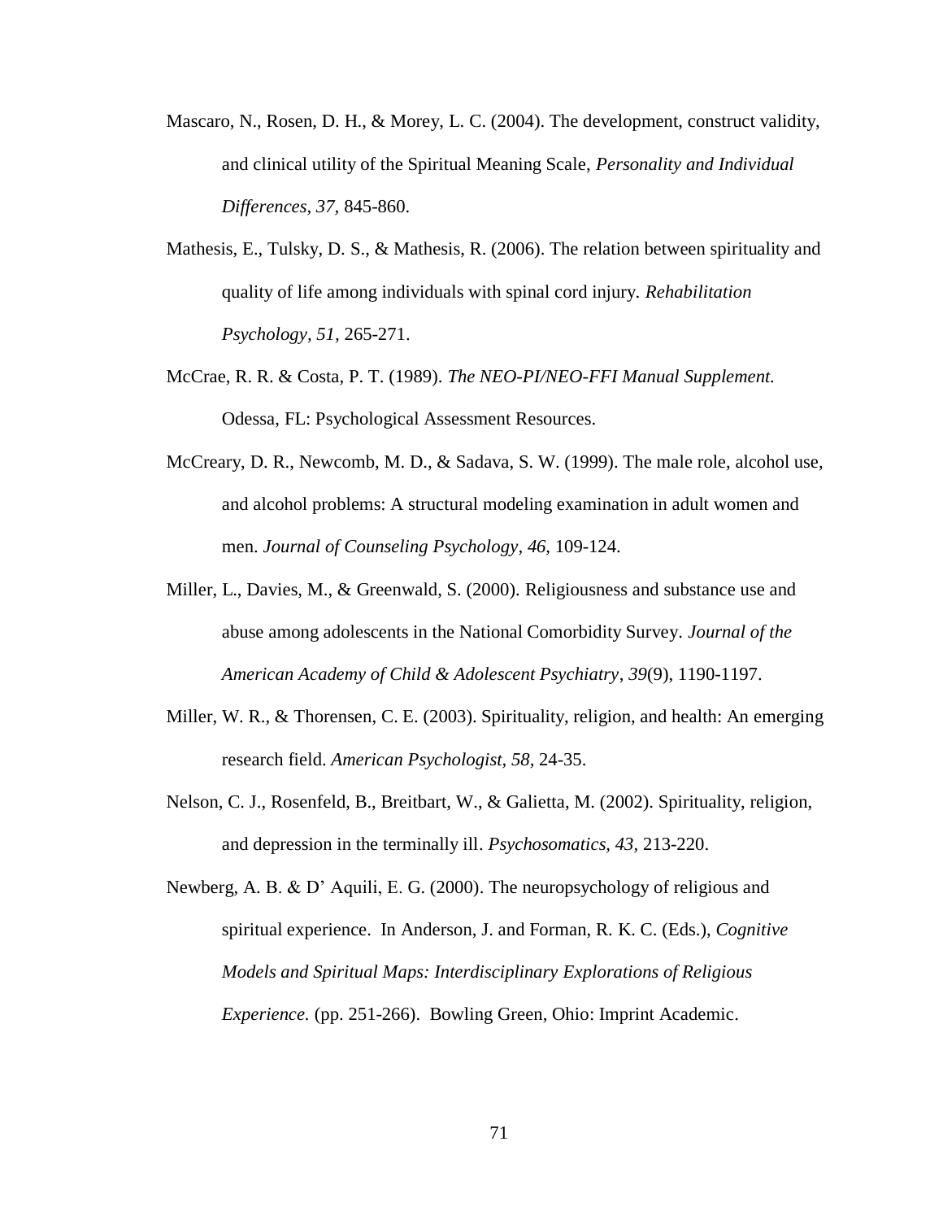Mascaro, N., Rosen, D. H., & Morey, L. C. (2004). The development, construct validity, and clinical utility of the Spiritual Meaning Scale, *Personality and Individual Differences*, *37*, 845-860.

Mathesis, E., Tulsky, D. S., & Mathesis, R. (2006). The relation between spirituality and quality of life among individuals with spinal cord injury. *Rehabilitation Psychology*, *51*, 265-271.

McCrae, R. R. & Costa, P. T. (1989). *The NEO-PI/NEO-FFI Manual Supplement.* Odessa, FL: Psychological Assessment Resources.

McCreary, D. R., Newcomb, M. D., & Sadava, S. W. (1999). The male role, alcohol use, and alcohol problems: A structural modeling examination in adult women and men. *Journal of Counseling Psychology, 46,* 109-124.

Miller, L., Davies, M., & Greenwald, S. (2000). Religiousness and substance use and abuse among adolescents in the National Comorbidity Survey. *Journal of the American Academy of Child & Adolescent Psychiatry*, *39*(9), 1190-1197.

Miller, W. R., & Thorensen, C. E. (2003). Spirituality, religion, and health: An emerging research field. *American Psychologist, 58,* 24-35.

Nelson, C. J., Rosenfeld, B., Breitbart, W., & Galietta, M. (2002). Spirituality, religion, and depression in the terminally ill. *Psychosomatics, 43,* 213-220.

Newberg, A. B. & D' Aquili, E. G. (2000). The neuropsychology of religious and spiritual experience. In Anderson, J. and Forman, R. K. C. (Eds.), *Cognitive Models and Spiritual Maps: Interdisciplinary Explorations of Religious Experience.* (pp. 251-266). Bowling Green, Ohio: Imprint Academic.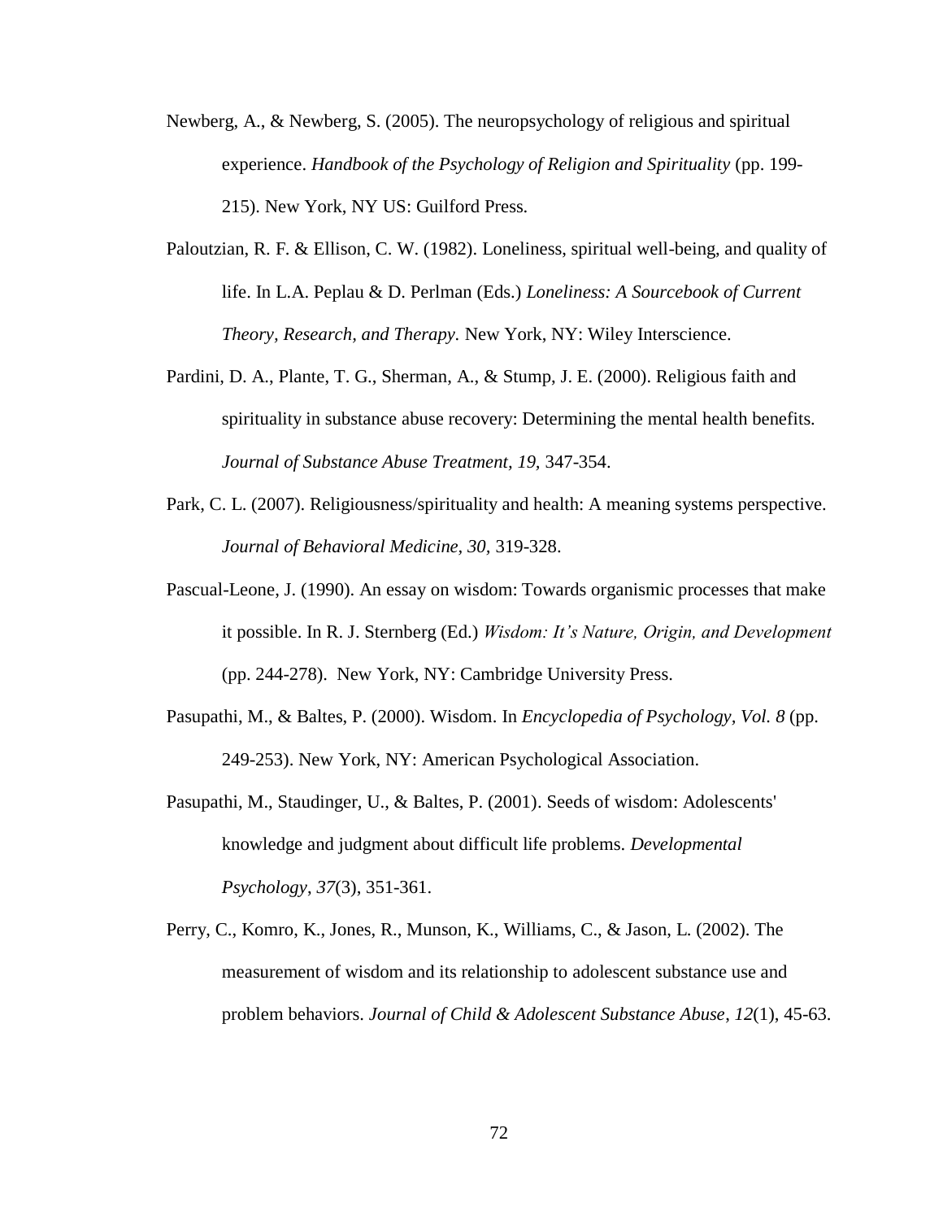Newberg, A., & Newberg, S. (2005). The neuropsychology of religious and spiritual experience. *Handbook of the Psychology of Religion and Spirituality* (pp. 199-215). New York, NY US: Guilford Press.

Paloutzian, R. F. & Ellison, C. W. (1982). Loneliness, spiritual well-being, and quality of life. In L.A. Peplau & D. Perlman (Eds.) *Loneliness: A Sourcebook of Current Theory, Research, and Therapy.* New York, NY: Wiley Interscience.

Pardini, D. A., Plante, T. G., Sherman, A., & Stump, J. E. (2000). Religious faith and spirituality in substance abuse recovery: Determining the mental health benefits. *Journal of Substance Abuse Treatment, 19,* 347-354.

Park, C. L. (2007). Religiousness/spirituality and health: A meaning systems perspective. *Journal of Behavioral Medicine, 30,* 319-328.

Pascual-Leone, J. (1990). An essay on wisdom: Towards organismic processes that make it possible. In R. J. Sternberg (Ed.) *Wisdom: It's Nature, Origin, and Development* (pp. 244-278). New York, NY: Cambridge University Press.

Pasupathi, M., & Baltes, P. (2000). Wisdom. In *Encyclopedia of Psychology, Vol. 8* (pp. 249-253). New York, NY: American Psychological Association.

Pasupathi, M., Staudinger, U., & Baltes, P. (2001). Seeds of wisdom: Adolescents' knowledge and judgment about difficult life problems. *Developmental Psychology*, *37*(3), 351-361.

Perry, C., Komro, K., Jones, R., Munson, K., Williams, C., & Jason, L. (2002). The measurement of wisdom and its relationship to adolescent substance use and problem behaviors. *Journal of Child & Adolescent Substance Abuse*, *12*(1), 45-63.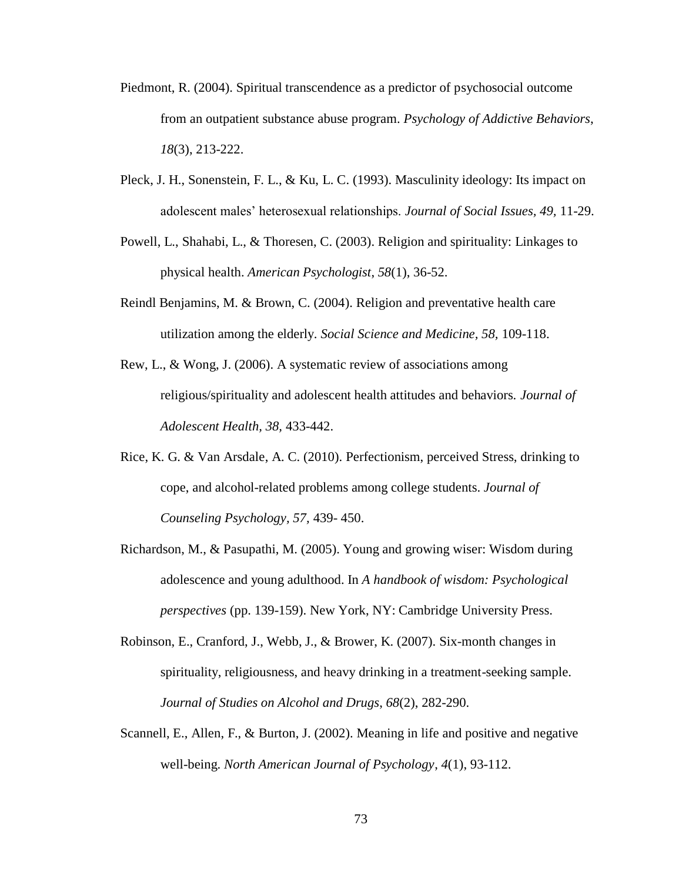Piedmont, R. (2004). Spiritual transcendence as a predictor of psychosocial outcome from an outpatient substance abuse program. *Psychology of Addictive Behaviors*, *18*(3), 213-222.

Pleck, J. H., Sonenstein, F. L., & Ku, L. C. (1993). Masculinity ideology: Its impact on adolescent males' heterosexual relationships. *Journal of Social Issues, 49,* 11-29.

Powell, L., Shahabi, L., & Thoresen, C. (2003). Religion and spirituality: Linkages to physical health. *American Psychologist*, *58*(1), 36-52.

Reindl Benjamins, M. & Brown, C. (2004). Religion and preventative health care utilization among the elderly. *Social Science and Medicine, 58,* 109-118.

Rew, L., & Wong, J. (2006). A systematic review of associations among religious/spirituality and adolescent health attitudes and behaviors. *Journal of Adolescent Health, 38,* 433-442.

Rice, K. G. & Van Arsdale, A. C. (2010). Perfectionism, perceived Stress, drinking to cope, and alcohol-related problems among college students. *Journal of Counseling Psychology, 57,* 439- 450.

Richardson, M., & Pasupathi, M. (2005). Young and growing wiser: Wisdom during adolescence and young adulthood. In *A handbook of wisdom: Psychological perspectives* (pp. 139-159). New York, NY: Cambridge University Press.

Robinson, E., Cranford, J., Webb, J., & Brower, K. (2007). Six-month changes in spirituality, religiousness, and heavy drinking in a treatment-seeking sample. *Journal of Studies on Alcohol and Drugs*, *68*(2), 282-290.

Scannell, E., Allen, F., & Burton, J. (2002). Meaning in life and positive and negative well-being. *North American Journal of Psychology*, *4*(1), 93-112.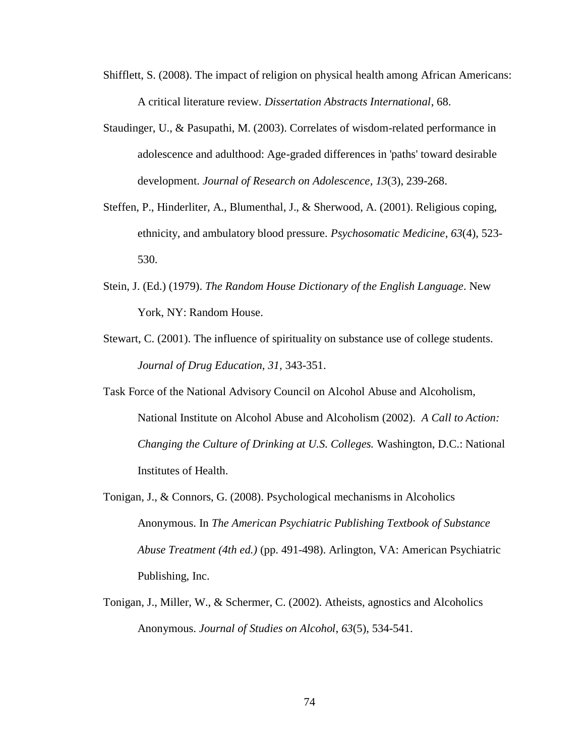Shifflett, S. (2008). The impact of religion on physical health among African Americans: A critical literature review. *Dissertation Abstracts International*, 68.

Staudinger, U., & Pasupathi, M. (2003). Correlates of wisdom-related performance in adolescence and adulthood: Age-graded differences in 'paths' toward desirable development. *Journal of Research on Adolescence*, *13*(3), 239-268.

Steffen, P., Hinderliter, A., Blumenthal, J., & Sherwood, A. (2001). Religious coping, ethnicity, and ambulatory blood pressure. *Psychosomatic Medicine*, *63*(4), 523-530.

Stein, J. (Ed.) (1979). *The Random House Dictionary of the English Language*. New York, NY: Random House.

Stewart, C. (2001). The influence of spirituality on substance use of college students. *Journal of Drug Education, 31,* 343-351.

Task Force of the National Advisory Council on Alcohol Abuse and Alcoholism, National Institute on Alcohol Abuse and Alcoholism (2002). *A Call to Action: Changing the Culture of Drinking at U.S. Colleges.* Washington, D.C.: National Institutes of Health.

Tonigan, J., & Connors, G. (2008). Psychological mechanisms in Alcoholics Anonymous. In *The American Psychiatric Publishing Textbook of Substance Abuse Treatment (4th ed.)* (pp. 491-498). Arlington, VA: American Psychiatric Publishing, Inc.

Tonigan, J., Miller, W., & Schermer, C. (2002). Atheists, agnostics and Alcoholics Anonymous. *Journal of Studies on Alcohol*, *63*(5), 534-541.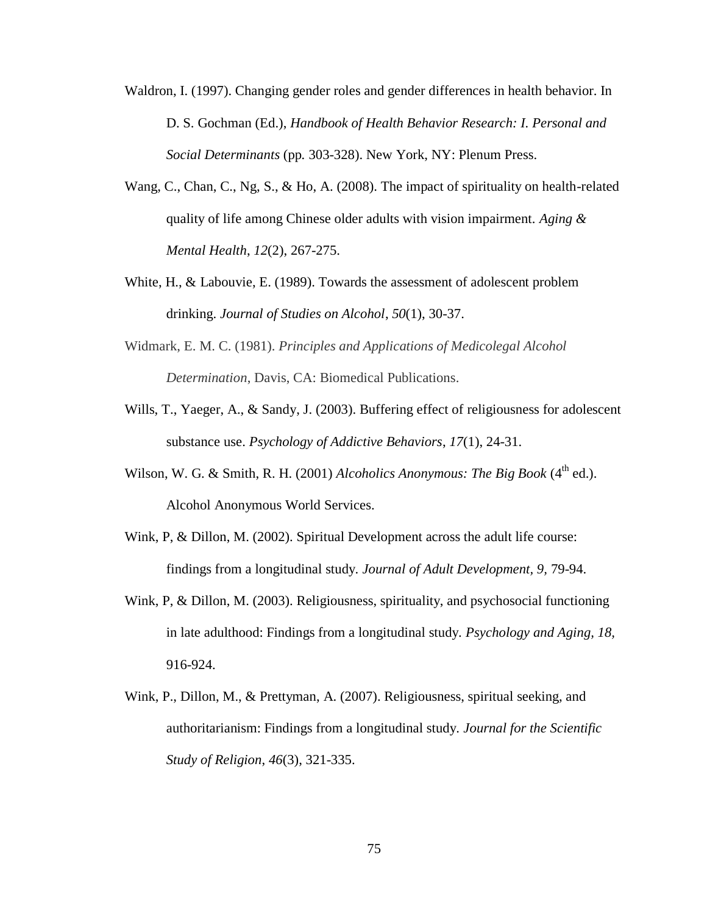Waldron, I. (1997). Changing gender roles and gender differences in health behavior. In D. S. Gochman (Ed.), *Handbook of Health Behavior Research: I. Personal and Social Determinants* (pp. 303-328). New York, NY: Plenum Press.

Wang, C., Chan, C., Ng, S., & Ho, A. (2008). The impact of spirituality on health-related quality of life among Chinese older adults with vision impairment. *Aging & Mental Health*, *12*(2), 267-275.

White, H., & Labouvie, E. (1989). Towards the assessment of adolescent problem drinking. *Journal of Studies on Alcohol*, *50*(1), 30-37.

Widmark, E. M. C. (1981). *Principles and Applications of Medicolegal Alcohol Determination*, Davis, CA: Biomedical Publications.

Wills, T., Yaeger, A., & Sandy, J. (2003). Buffering effect of religiousness for adolescent substance use. *Psychology of Addictive Behaviors*, *17*(1), 24-31.

Wilson, W. G. & Smith, R. H. (2001) *Alcoholics Anonymous: The Big Book* ($4^{th}$ ed.). Alcohol Anonymous World Services.

Wink, P, & Dillon, M. (2002). Spiritual Development across the adult life course: findings from a longitudinal study. *Journal of Adult Development*, *9*, 79-94.

Wink, P, & Dillon, M. (2003). Religiousness, spirituality, and psychosocial functioning in late adulthood: Findings from a longitudinal study. *Psychology and Aging*, *18*, 916-924.

Wink, P., Dillon, M., & Prettyman, A. (2007). Religiousness, spiritual seeking, and authoritarianism: Findings from a longitudinal study. *Journal for the Scientific Study of Religion*, *46*(3), 321-335.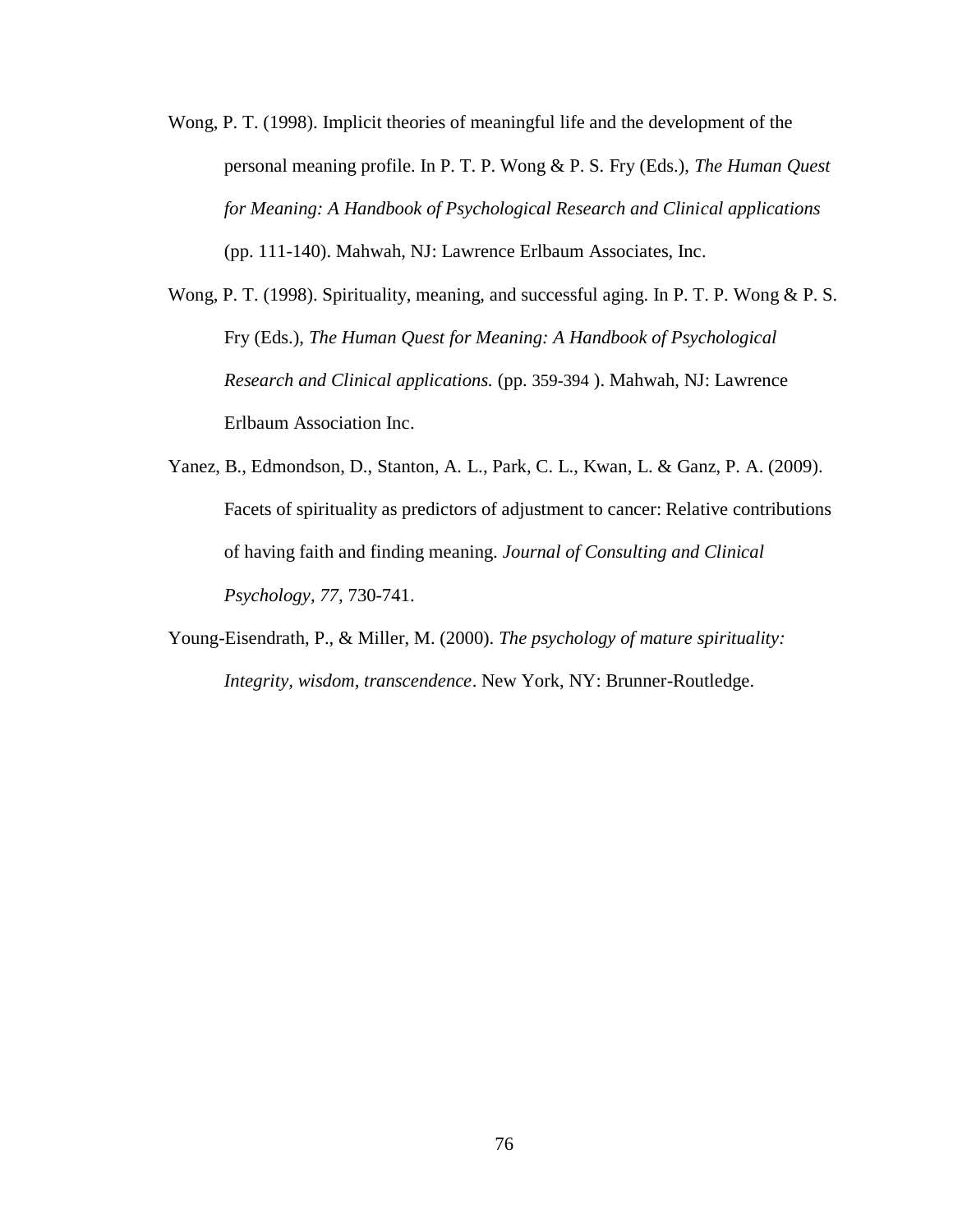Wong, P. T. (1998). Implicit theories of meaningful life and the development of the personal meaning profile. In P. T. P. Wong & P. S. Fry (Eds.), *The Human Quest for Meaning: A Handbook of Psychological Research and Clinical applications* (pp. 111-140). Mahwah, NJ: Lawrence Erlbaum Associates, Inc.

Wong, P. T. (1998). Spirituality, meaning, and successful aging. In P. T. P. Wong & P. S. Fry (Eds.), *The Human Quest for Meaning: A Handbook of Psychological Research and Clinical applications.* (pp. 359-394 ). Mahwah, NJ: Lawrence Erlbaum Association Inc.

Yanez, B., Edmondson, D., Stanton, A. L., Park, C. L., Kwan, L. & Ganz, P. A. (2009). Facets of spirituality as predictors of adjustment to cancer: Relative contributions of having faith and finding meaning. *Journal of Consulting and Clinical Psychology*, *77*, 730-741.

Young-Eisendrath, P., & Miller, M. (2000). *The psychology of mature spirituality: Integrity, wisdom, transcendence*. New York, NY: Brunner-Routledge.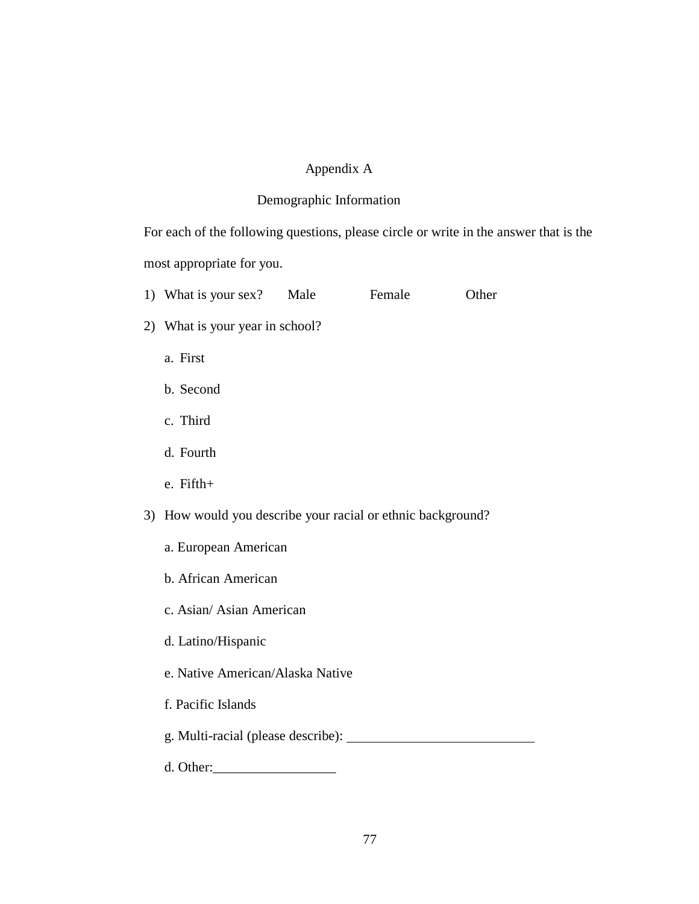# Appendix A

## Demographic Information

For each of the following questions, please circle or write in the answer that is the most appropriate for you.

1) What is your sex? Male Female Other

2) What is your year in school?

   a. First

   b. Second

   c. Third

   d. Fourth

   e. Fifth+

3) How would you describe your racial or ethnic background?

   a. European American

   b. African American

   c. Asian/ Asian American

   d. Latino/Hispanic

   e. Native American/Alaska Native

   f. Pacific Islands

   g. Multi-racial (please describe): ____________________________

   d. Other:__________________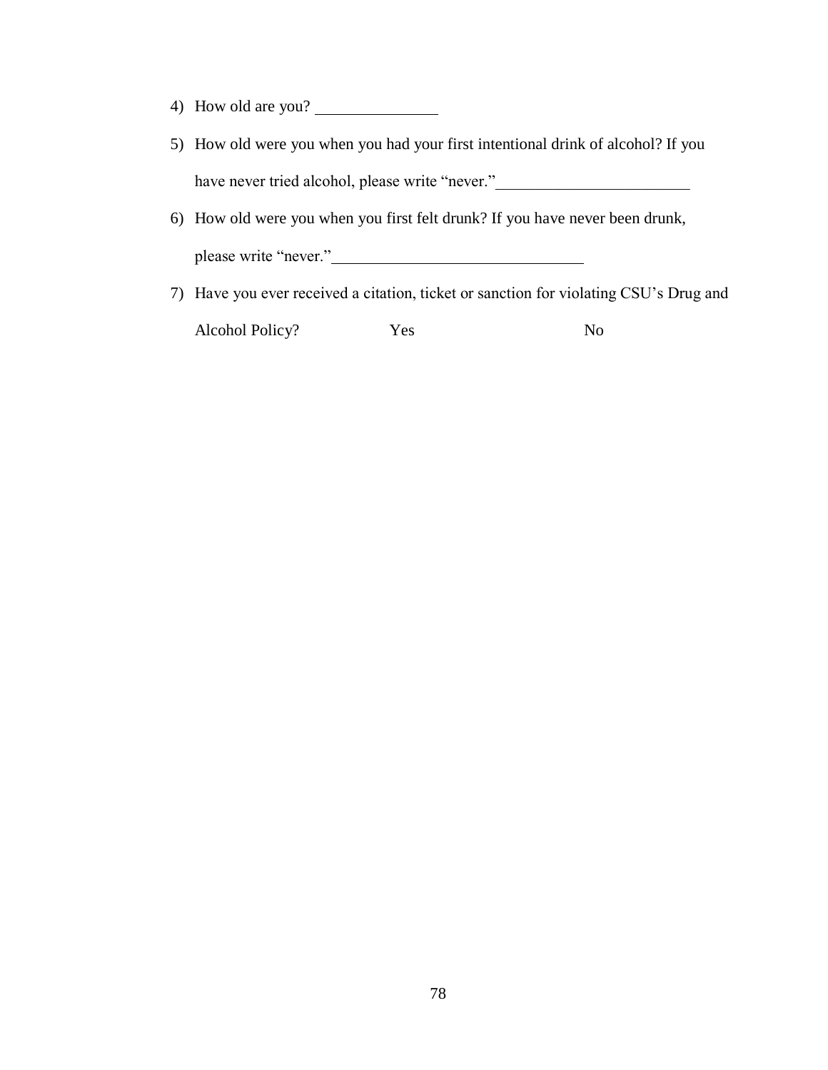4) How old are you? _______________

5) How old were you when you had your first intentional drink of alcohol? If you have never tried alcohol, please write "never."________________________

6) How old were you when you first felt drunk? If you have never been drunk, please write "never."_______________________________

7) Have you ever received a citation, ticket or sanction for violating CSU's Drug and Alcohol Policy? Yes No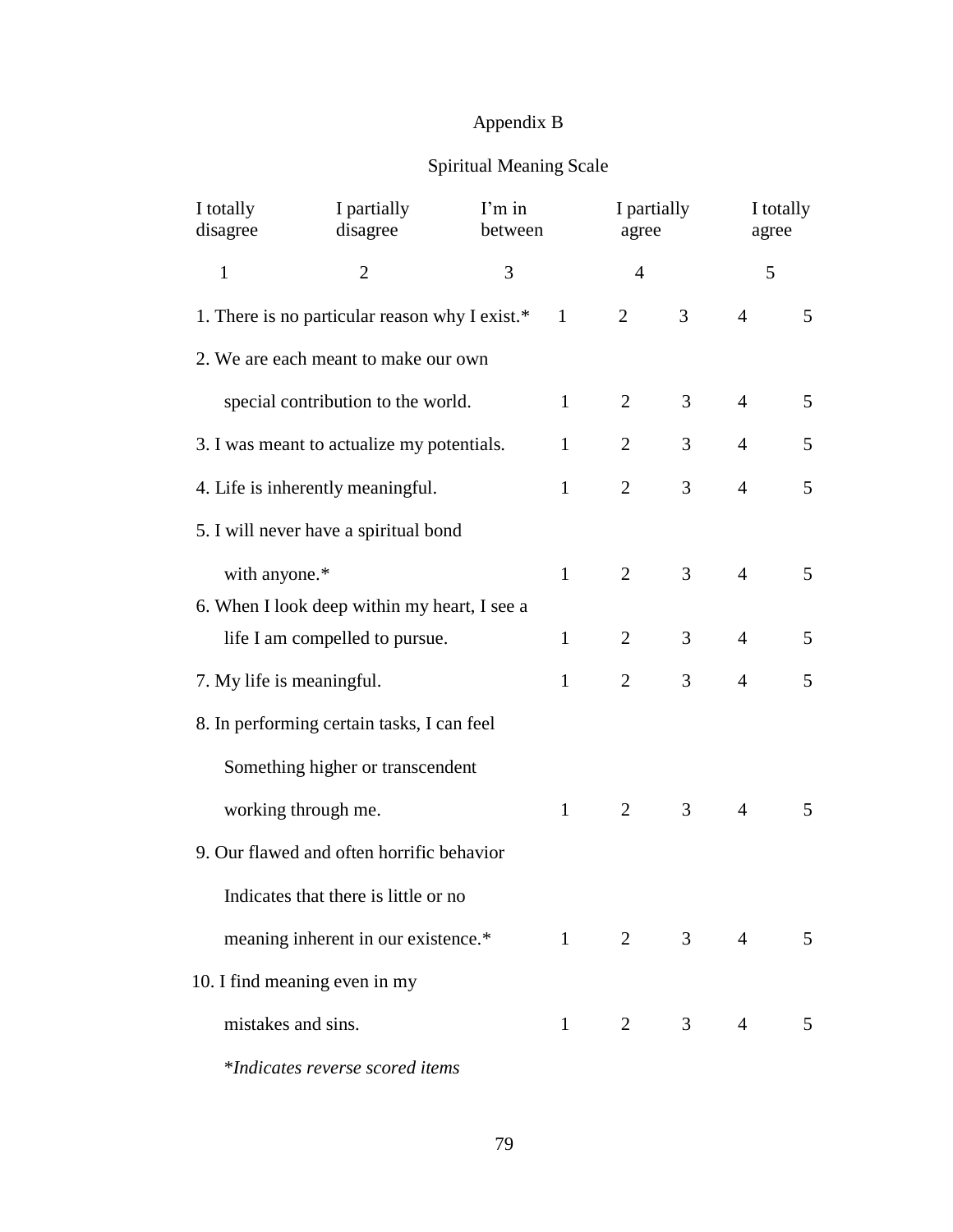# Appendix B

## Spiritual Meaning Scale

| I totally disagree | I partially disagree | I'm in between | I partially agree | I totally agree |
|---|---|---|---|---|
| 1 | 2 | 3 | 4 | 5 |

| Item | | | | | |
|---|---|---|---|---|---|
| 1. There is no particular reason why I exist.* | 1 | 2 | 3 | 4 | 5 |
| 2. We are each meant to make our own special contribution to the world. | 1 | 2 | 3 | 4 | 5 |
| 3. I was meant to actualize my potentials. | 1 | 2 | 3 | 4 | 5 |
| 4. Life is inherently meaningful. | 1 | 2 | 3 | 4 | 5 |
| 5. I will never have a spiritual bond with anyone.* | 1 | 2 | 3 | 4 | 5 |
| 6. When I look deep within my heart, I see a life I am compelled to pursue. | 1 | 2 | 3 | 4 | 5 |
| 7. My life is meaningful. | 1 | 2 | 3 | 4 | 5 |
| 8. In performing certain tasks, I can feel Something higher or transcendent working through me. | 1 | 2 | 3 | 4 | 5 |
| 9. Our flawed and often horrific behavior Indicates that there is little or no meaning inherent in our existence.* | 1 | 2 | 3 | 4 | 5 |
| 10. I find meaning even in my mistakes and sins. | 1 | 2 | 3 | 4 | 5 |

*\*Indicates reverse scored items*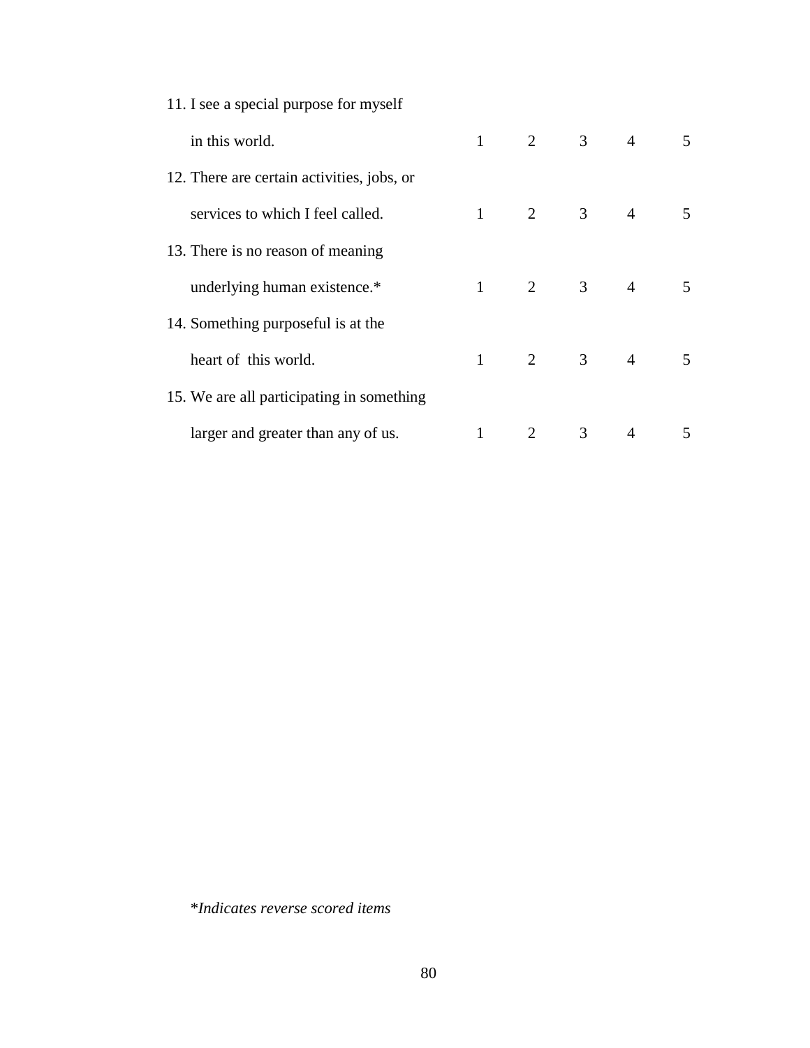| | | | | | |
|---|---|---|---|---|---|
| 11. I see a special purpose for myself in this world. | 1 | 2 | 3 | 4 | 5 |
| 12. There are certain activities, jobs, or services to which I feel called. | 1 | 2 | 3 | 4 | 5 |
| 13. There is no reason of meaning underlying human existence.* | 1 | 2 | 3 | 4 | 5 |
| 14. Something purposeful is at the heart of this world. | 1 | 2 | 3 | 4 | 5 |
| 15. We are all participating in something larger and greater than any of us. | 1 | 2 | 3 | 4 | 5 |

**Indicates reverse scored items*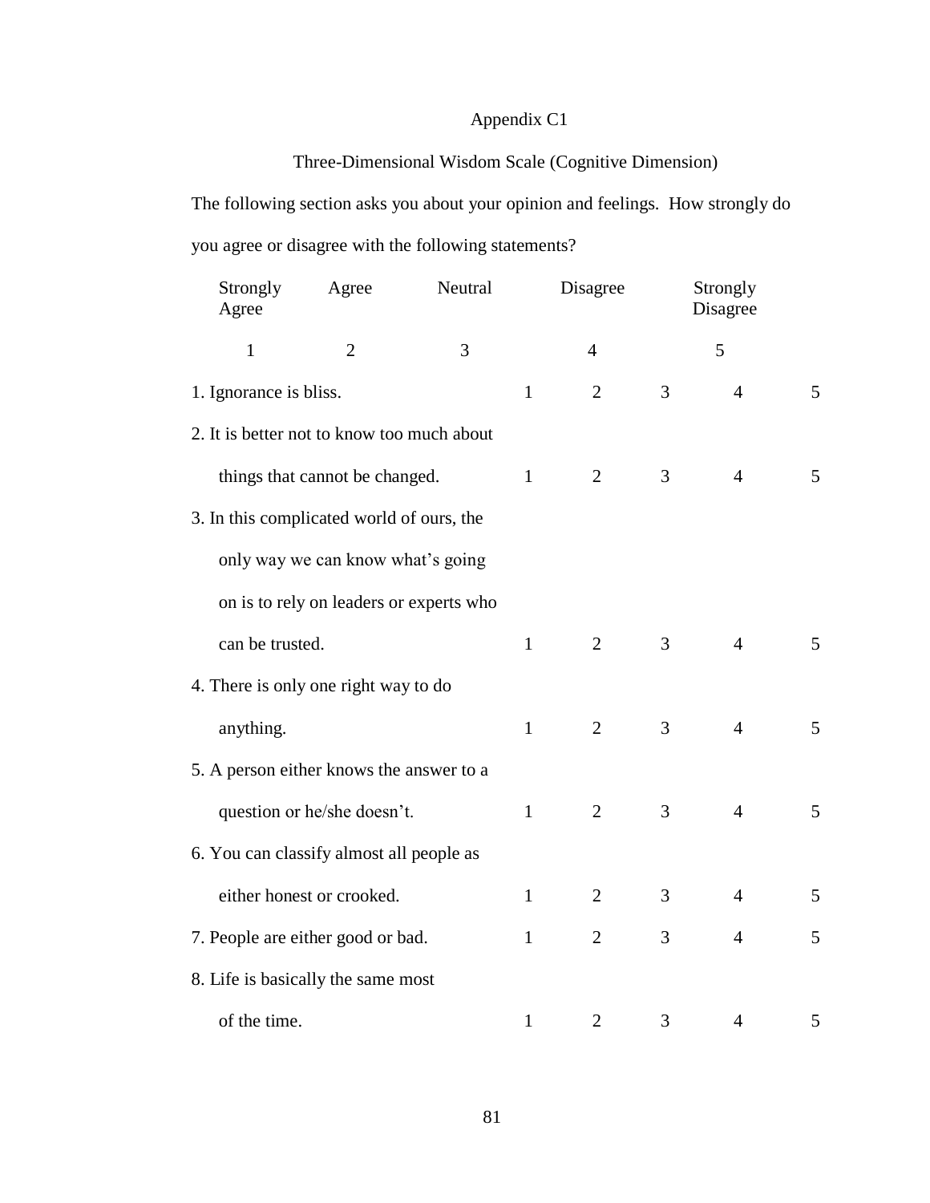# Appendix C1

## Three-Dimensional Wisdom Scale (Cognitive Dimension)

The following section asks you about your opinion and feelings. How strongly do you agree or disagree with the following statements?

| Strongly Agree | Agree | Neutral | Disagree | Strongly Disagree |
|---|---|---|---|---|
| 1 | 2 | 3 | 4 | 5 |

| Statement | | | | | |
|---|---|---|---|---|---|
| 1. Ignorance is bliss. | 1 | 2 | 3 | 4 | 5 |
| 2. It is better not to know too much about things that cannot be changed. | 1 | 2 | 3 | 4 | 5 |
| 3. In this complicated world of ours, the only way we can know what's going on is to rely on leaders or experts who can be trusted. | 1 | 2 | 3 | 4 | 5 |
| 4. There is only one right way to do anything. | 1 | 2 | 3 | 4 | 5 |
| 5. A person either knows the answer to a question or he/she doesn't. | 1 | 2 | 3 | 4 | 5 |
| 6. You can classify almost all people as either honest or crooked. | 1 | 2 | 3 | 4 | 5 |
| 7. People are either good or bad. | 1 | 2 | 3 | 4 | 5 |
| 8. Life is basically the same most of the time. | 1 | 2 | 3 | 4 | 5 |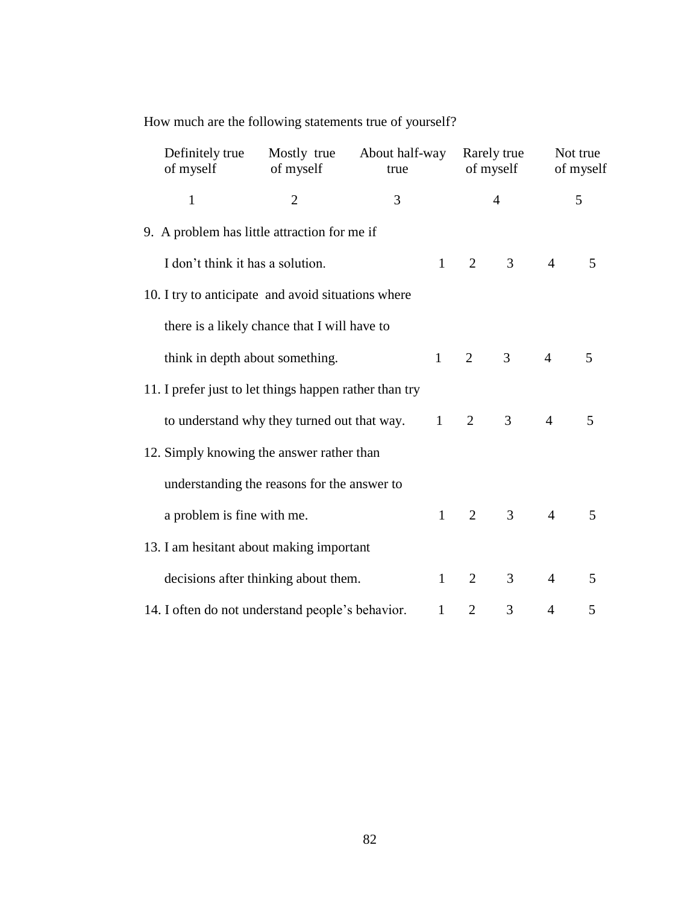How much are the following statements true of yourself?

| Definitely true of myself | Mostly true of myself | About half-way true | Rarely true of myself | Not true of myself |
|---|---|---|---|---|
| 1 | 2 | 3 | 4 | 5 |

9. A problem has little attraction for me if I don't think it has a solution. 1 2 3 4 5

10. I try to anticipate and avoid situations where there is a likely chance that I will have to think in depth about something. 1 2 3 4 5

11. I prefer just to let things happen rather than try to understand why they turned out that way. 1 2 3 4 5

12. Simply knowing the answer rather than understanding the reasons for the answer to a problem is fine with me. 1 2 3 4 5

13. I am hesitant about making important decisions after thinking about them. 1 2 3 4 5

14. I often do not understand people's behavior. 1 2 3 4 5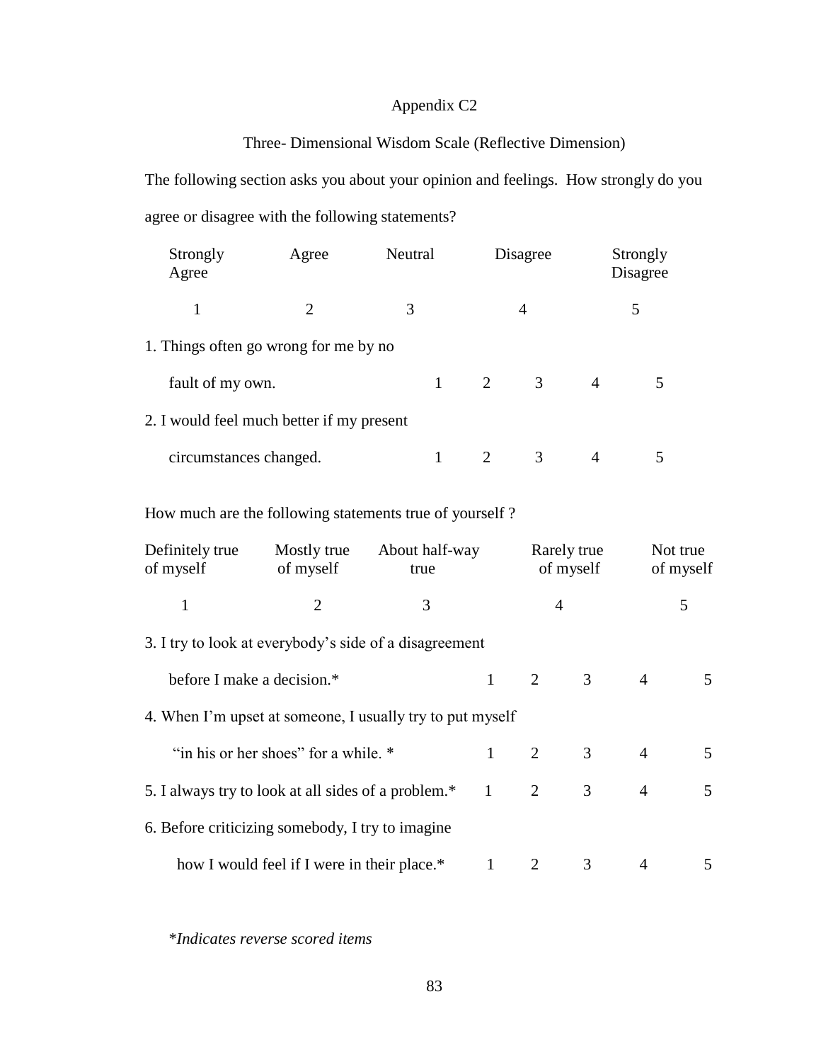Appendix C2

Three- Dimensional Wisdom Scale (Reflective Dimension)

The following section asks you about your opinion and feelings. How strongly do you agree or disagree with the following statements?

| Strongly Agree | Agree | Neutral | Disagree | Strongly Disagree |
|---|---|---|---|---|
| 1 | 2 | 3 | 4 | 5 |

| | | | | | |
|---|---|---|---|---|---|
| 1. Things often go wrong for me by no fault of my own. | 1 | 2 | 3 | 4 | 5 |
| 2. I would feel much better if my present circumstances changed. | 1 | 2 | 3 | 4 | 5 |

How much are the following statements true of yourself ?

| Definitely true of myself | Mostly true of myself | About half-way true | Rarely true of myself | Not true of myself |
|---|---|---|---|---|
| 1 | 2 | 3 | 4 | 5 |

| | | | | | |
|---|---|---|---|---|---|
| 3. I try to look at everybody's side of a disagreement before I make a decision.* | 1 | 2 | 3 | 4 | 5 |
| 4. When I'm upset at someone, I usually try to put myself "in his or her shoes" for a while. * | 1 | 2 | 3 | 4 | 5 |
| 5. I always try to look at all sides of a problem.* | 1 | 2 | 3 | 4 | 5 |
| 6. Before criticizing somebody, I try to imagine how I would feel if I were in their place.* | 1 | 2 | 3 | 4 | 5 |

*\*Indicates reverse scored items*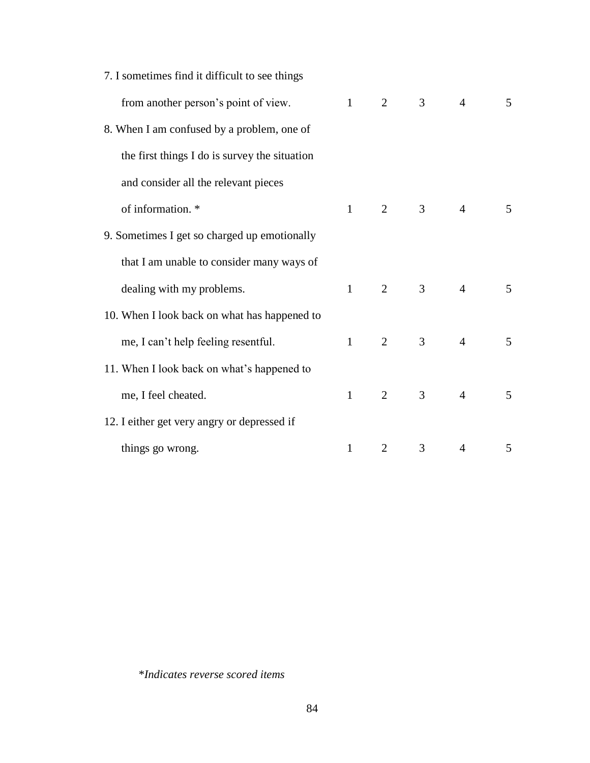| Item | | | | | |
|---|---|---|---|---|---|
| 7. I sometimes find it difficult to see things from another person's point of view. | 1 | 2 | 3 | 4 | 5 |
| 8. When I am confused by a problem, one of the first things I do is survey the situation and consider all the relevant pieces of information. * | 1 | 2 | 3 | 4 | 5 |
| 9. Sometimes I get so charged up emotionally that I am unable to consider many ways of dealing with my problems. | 1 | 2 | 3 | 4 | 5 |
| 10. When I look back on what has happened to me, I can't help feeling resentful. | 1 | 2 | 3 | 4 | 5 |
| 11. When I look back on what's happened to me, I feel cheated. | 1 | 2 | 3 | 4 | 5 |
| 12. I either get very angry or depressed if things go wrong. | 1 | 2 | 3 | 4 | 5 |

**Indicates reverse scored items*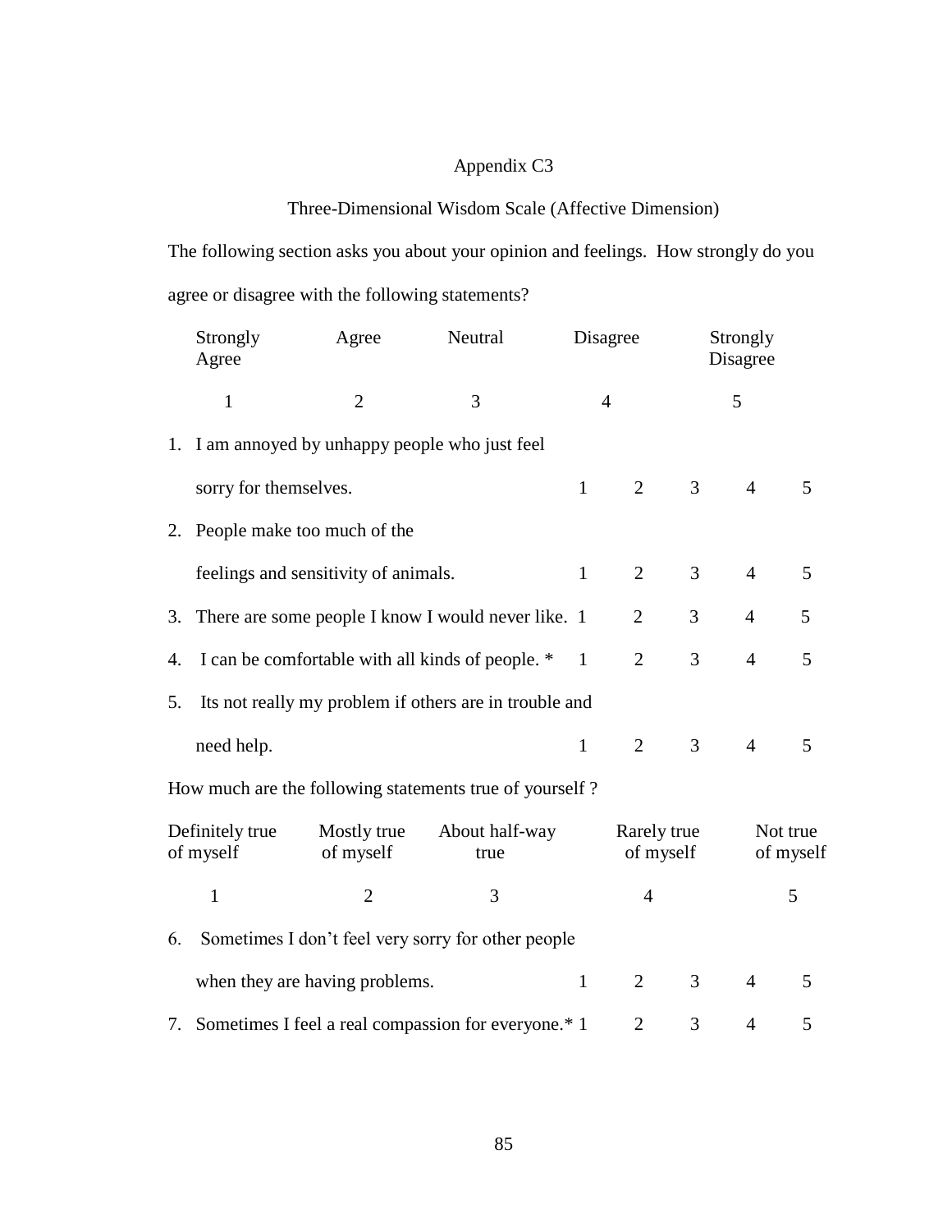Appendix C3

Three-Dimensional Wisdom Scale (Affective Dimension)

The following section asks you about your opinion and feelings. How strongly do you agree or disagree with the following statements?

| Strongly Agree | Agree | Neutral | Disagree | Strongly Disagree |
|---|---|---|---|---|
| 1 | 2 | 3 | 4 | 5 |

| | | | | | |
|---|---|---|---|---|---|
| 1. I am annoyed by unhappy people who just feel sorry for themselves. | 1 | 2 | 3 | 4 | 5 |
| 2. People make too much of the feelings and sensitivity of animals. | 1 | 2 | 3 | 4 | 5 |
| 3. There are some people I know I would never like. | 1 | 2 | 3 | 4 | 5 |
| 4. I can be comfortable with all kinds of people. * | 1 | 2 | 3 | 4 | 5 |
| 5. Its not really my problem if others are in trouble and need help. | 1 | 2 | 3 | 4 | 5 |

How much are the following statements true of yourself ?

| Definitely true of myself | Mostly true of myself | About half-way true | Rarely true of myself | Not true of myself |
|---|---|---|---|---|
| 1 | 2 | 3 | 4 | 5 |

| | | | | | |
|---|---|---|---|---|---|
| 6. Sometimes I don't feel very sorry for other people when they are having problems. | 1 | 2 | 3 | 4 | 5 |
| 7. Sometimes I feel a real compassion for everyone.* | 1 | 2 | 3 | 4 | 5 |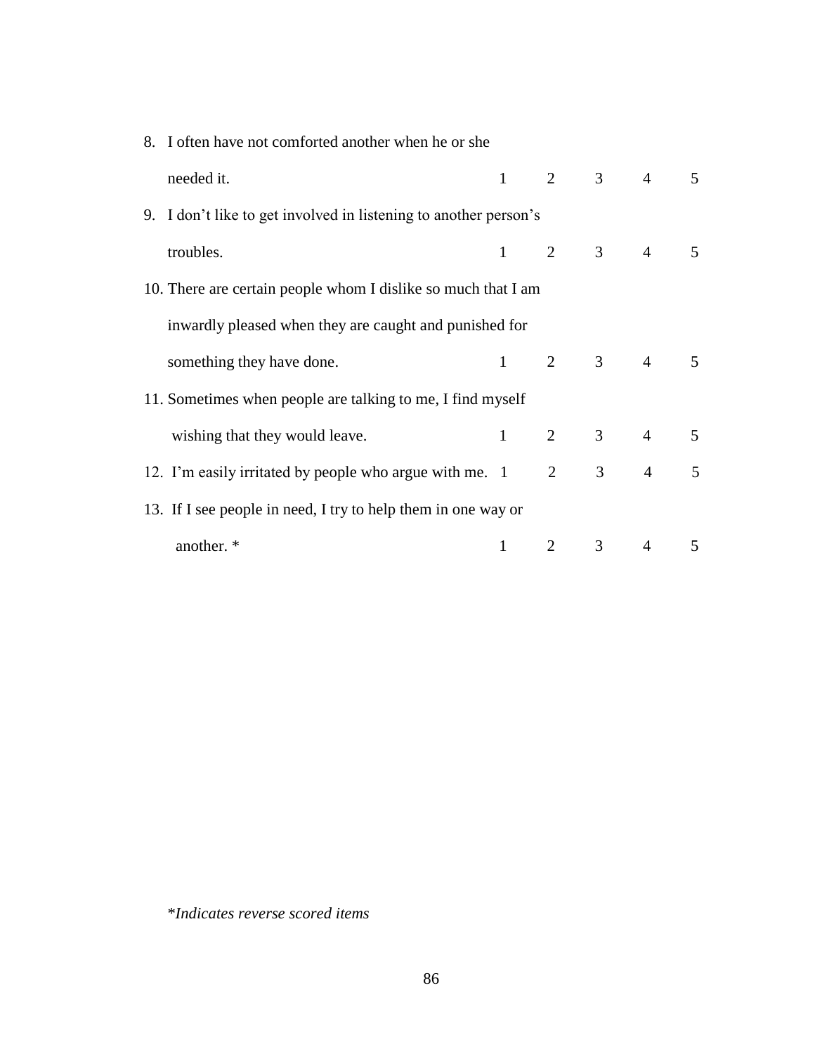8. I often have not comforted another when he or she needed it. 1 2 3 4 5

9. I don't like to get involved in listening to another person's troubles. 1 2 3 4 5

10. There are certain people whom I dislike so much that I am inwardly pleased when they are caught and punished for something they have done. 1 2 3 4 5

11. Sometimes when people are talking to me, I find myself wishing that they would leave. 1 2 3 4 5

12. I'm easily irritated by people who argue with me. 1 2 3 4 5

13. If I see people in need, I try to help them in one way or another. * 1 2 3 4 5

**Indicates reverse scored items*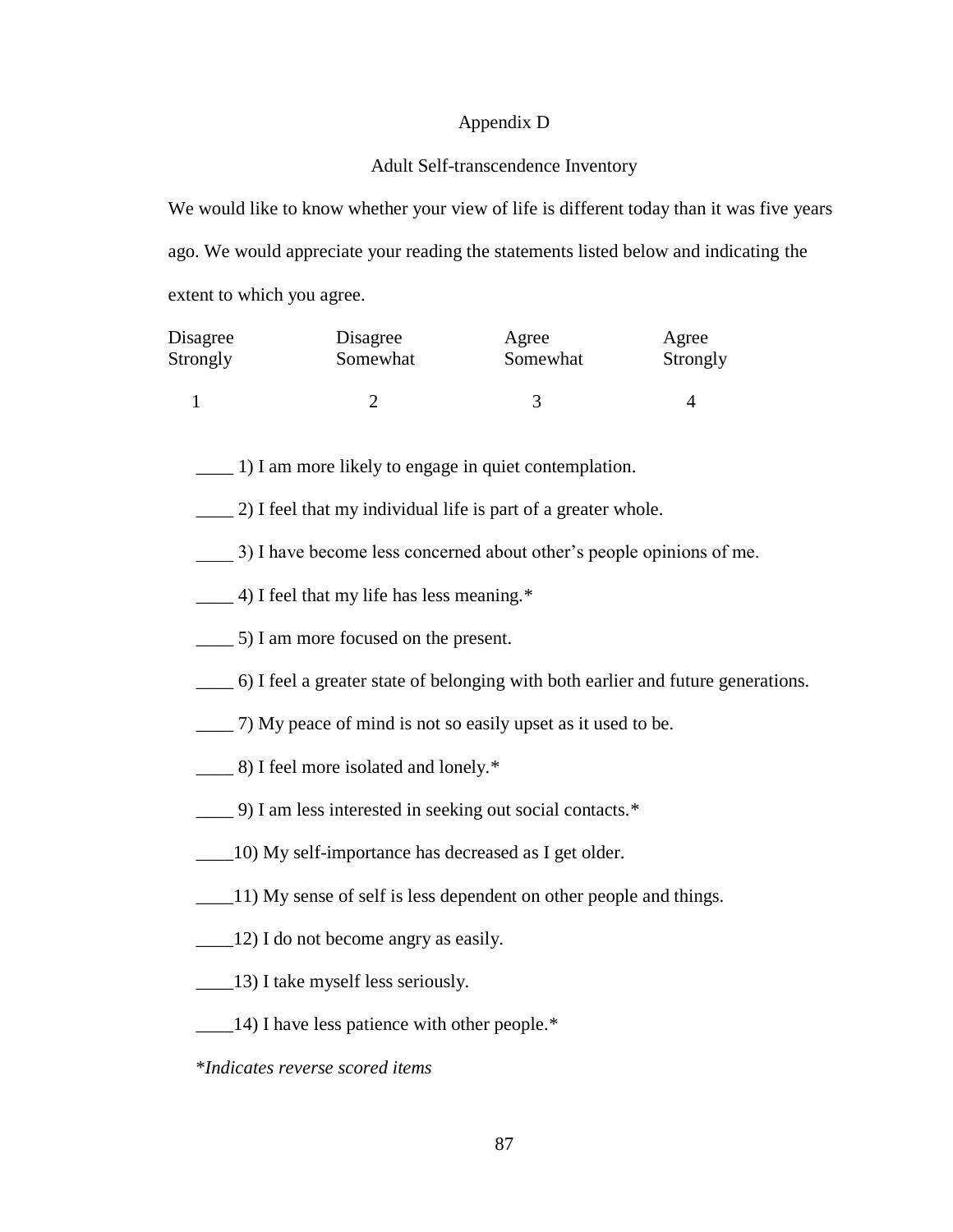# Appendix D

## Adult Self-transcendence Inventory

We would like to know whether your view of life is different today than it was five years ago. We would appreciate your reading the statements listed below and indicating the extent to which you agree.

| Disagree Strongly | Disagree Somewhat | Agree Somewhat | Agree Strongly |
|---|---|---|---|
| 1 | 2 | 3 | 4 |

____ 1) I am more likely to engage in quiet contemplation.

____ 2) I feel that my individual life is part of a greater whole.

____ 3) I have become less concerned about other's people opinions of me.

____ 4) I feel that my life has less meaning.*

____ 5) I am more focused on the present.

____ 6) I feel a greater state of belonging with both earlier and future generations.

____ 7) My peace of mind is not so easily upset as it used to be.

____ 8) I feel more isolated and lonely.*

____ 9) I am less interested in seeking out social contacts.*

____10) My self-importance has decreased as I get older.

____11) My sense of self is less dependent on other people and things.

____12) I do not become angry as easily.

____13) I take myself less seriously.

____14) I have less patience with other people.*

**Indicates reverse scored items*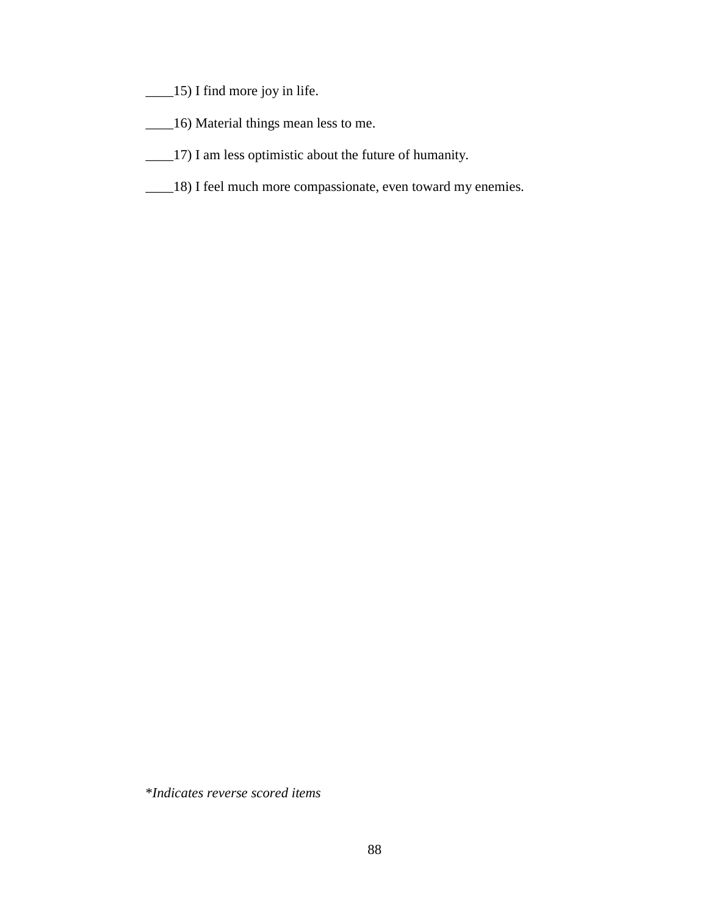____15) I find more joy in life.

____16) Material things mean less to me.

____17) I am less optimistic about the future of humanity.

____18) I feel much more compassionate, even toward my enemies.

**Indicates reverse scored items*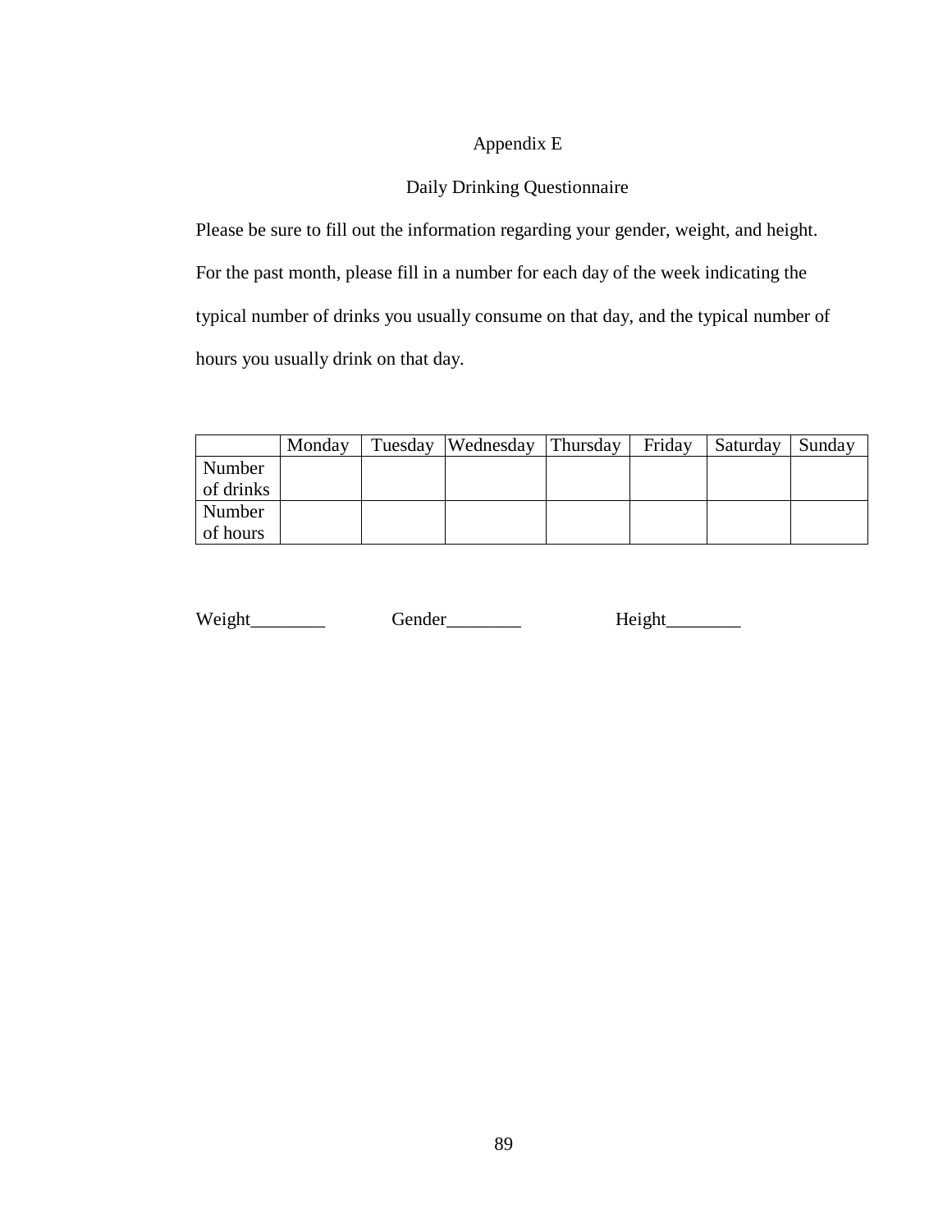# Appendix E

## Daily Drinking Questionnaire

Please be sure to fill out the information regarding your gender, weight, and height. For the past month, please fill in a number for each day of the week indicating the typical number of drinks you usually consume on that day, and the typical number of hours you usually drink on that day.

| | Monday | Tuesday | Wednesday | Thursday | Friday | Saturday | Sunday |
|---|---|---|---|---|---|---|---|
| Number of drinks | | | | | | | |
| Number of hours | | | | | | | |

Weight________ Gender________ Height________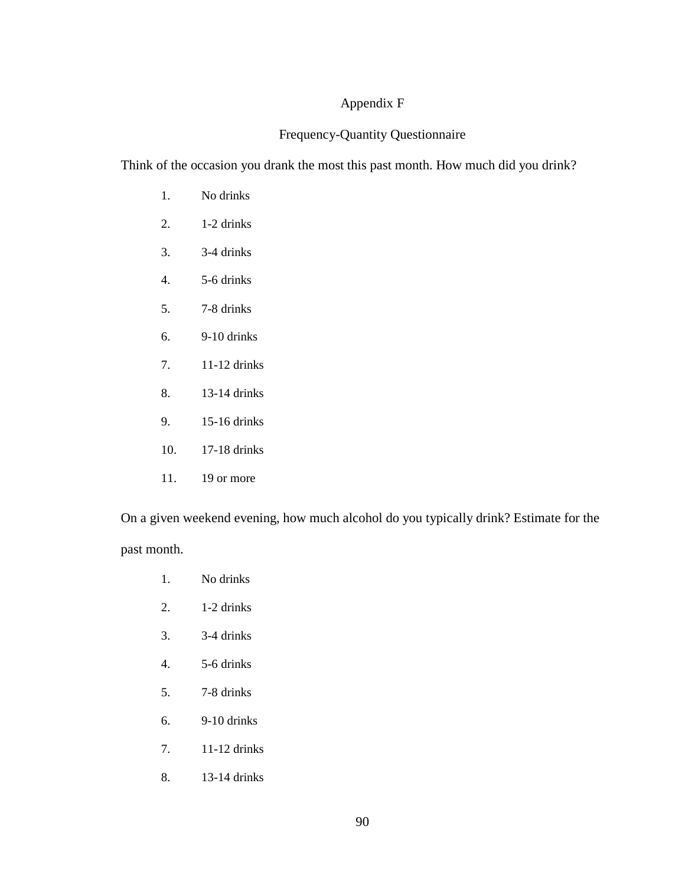# Appendix F

## Frequency-Quantity Questionnaire

Think of the occasion you drank the most this past month. How much did you drink?

1. No drinks
2. 1-2 drinks
3. 3-4 drinks
4. 5-6 drinks
5. 7-8 drinks
6. 9-10 drinks
7. 11-12 drinks
8. 13-14 drinks
9. 15-16 drinks
10. 17-18 drinks
11. 19 or more

On a given weekend evening, how much alcohol do you typically drink? Estimate for the past month.

1. No drinks
2. 1-2 drinks
3. 3-4 drinks
4. 5-6 drinks
5. 7-8 drinks
6. 9-10 drinks
7. 11-12 drinks
8. 13-14 drinks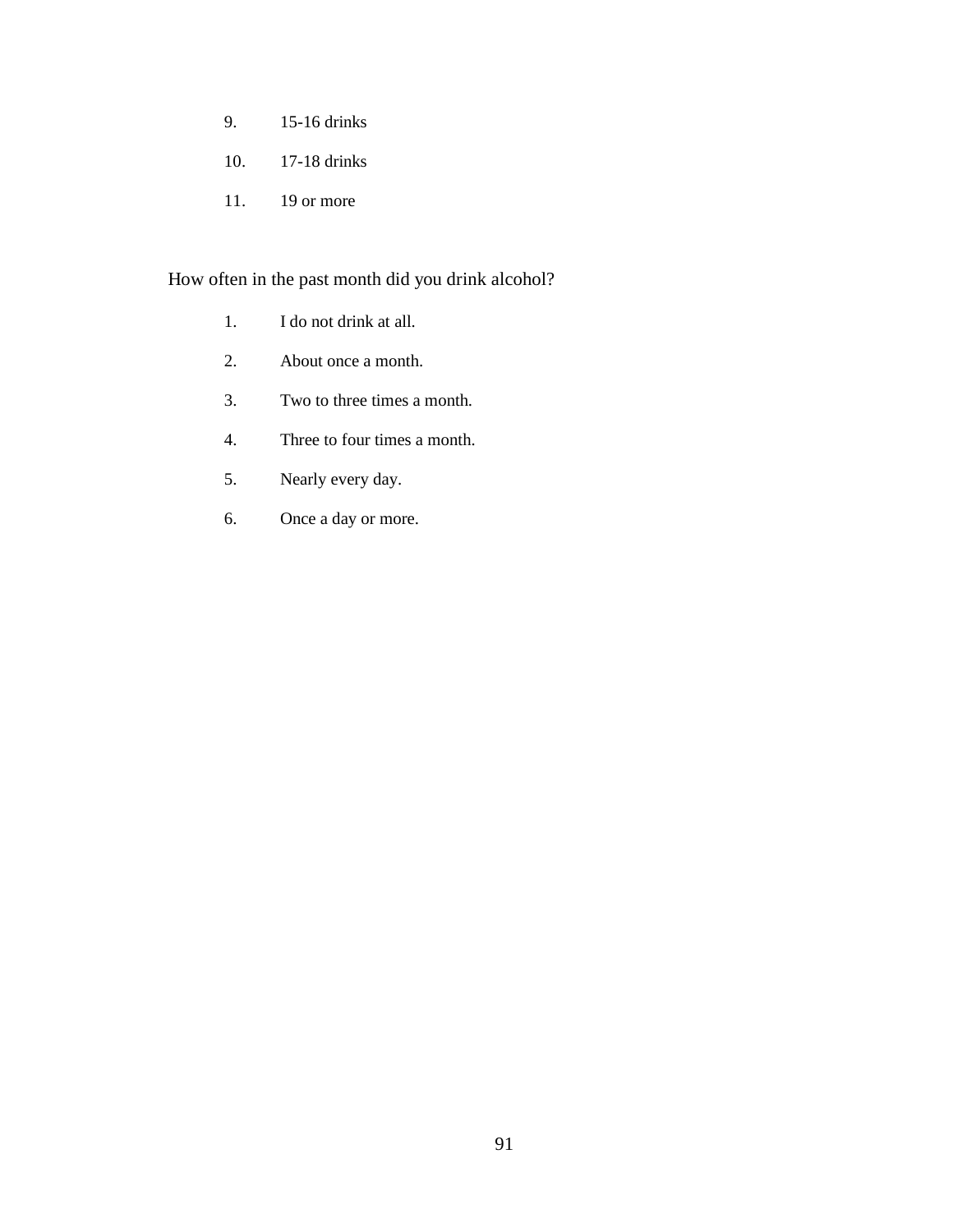9. 15-16 drinks
10. 17-18 drinks
11. 19 or more

How often in the past month did you drink alcohol?

1. I do not drink at all.
2. About once a month.
3. Two to three times a month.
4. Three to four times a month.
5. Nearly every day.
6. Once a day or more.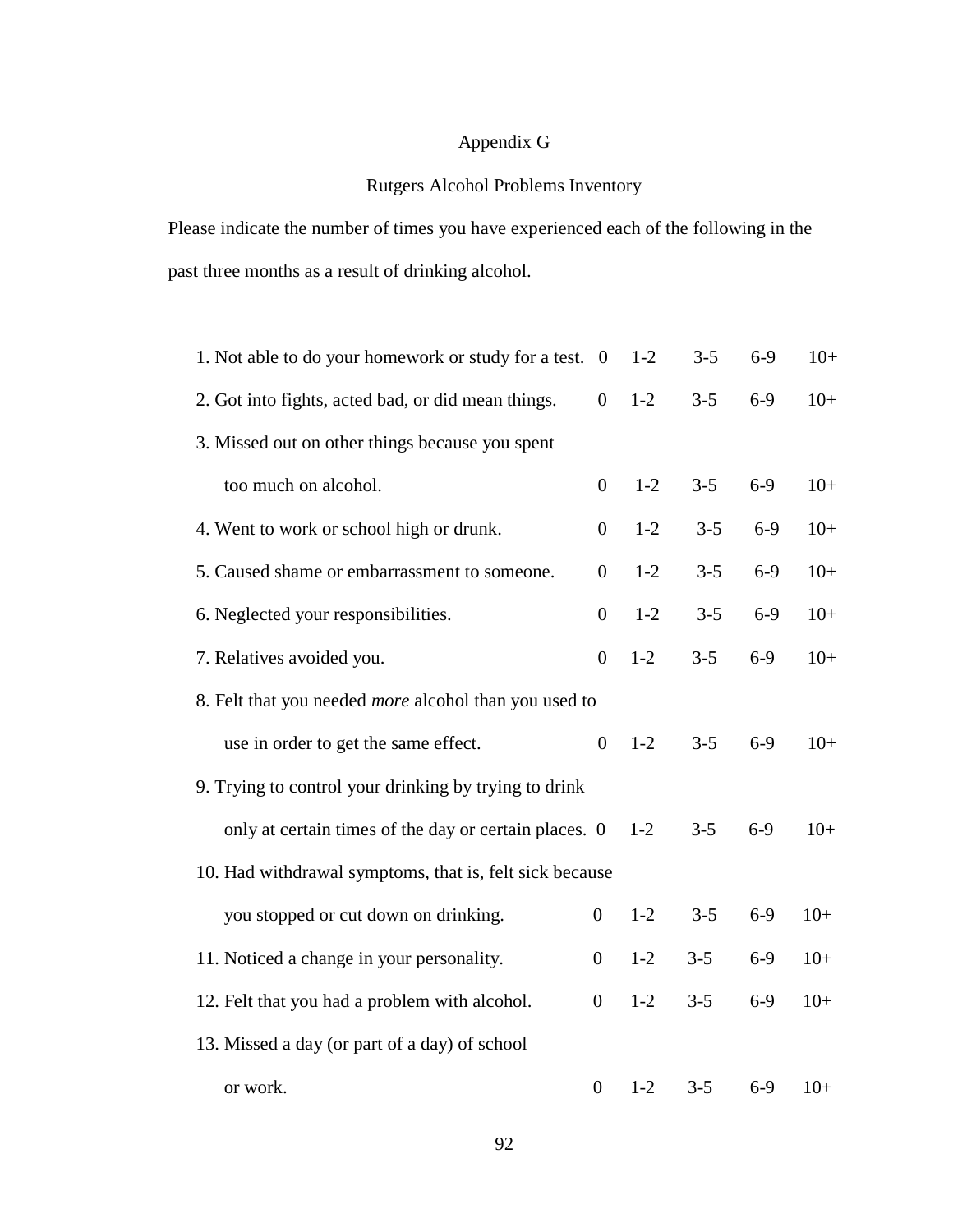# Appendix G

## Rutgers Alcohol Problems Inventory

Please indicate the number of times you have experienced each of the following in the past three months as a result of drinking alcohol.

| Item | | | | | |
|---|---|---|---|---|---|
| 1. Not able to do your homework or study for a test. | 0 | 1-2 | 3-5 | 6-9 | 10+ |
| 2. Got into fights, acted bad, or did mean things. | 0 | 1-2 | 3-5 | 6-9 | 10+ |
| 3. Missed out on other things because you spent too much on alcohol. | 0 | 1-2 | 3-5 | 6-9 | 10+ |
| 4. Went to work or school high or drunk. | 0 | 1-2 | 3-5 | 6-9 | 10+ |
| 5. Caused shame or embarrassment to someone. | 0 | 1-2 | 3-5 | 6-9 | 10+ |
| 6. Neglected your responsibilities. | 0 | 1-2 | 3-5 | 6-9 | 10+ |
| 7. Relatives avoided you. | 0 | 1-2 | 3-5 | 6-9 | 10+ |
| 8. Felt that you needed *more* alcohol than you used to use in order to get the same effect. | 0 | 1-2 | 3-5 | 6-9 | 10+ |
| 9. Trying to control your drinking by trying to drink only at certain times of the day or certain places. | 0 | 1-2 | 3-5 | 6-9 | 10+ |
| 10. Had withdrawal symptoms, that is, felt sick because you stopped or cut down on drinking. | 0 | 1-2 | 3-5 | 6-9 | 10+ |
| 11. Noticed a change in your personality. | 0 | 1-2 | 3-5 | 6-9 | 10+ |
| 12. Felt that you had a problem with alcohol. | 0 | 1-2 | 3-5 | 6-9 | 10+ |
| 13. Missed a day (or part of a day) of school or work. | 0 | 1-2 | 3-5 | 6-9 | 10+ |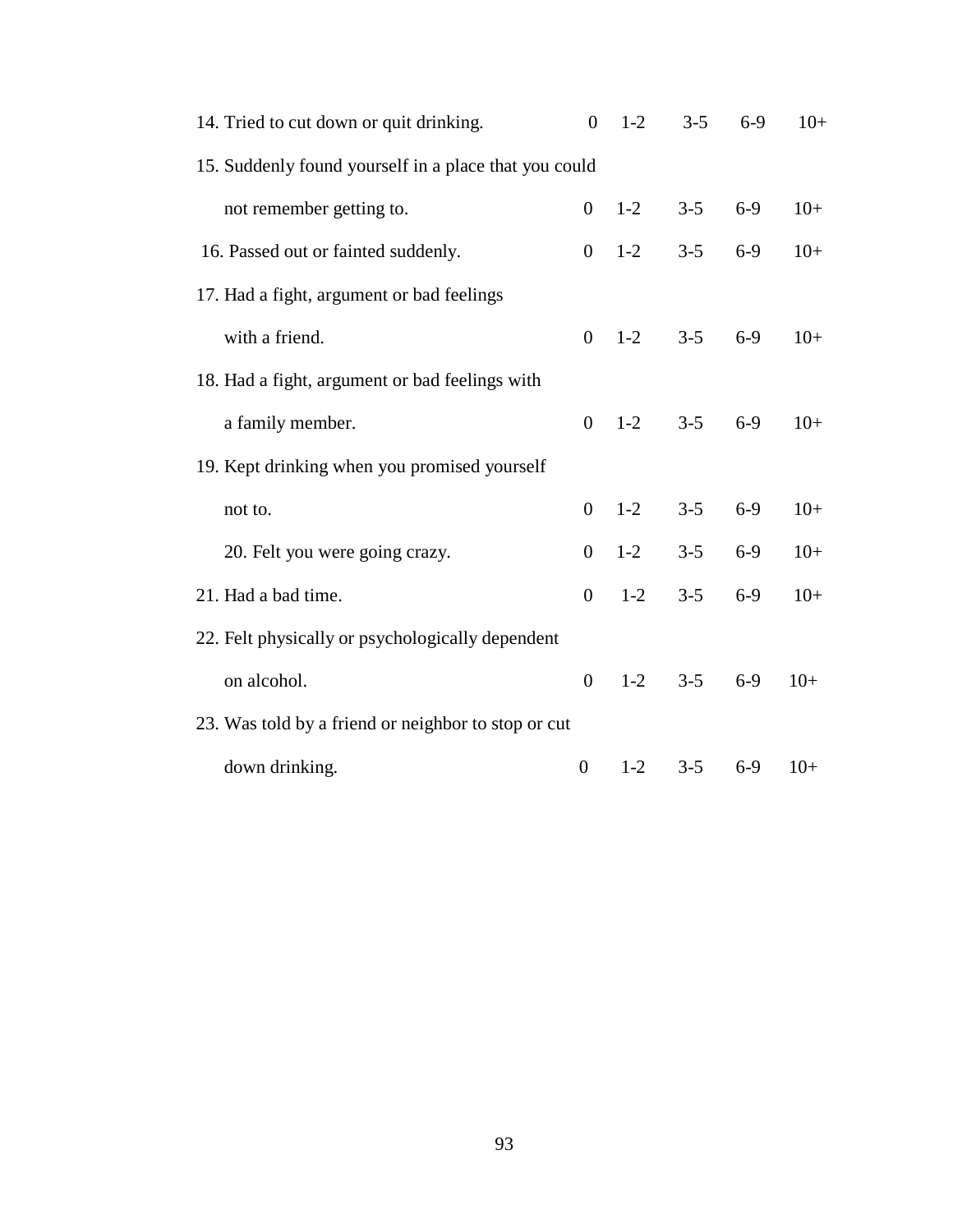| | | | | | |
|---|---|---|---|---|---|
| 14. Tried to cut down or quit drinking. | 0 | 1-2 | 3-5 | 6-9 | 10+ |
| 15. Suddenly found yourself in a place that you could not remember getting to. | 0 | 1-2 | 3-5 | 6-9 | 10+ |
| 16. Passed out or fainted suddenly. | 0 | 1-2 | 3-5 | 6-9 | 10+ |
| 17. Had a fight, argument or bad feelings with a friend. | 0 | 1-2 | 3-5 | 6-9 | 10+ |
| 18. Had a fight, argument or bad feelings with a family member. | 0 | 1-2 | 3-5 | 6-9 | 10+ |
| 19. Kept drinking when you promised yourself not to. | 0 | 1-2 | 3-5 | 6-9 | 10+ |
| 20. Felt you were going crazy. | 0 | 1-2 | 3-5 | 6-9 | 10+ |
| 21. Had a bad time. | 0 | 1-2 | 3-5 | 6-9 | 10+ |
| 22. Felt physically or psychologically dependent on alcohol. | 0 | 1-2 | 3-5 | 6-9 | 10+ |
| 23. Was told by a friend or neighbor to stop or cut down drinking. | 0 | 1-2 | 3-5 | 6-9 | 10+ |